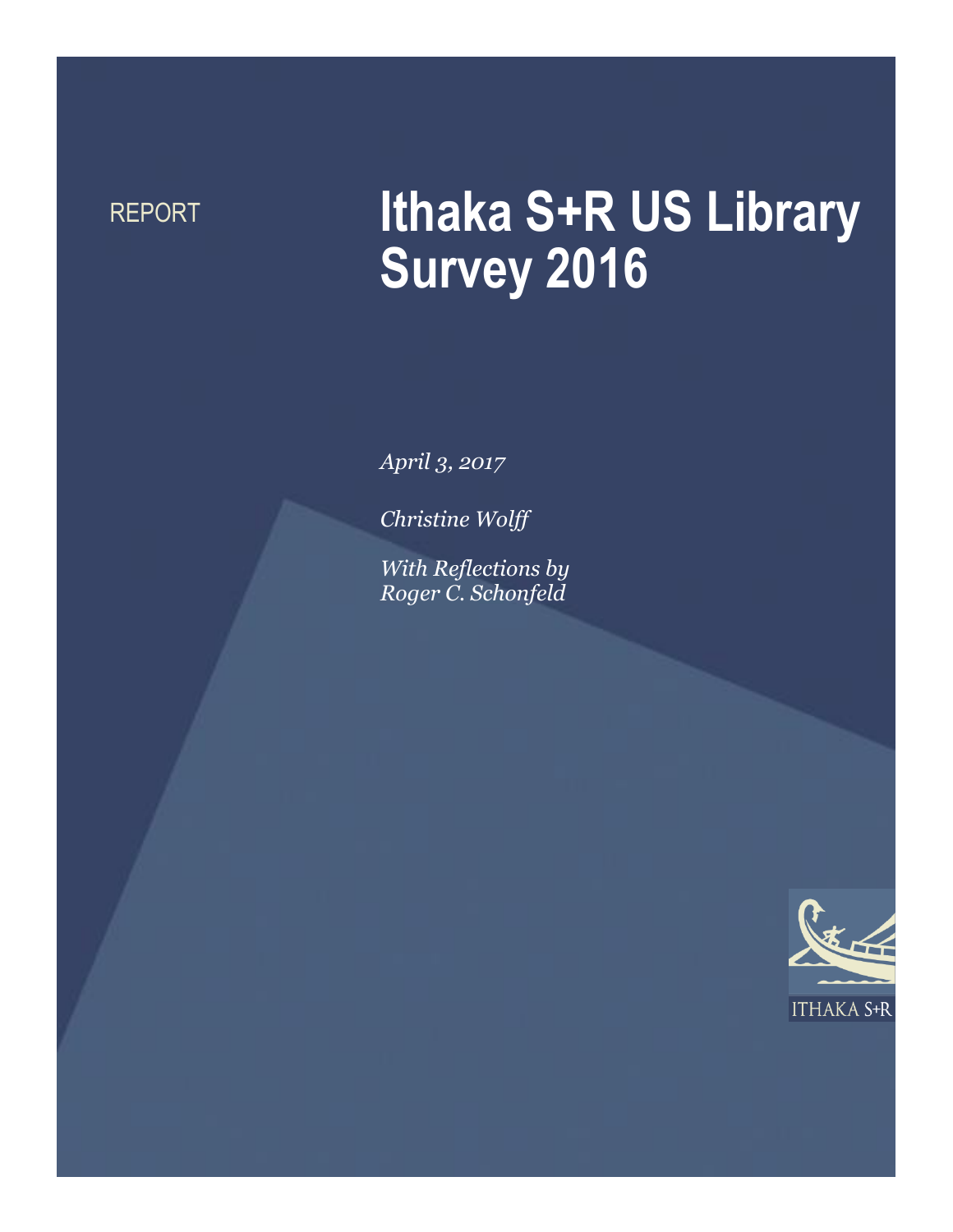REPORT

# Ithaka S+R US Library Survey 2016

*April 3, 2017*

*Christine Wolff*

*With Reflections by*
*Roger C. Schonfeld*

ITHAKA S+R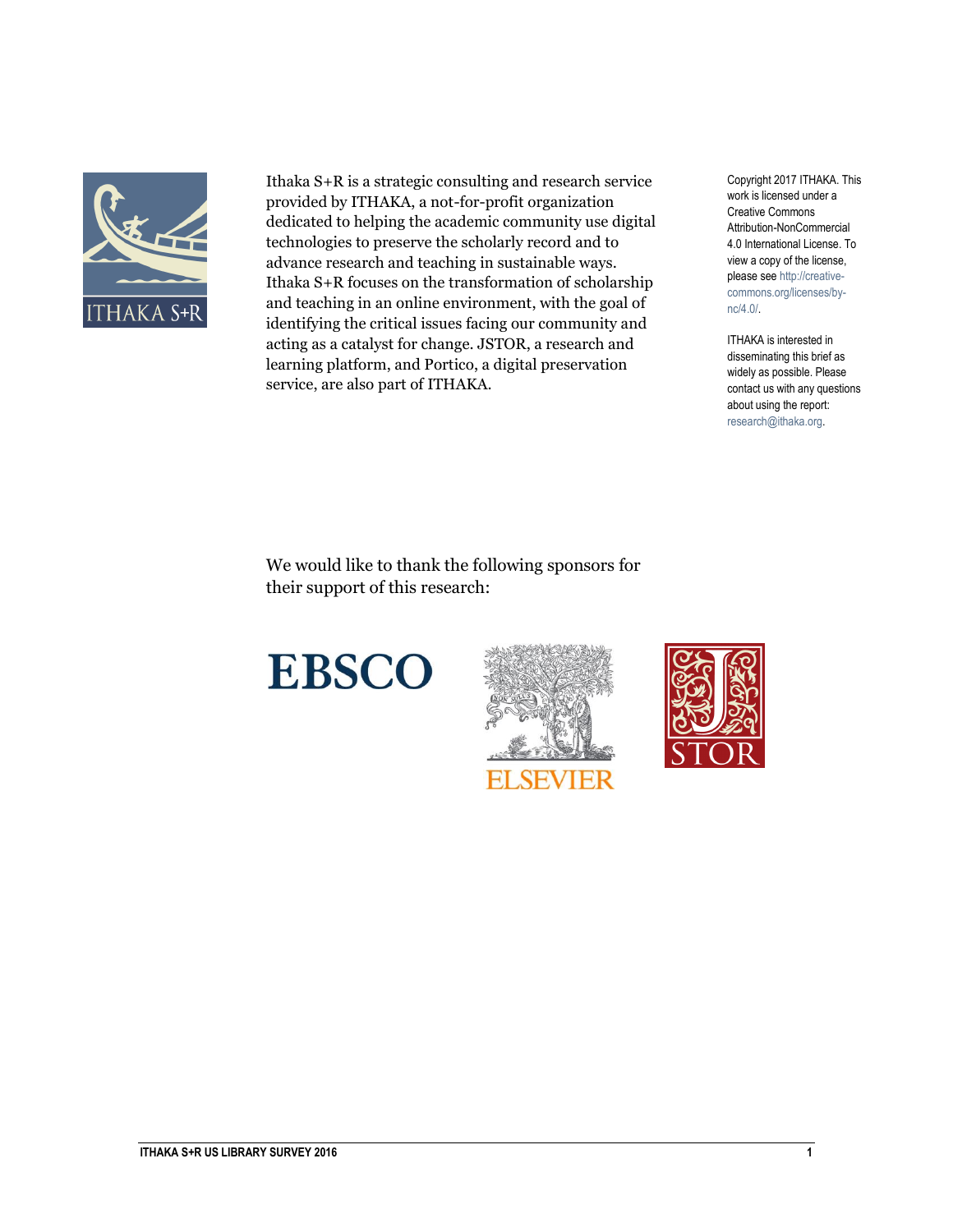Ithaka S+R is a strategic consulting and research service provided by ITHAKA, a not-for-profit organization dedicated to helping the academic community use digital technologies to preserve the scholarly record and to advance research and teaching in sustainable ways. Ithaka S+R focuses on the transformation of scholarship and teaching in an online environment, with the goal of identifying the critical issues facing our community and acting as a catalyst for change. JSTOR, a research and learning platform, and Portico, a digital preservation service, are also part of ITHAKA.

Copyright 2017 ITHAKA. This work is licensed under a Creative Commons Attribution-NonCommercial 4.0 International License. To view a copy of the license, please see http://creative-commons.org/licenses/by-nc/4.0/.

ITHAKA is interested in disseminating this brief as widely as possible. Please contact us with any questions about using the report: research@ithaka.org.

We would like to thank the following sponsors for their support of this research:

EBSCO

ELSEVIER

JSTOR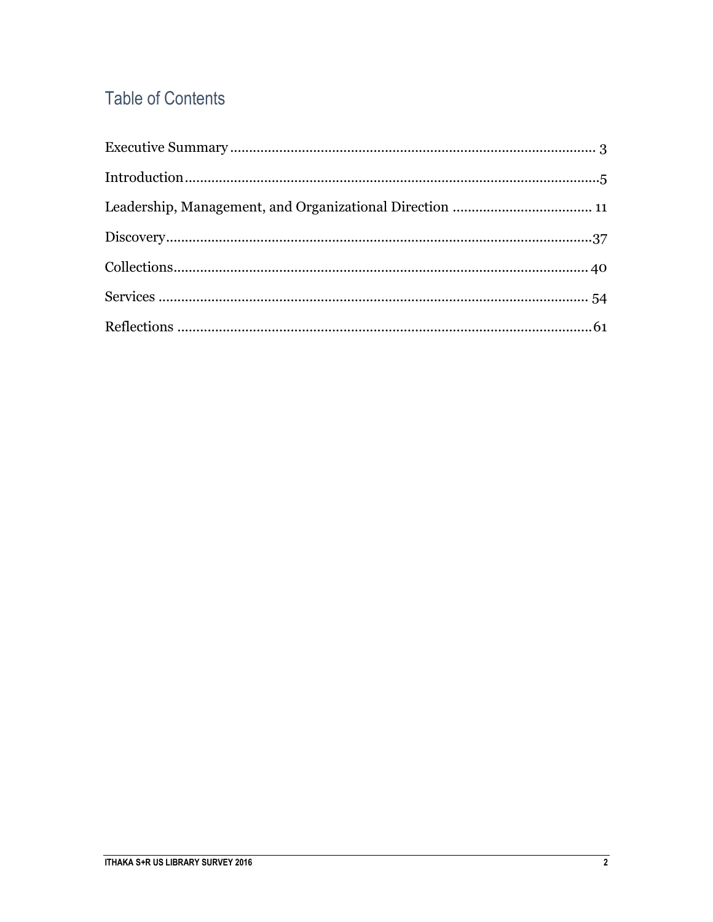# Table of Contents

Executive Summary ............................................................. 3

Introduction ............................................................. 5

Leadership, Management, and Organizational Direction ............................................................. 11

Discovery ............................................................. 37

Collections ............................................................. 40

Services ............................................................. 54

Reflections ............................................................. 61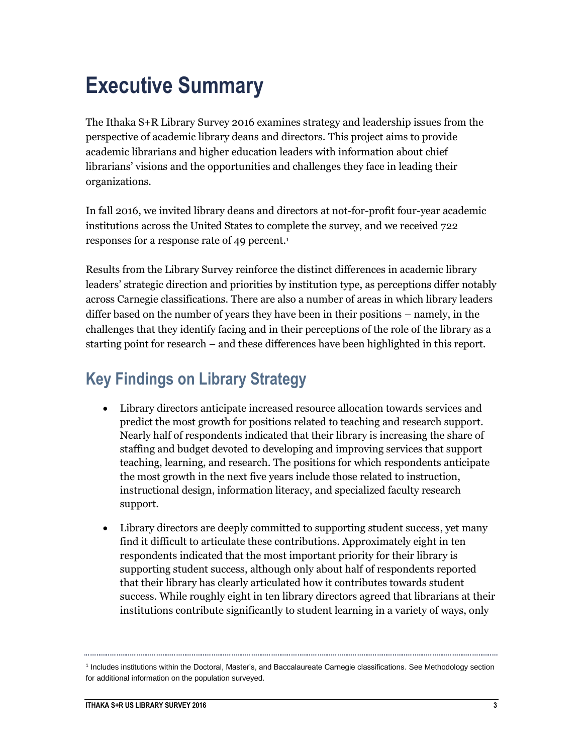# Executive Summary

The Ithaka S+R Library Survey 2016 examines strategy and leadership issues from the perspective of academic library deans and directors. This project aims to provide academic librarians and higher education leaders with information about chief librarians' visions and the opportunities and challenges they face in leading their organizations.

In fall 2016, we invited library deans and directors at not-for-profit four-year academic institutions across the United States to complete the survey, and we received 722 responses for a response rate of 49 percent.[1]

Results from the Library Survey reinforce the distinct differences in academic library leaders' strategic direction and priorities by institution type, as perceptions differ notably across Carnegie classifications. There are also a number of areas in which library leaders differ based on the number of years they have been in their positions – namely, in the challenges that they identify facing and in their perceptions of the role of the library as a starting point for research – and these differences have been highlighted in this report.

## Key Findings on Library Strategy

- Library directors anticipate increased resource allocation towards services and predict the most growth for positions related to teaching and research support. Nearly half of respondents indicated that their library is increasing the share of staffing and budget devoted to developing and improving services that support teaching, learning, and research. The positions for which respondents anticipate the most growth in the next five years include those related to instruction, instructional design, information literacy, and specialized faculty research support.

- Library directors are deeply committed to supporting student success, yet many find it difficult to articulate these contributions. Approximately eight in ten respondents indicated that the most important priority for their library is supporting student success, although only about half of respondents reported that their library has clearly articulated how it contributes towards student success. While roughly eight in ten library directors agreed that librarians at their institutions contribute significantly to student learning in a variety of ways, only

[1] Includes institutions within the Doctoral, Master's, and Baccalaureate Carnegie classifications. See Methodology section for additional information on the population surveyed.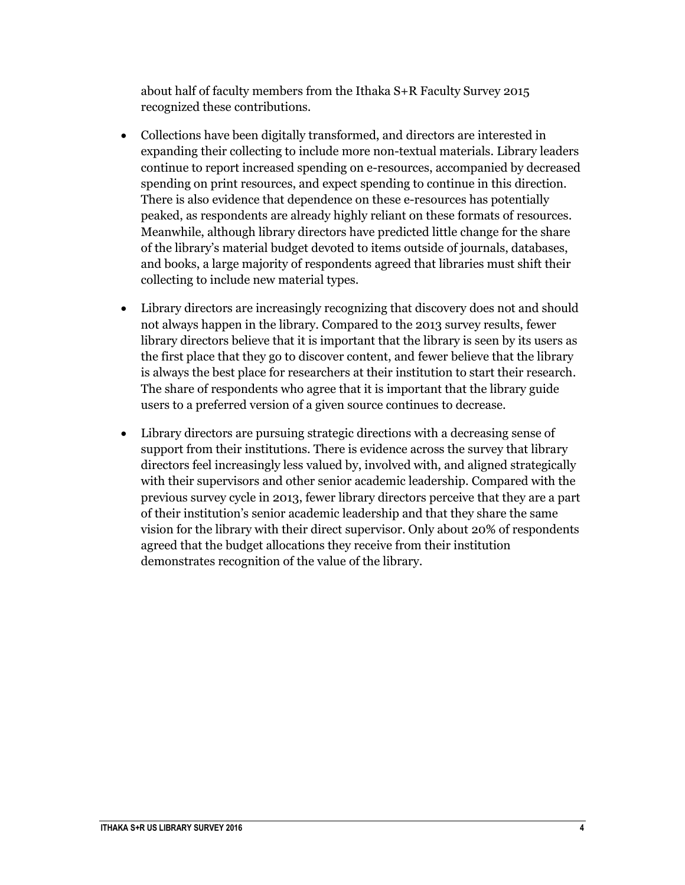about half of faculty members from the Ithaka S+R Faculty Survey 2015 recognized these contributions.

- Collections have been digitally transformed, and directors are interested in expanding their collecting to include more non-textual materials. Library leaders continue to report increased spending on e-resources, accompanied by decreased spending on print resources, and expect spending to continue in this direction. There is also evidence that dependence on these e-resources has potentially peaked, as respondents are already highly reliant on these formats of resources. Meanwhile, although library directors have predicted little change for the share of the library's material budget devoted to items outside of journals, databases, and books, a large majority of respondents agreed that libraries must shift their collecting to include new material types.

- Library directors are increasingly recognizing that discovery does not and should not always happen in the library. Compared to the 2013 survey results, fewer library directors believe that it is important that the library is seen by its users as the first place that they go to discover content, and fewer believe that the library is always the best place for researchers at their institution to start their research. The share of respondents who agree that it is important that the library guide users to a preferred version of a given source continues to decrease.

- Library directors are pursuing strategic directions with a decreasing sense of support from their institutions. There is evidence across the survey that library directors feel increasingly less valued by, involved with, and aligned strategically with their supervisors and other senior academic leadership. Compared with the previous survey cycle in 2013, fewer library directors perceive that they are a part of their institution's senior academic leadership and that they share the same vision for the library with their direct supervisor. Only about 20% of respondents agreed that the budget allocations they receive from their institution demonstrates recognition of the value of the library.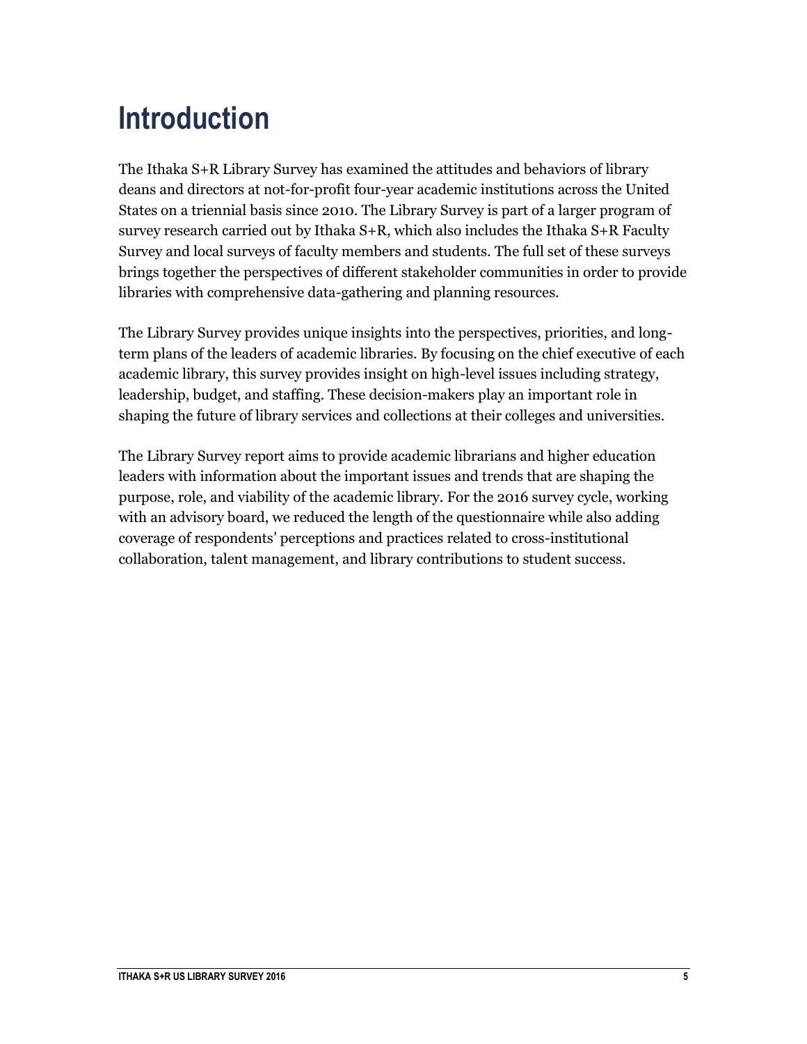# Introduction

The Ithaka S+R Library Survey has examined the attitudes and behaviors of library deans and directors at not-for-profit four-year academic institutions across the United States on a triennial basis since 2010. The Library Survey is part of a larger program of survey research carried out by Ithaka S+R, which also includes the Ithaka S+R Faculty Survey and local surveys of faculty members and students. The full set of these surveys brings together the perspectives of different stakeholder communities in order to provide libraries with comprehensive data-gathering and planning resources.

The Library Survey provides unique insights into the perspectives, priorities, and long-term plans of the leaders of academic libraries. By focusing on the chief executive of each academic library, this survey provides insight on high-level issues including strategy, leadership, budget, and staffing. These decision-makers play an important role in shaping the future of library services and collections at their colleges and universities.

The Library Survey report aims to provide academic librarians and higher education leaders with information about the important issues and trends that are shaping the purpose, role, and viability of the academic library. For the 2016 survey cycle, working with an advisory board, we reduced the length of the questionnaire while also adding coverage of respondents' perceptions and practices related to cross-institutional collaboration, talent management, and library contributions to student success.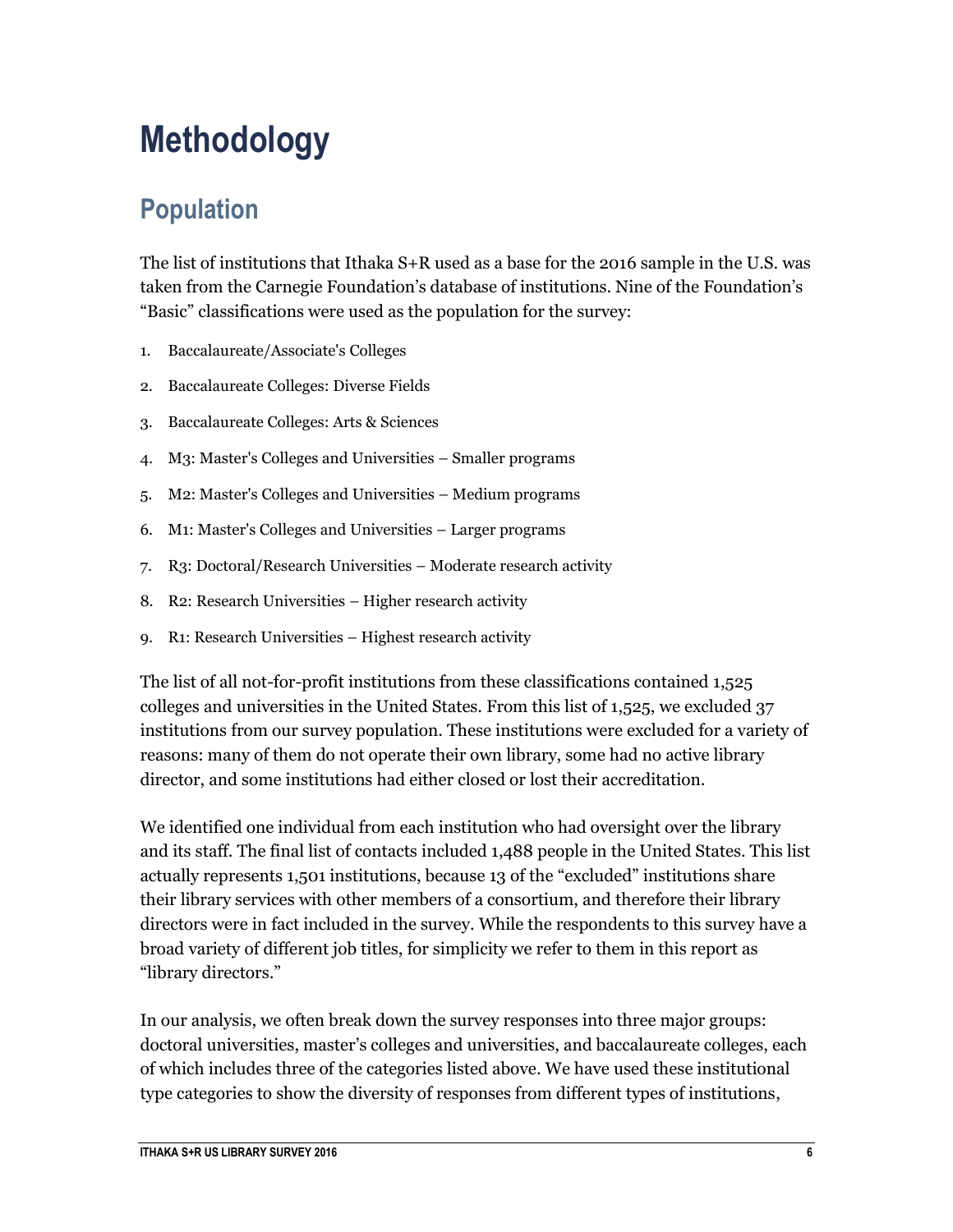# Methodology

## Population

The list of institutions that Ithaka S+R used as a base for the 2016 sample in the U.S. was taken from the Carnegie Foundation's database of institutions. Nine of the Foundation's "Basic" classifications were used as the population for the survey:

1. Baccalaureate/Associate's Colleges
2. Baccalaureate Colleges: Diverse Fields
3. Baccalaureate Colleges: Arts & Sciences
4. M3: Master's Colleges and Universities – Smaller programs
5. M2: Master's Colleges and Universities – Medium programs
6. M1: Master's Colleges and Universities – Larger programs
7. R3: Doctoral/Research Universities – Moderate research activity
8. R2: Research Universities – Higher research activity
9. R1: Research Universities – Highest research activity

The list of all not-for-profit institutions from these classifications contained 1,525 colleges and universities in the United States. From this list of 1,525, we excluded 37 institutions from our survey population. These institutions were excluded for a variety of reasons: many of them do not operate their own library, some had no active library director, and some institutions had either closed or lost their accreditation.

We identified one individual from each institution who had oversight over the library and its staff. The final list of contacts included 1,488 people in the United States. This list actually represents 1,501 institutions, because 13 of the "excluded" institutions share their library services with other members of a consortium, and therefore their library directors were in fact included in the survey. While the respondents to this survey have a broad variety of different job titles, for simplicity we refer to them in this report as "library directors."

In our analysis, we often break down the survey responses into three major groups: doctoral universities, master's colleges and universities, and baccalaureate colleges, each of which includes three of the categories listed above. We have used these institutional type categories to show the diversity of responses from different types of institutions,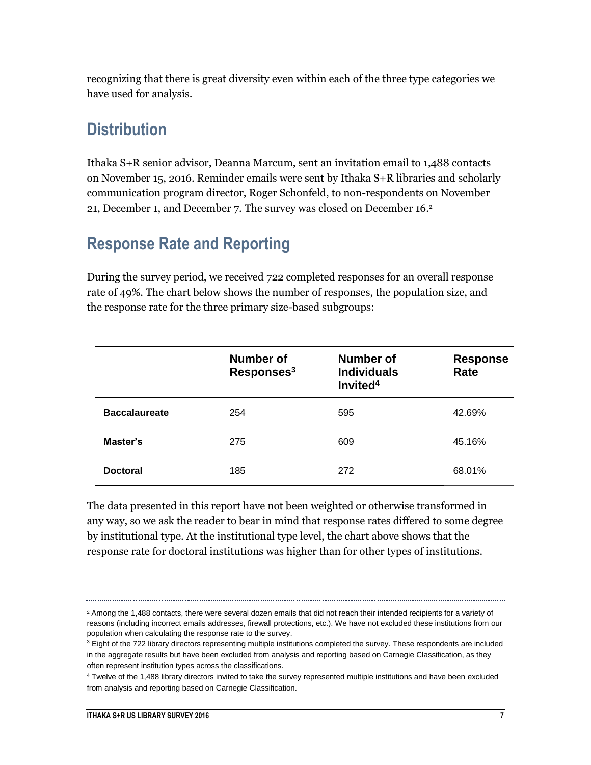recognizing that there is great diversity even within each of the three type categories we have used for analysis.

## Distribution

Ithaka S+R senior advisor, Deanna Marcum, sent an invitation email to 1,488 contacts on November 15, 2016. Reminder emails were sent by Ithaka S+R libraries and scholarly communication program director, Roger Schonfeld, to non-respondents on November 21, December 1, and December 7. The survey was closed on December 16.[2]

## Response Rate and Reporting

During the survey period, we received 722 completed responses for an overall response rate of 49%. The chart below shows the number of responses, the population size, and the response rate for the three primary size-based subgroups:

| | Number of Responses[3] | Number of Individuals Invited[4] | Response Rate |
|---|---|---|---|
| **Baccalaureate** | 254 | 595 | 42.69% |
| **Master's** | 275 | 609 | 45.16% |
| **Doctoral** | 185 | 272 | 68.01% |

The data presented in this report have not been weighted or otherwise transformed in any way, so we ask the reader to bear in mind that response rates differed to some degree by institutional type. At the institutional type level, the chart above shows that the response rate for doctoral institutions was higher than for other types of institutions.

---

[2] Among the 1,488 contacts, there were several dozen emails that did not reach their intended recipients for a variety of reasons (including incorrect emails addresses, firewall protections, etc.). We have not excluded these institutions from our population when calculating the response rate to the survey.

[3] Eight of the 722 library directors representing multiple institutions completed the survey. These respondents are included in the aggregate results but have been excluded from analysis and reporting based on Carnegie Classification, as they often represent institution types across the classifications.

[4] Twelve of the 1,488 library directors invited to take the survey represented multiple institutions and have been excluded from analysis and reporting based on Carnegie Classification.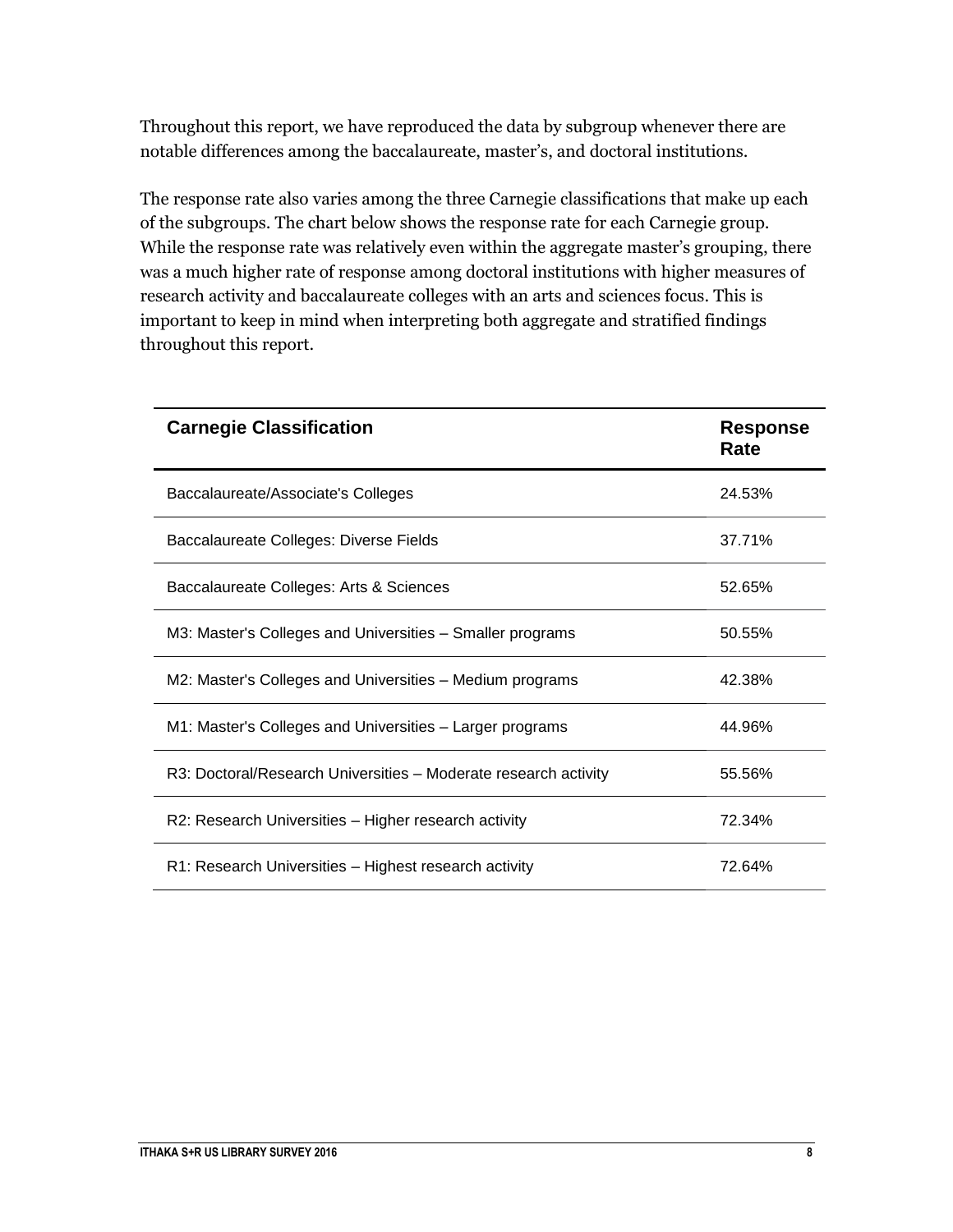Throughout this report, we have reproduced the data by subgroup whenever there are notable differences among the baccalaureate, master's, and doctoral institutions.

The response rate also varies among the three Carnegie classifications that make up each of the subgroups. The chart below shows the response rate for each Carnegie group. While the response rate was relatively even within the aggregate master's grouping, there was a much higher rate of response among doctoral institutions with higher measures of research activity and baccalaureate colleges with an arts and sciences focus. This is important to keep in mind when interpreting both aggregate and stratified findings throughout this report.

| Carnegie Classification | Response Rate |
|---|---|
| Baccalaureate/Associate's Colleges | 24.53% |
| Baccalaureate Colleges: Diverse Fields | 37.71% |
| Baccalaureate Colleges: Arts & Sciences | 52.65% |
| M3: Master's Colleges and Universities – Smaller programs | 50.55% |
| M2: Master's Colleges and Universities – Medium programs | 42.38% |
| M1: Master's Colleges and Universities – Larger programs | 44.96% |
| R3: Doctoral/Research Universities – Moderate research activity | 55.56% |
| R2: Research Universities – Higher research activity | 72.34% |
| R1: Research Universities – Highest research activity | 72.64% |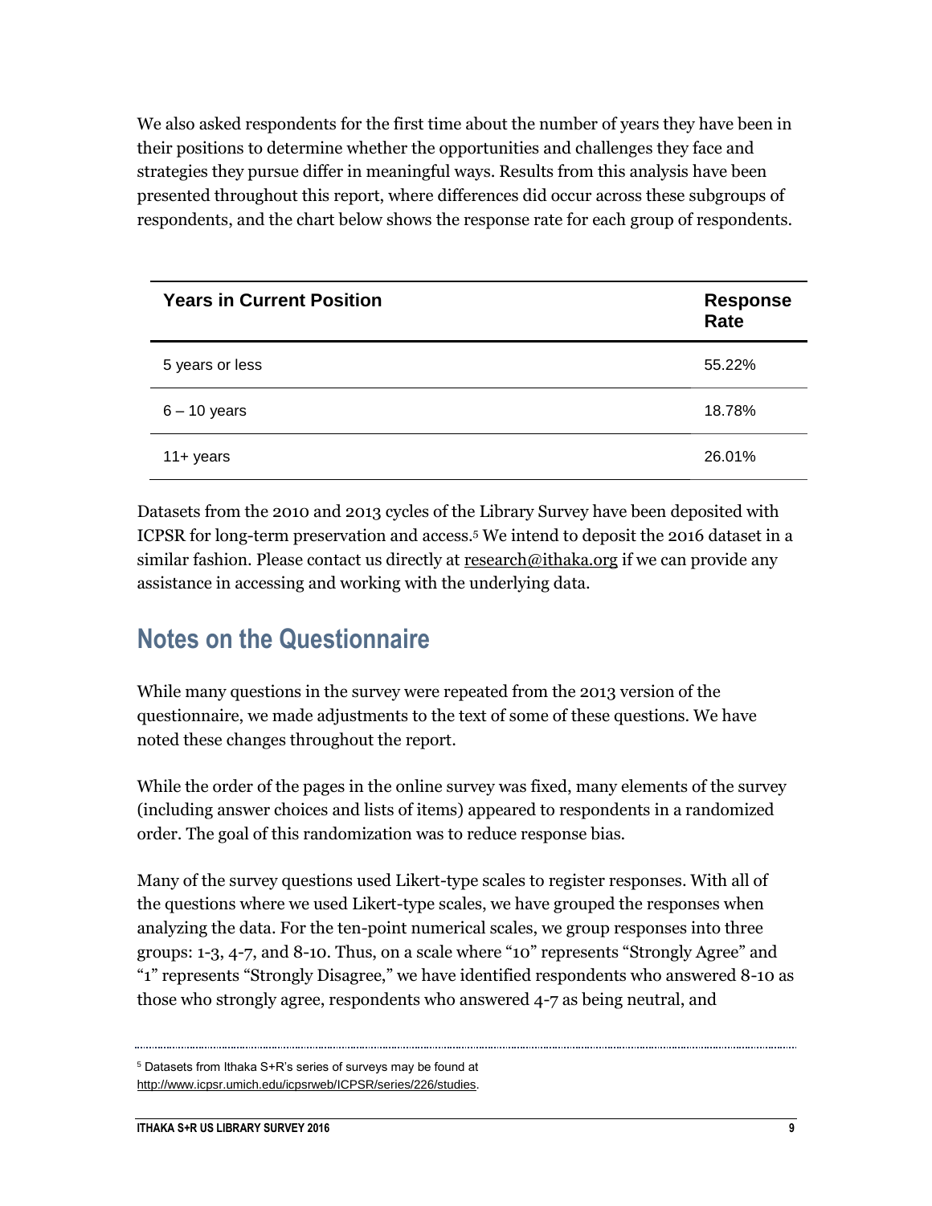We also asked respondents for the first time about the number of years they have been in their positions to determine whether the opportunities and challenges they face and strategies they pursue differ in meaningful ways. Results from this analysis have been presented throughout this report, where differences did occur across these subgroups of respondents, and the chart below shows the response rate for each group of respondents.

| Years in Current Position | Response Rate |
|---|---|
| 5 years or less | 55.22% |
| 6 – 10 years | 18.78% |
| 11+ years | 26.01% |

Datasets from the 2010 and 2013 cycles of the Library Survey have been deposited with ICPSR for long-term preservation and access.[5] We intend to deposit the 2016 dataset in a similar fashion. Please contact us directly at research@ithaka.org if we can provide any assistance in accessing and working with the underlying data.

## Notes on the Questionnaire

While many questions in the survey were repeated from the 2013 version of the questionnaire, we made adjustments to the text of some of these questions. We have noted these changes throughout the report.

While the order of the pages in the online survey was fixed, many elements of the survey (including answer choices and lists of items) appeared to respondents in a randomized order. The goal of this randomization was to reduce response bias.

Many of the survey questions used Likert-type scales to register responses. With all of the questions where we used Likert-type scales, we have grouped the responses when analyzing the data. For the ten-point numerical scales, we group responses into three groups: 1-3, 4-7, and 8-10. Thus, on a scale where "10" represents "Strongly Agree" and "1" represents "Strongly Disagree," we have identified respondents who answered 8-10 as those who strongly agree, respondents who answered 4-7 as being neutral, and

[5] Datasets from Ithaka S+R's series of surveys may be found at http://www.icpsr.umich.edu/icpsrweb/ICPSR/series/226/studies.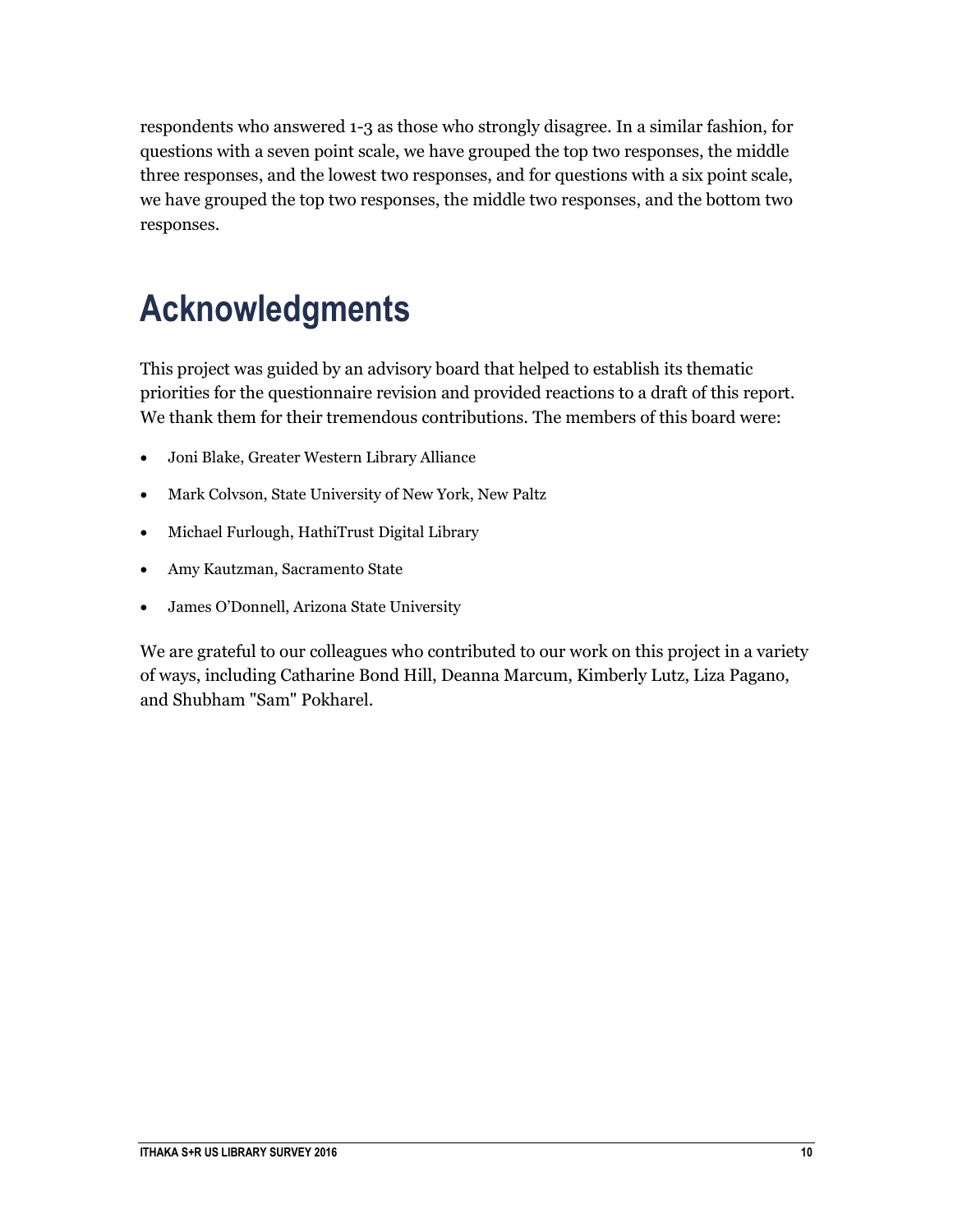respondents who answered 1-3 as those who strongly disagree. In a similar fashion, for questions with a seven point scale, we have grouped the top two responses, the middle three responses, and the lowest two responses, and for questions with a six point scale, we have grouped the top two responses, the middle two responses, and the bottom two responses.

# Acknowledgments

This project was guided by an advisory board that helped to establish its thematic priorities for the questionnaire revision and provided reactions to a draft of this report. We thank them for their tremendous contributions. The members of this board were:

- Joni Blake, Greater Western Library Alliance
- Mark Colvson, State University of New York, New Paltz
- Michael Furlough, HathiTrust Digital Library
- Amy Kautzman, Sacramento State
- James O'Donnell, Arizona State University

We are grateful to our colleagues who contributed to our work on this project in a variety of ways, including Catharine Bond Hill, Deanna Marcum, Kimberly Lutz, Liza Pagano, and Shubham "Sam" Pokharel.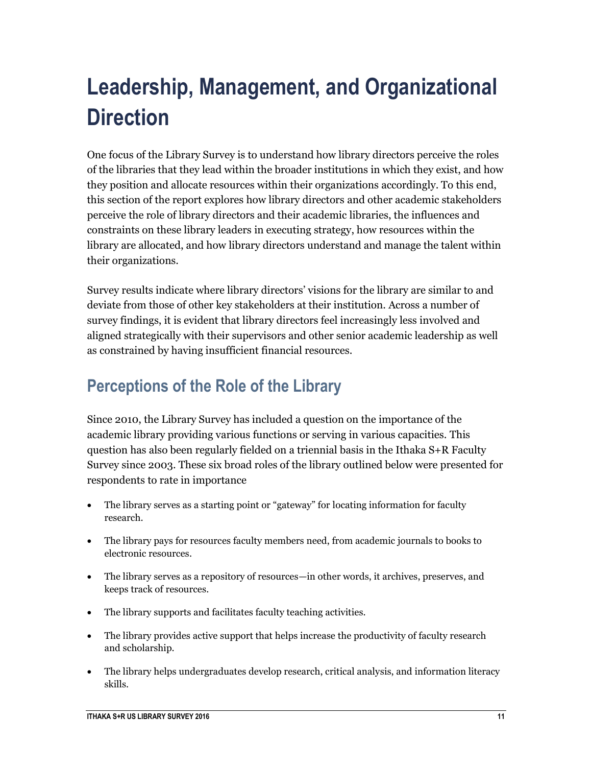# Leadership, Management, and Organizational Direction

One focus of the Library Survey is to understand how library directors perceive the roles of the libraries that they lead within the broader institutions in which they exist, and how they position and allocate resources within their organizations accordingly. To this end, this section of the report explores how library directors and other academic stakeholders perceive the role of library directors and their academic libraries, the influences and constraints on these library leaders in executing strategy, how resources within the library are allocated, and how library directors understand and manage the talent within their organizations.

Survey results indicate where library directors' visions for the library are similar to and deviate from those of other key stakeholders at their institution. Across a number of survey findings, it is evident that library directors feel increasingly less involved and aligned strategically with their supervisors and other senior academic leadership as well as constrained by having insufficient financial resources.

## Perceptions of the Role of the Library

Since 2010, the Library Survey has included a question on the importance of the academic library providing various functions or serving in various capacities. This question has also been regularly fielded on a triennial basis in the Ithaka S+R Faculty Survey since 2003. These six broad roles of the library outlined below were presented for respondents to rate in importance

- The library serves as a starting point or "gateway" for locating information for faculty research.
- The library pays for resources faculty members need, from academic journals to books to electronic resources.
- The library serves as a repository of resources—in other words, it archives, preserves, and keeps track of resources.
- The library supports and facilitates faculty teaching activities.
- The library provides active support that helps increase the productivity of faculty research and scholarship.
- The library helps undergraduates develop research, critical analysis, and information literacy skills.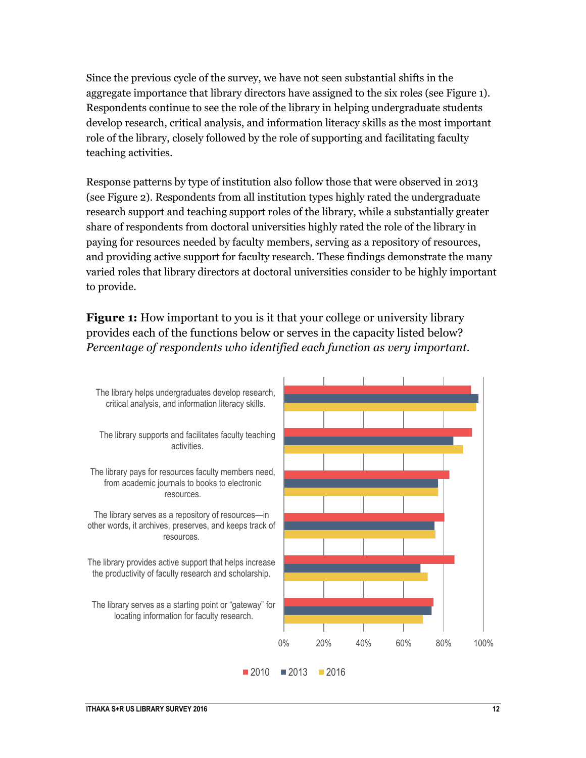Since the previous cycle of the survey, we have not seen substantial shifts in the aggregate importance that library directors have assigned to the six roles (see Figure 1). Respondents continue to see the role of the library in helping undergraduate students develop research, critical analysis, and information literacy skills as the most important role of the library, closely followed by the role of supporting and facilitating faculty teaching activities.

Response patterns by type of institution also follow those that were observed in 2013 (see Figure 2). Respondents from all institution types highly rated the undergraduate research support and teaching support roles of the library, while a substantially greater share of respondents from doctoral universities highly rated the role of the library in paying for resources needed by faculty members, serving as a repository of resources, and providing active support for faculty research. These findings demonstrate the many varied roles that library directors at doctoral universities consider to be highly important to provide.

**Figure 1:** How important to you is it that your college or university library provides each of the functions below or serves in the capacity listed below? *Percentage of respondents who identified each function as very important.*

The library helps undergraduates develop research, critical analysis, and information literacy skills.

The library supports and facilitates faculty teaching activities.

The library pays for resources faculty members need, from academic journals to books to electronic resources.

The library serves as a repository of resources—in other words, it archives, preserves, and keeps track of resources.

The library provides active support that helps increase the productivity of faculty research and scholarship.

The library serves as a starting point or "gateway" for locating information for faculty research.

0% 20% 40% 60% 80% 100%

2010 2013 2016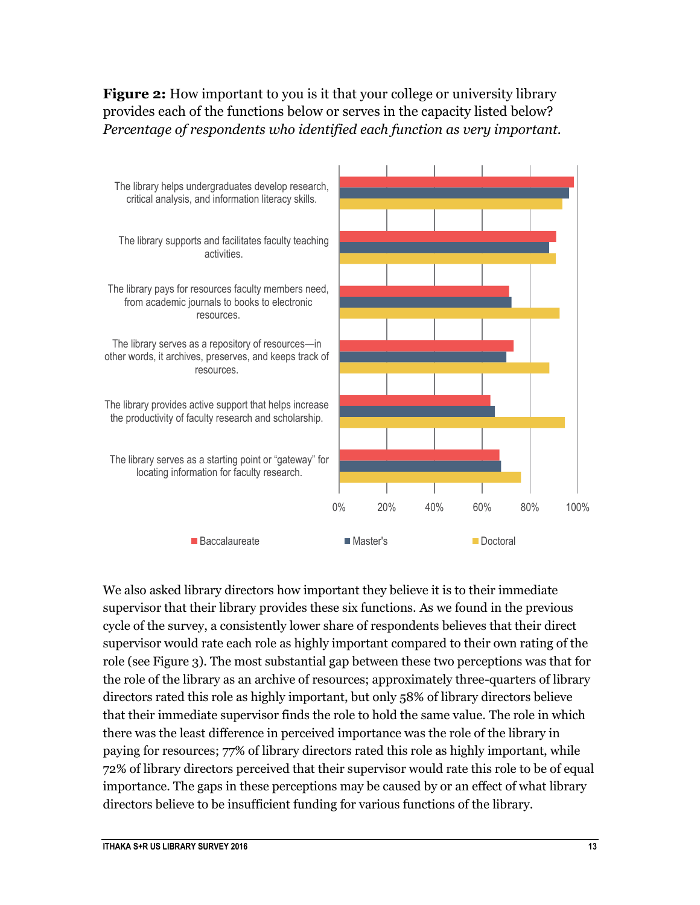**Figure 2:** How important to you is it that your college or university library provides each of the functions below or serves in the capacity listed below? *Percentage of respondents who identified each function as very important.*

We also asked library directors how important they believe it is to their immediate supervisor that their library provides these six functions. As we found in the previous cycle of the survey, a consistently lower share of respondents believes that their direct supervisor would rate each role as highly important compared to their own rating of the role (see Figure 3). The most substantial gap between these two perceptions was that for the role of the library as an archive of resources; approximately three-quarters of library directors rated this role as highly important, but only 58% of library directors believe that their immediate supervisor finds the role to hold the same value. The role in which there was the least difference in perceived importance was the role of the library in paying for resources; 77% of library directors rated this role as highly important, while 72% of library directors perceived that their supervisor would rate this role to be of equal importance. The gaps in these perceptions may be caused by or an effect of what library directors believe to be insufficient funding for various functions of the library.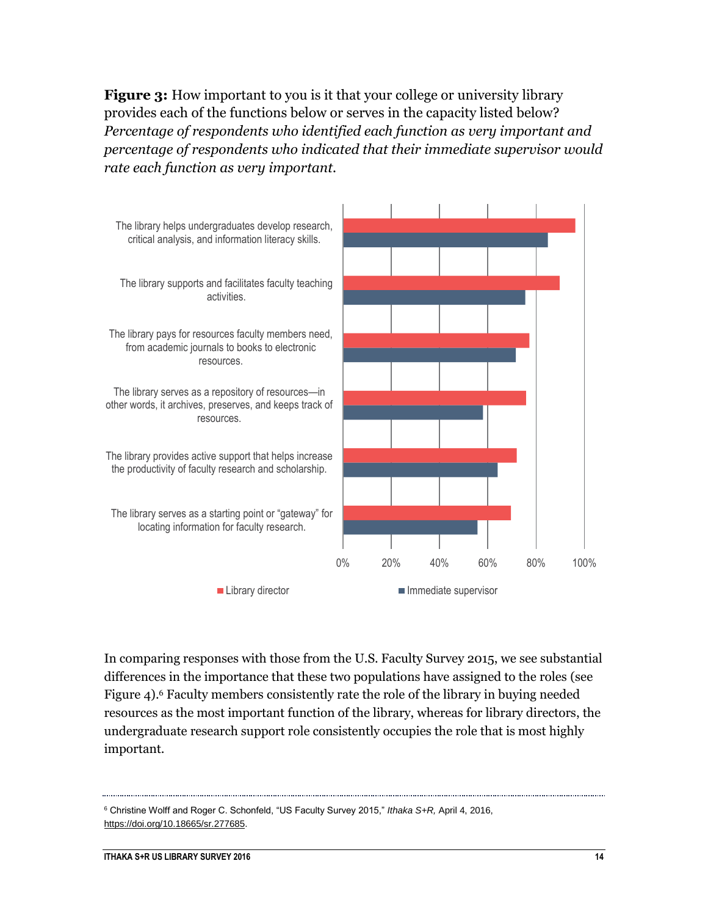**Figure 3:** How important to you is it that your college or university library provides each of the functions below or serves in the capacity listed below? *Percentage of respondents who identified each function as very important and percentage of respondents who indicated that their immediate supervisor would rate each function as very important.*

The library helps undergraduates develop research, critical analysis, and information literacy skills.

The library supports and facilitates faculty teaching activities.

The library pays for resources faculty members need, from academic journals to books to electronic resources.

The library serves as a repository of resources—in other words, it archives, preserves, and keeps track of resources.

The library provides active support that helps increase the productivity of faculty research and scholarship.

The library serves as a starting point or "gateway" for locating information for faculty research.

0% 20% 40% 60% 80% 100%

Library director   Immediate supervisor

In comparing responses with those from the U.S. Faculty Survey 2015, we see substantial differences in the importance that these two populations have assigned to the roles (see Figure 4).[6] Faculty members consistently rate the role of the library in buying needed resources as the most important function of the library, whereas for library directors, the undergraduate research support role consistently occupies the role that is most highly important.

---

[6] Christine Wolff and Roger C. Schonfeld, "US Faculty Survey 2015," *Ithaka S+R,* April 4, 2016, https://doi.org/10.18665/sr.277685.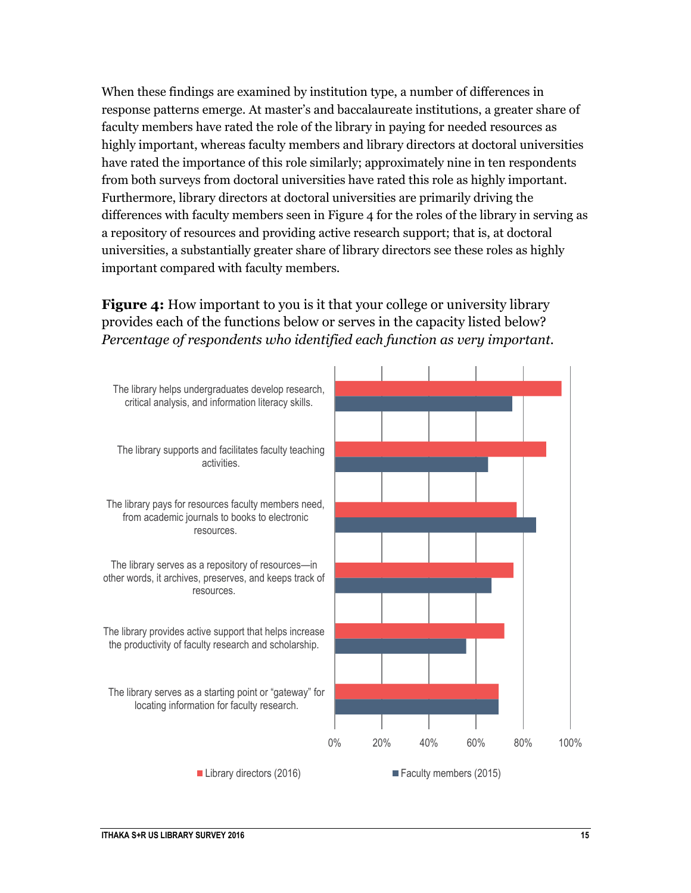When these findings are examined by institution type, a number of differences in response patterns emerge. At master's and baccalaureate institutions, a greater share of faculty members have rated the role of the library in paying for needed resources as highly important, whereas faculty members and library directors at doctoral universities have rated the importance of this role similarly; approximately nine in ten respondents from both surveys from doctoral universities have rated this role as highly important. Furthermore, library directors at doctoral universities are primarily driving the differences with faculty members seen in Figure 4 for the roles of the library in serving as a repository of resources and providing active research support; that is, at doctoral universities, a substantially greater share of library directors see these roles as highly important compared with faculty members.

**Figure 4:** How important to you is it that your college or university library provides each of the functions below or serves in the capacity listed below? *Percentage of respondents who identified each function as very important.*

The library helps undergraduates develop research, critical analysis, and information literacy skills.

The library supports and facilitates faculty teaching activities.

The library pays for resources faculty members need, from academic journals to books to electronic resources.

The library serves as a repository of resources—in other words, it archives, preserves, and keeps track of resources.

The library provides active support that helps increase the productivity of faculty research and scholarship.

The library serves as a starting point or "gateway" for locating information for faculty research.

0% 20% 40% 60% 80% 100%

Library directors (2016) Faculty members (2015)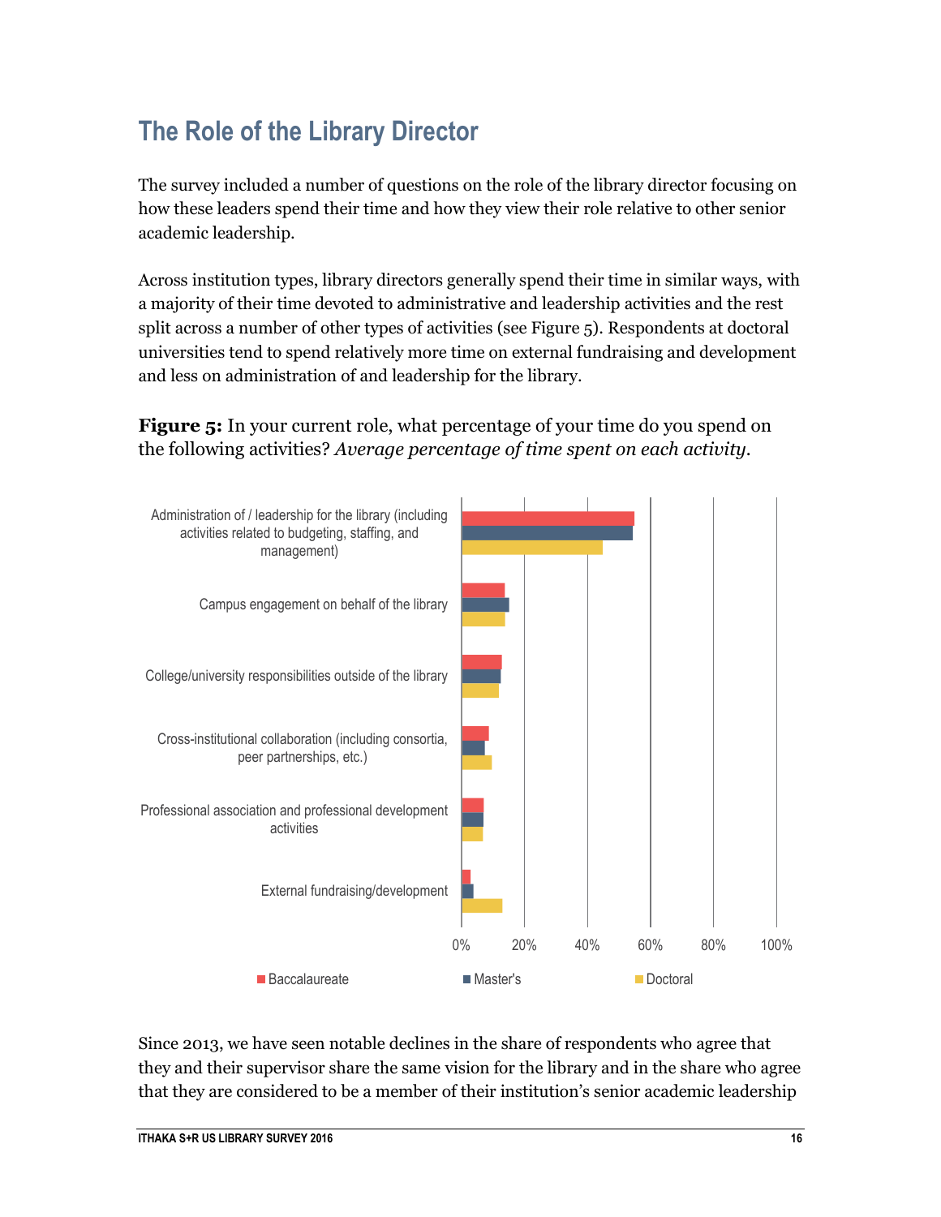## The Role of the Library Director

The survey included a number of questions on the role of the library director focusing on how these leaders spend their time and how they view their role relative to other senior academic leadership.

Across institution types, library directors generally spend their time in similar ways, with a majority of their time devoted to administrative and leadership activities and the rest split across a number of other types of activities (see Figure 5). Respondents at doctoral universities tend to spend relatively more time on external fundraising and development and less on administration of and leadership for the library.

**Figure 5:** In your current role, what percentage of your time do you spend on the following activities? *Average percentage of time spent on each activity.*

Administration of / leadership for the library (including activities related to budgeting, staffing, and management)

Campus engagement on behalf of the library

College/university responsibilities outside of the library

Cross-institutional collaboration (including consortia, peer partnerships, etc.)

Professional association and professional development activities

External fundraising/development

0% 20% 40% 60% 80% 100%

Baccalaureate Master's Doctoral

Since 2013, we have seen notable declines in the share of respondents who agree that they and their supervisor share the same vision for the library and in the share who agree that they are considered to be a member of their institution's senior academic leadership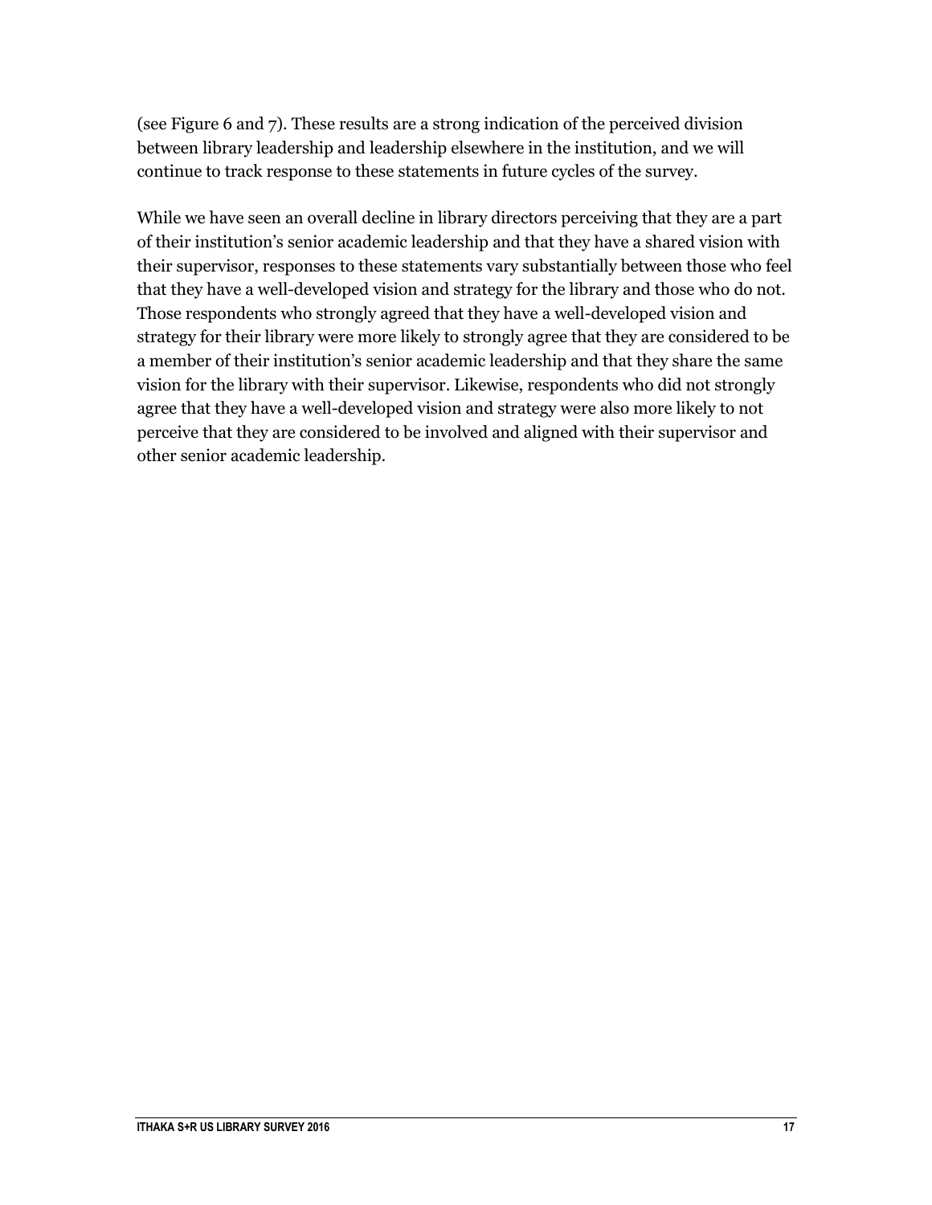(see Figure 6 and 7). These results are a strong indication of the perceived division between library leadership and leadership elsewhere in the institution, and we will continue to track response to these statements in future cycles of the survey.

While we have seen an overall decline in library directors perceiving that they are a part of their institution's senior academic leadership and that they have a shared vision with their supervisor, responses to these statements vary substantially between those who feel that they have a well-developed vision and strategy for the library and those who do not. Those respondents who strongly agreed that they have a well-developed vision and strategy for their library were more likely to strongly agree that they are considered to be a member of their institution's senior academic leadership and that they share the same vision for the library with their supervisor. Likewise, respondents who did not strongly agree that they have a well-developed vision and strategy were also more likely to not perceive that they are considered to be involved and aligned with their supervisor and other senior academic leadership.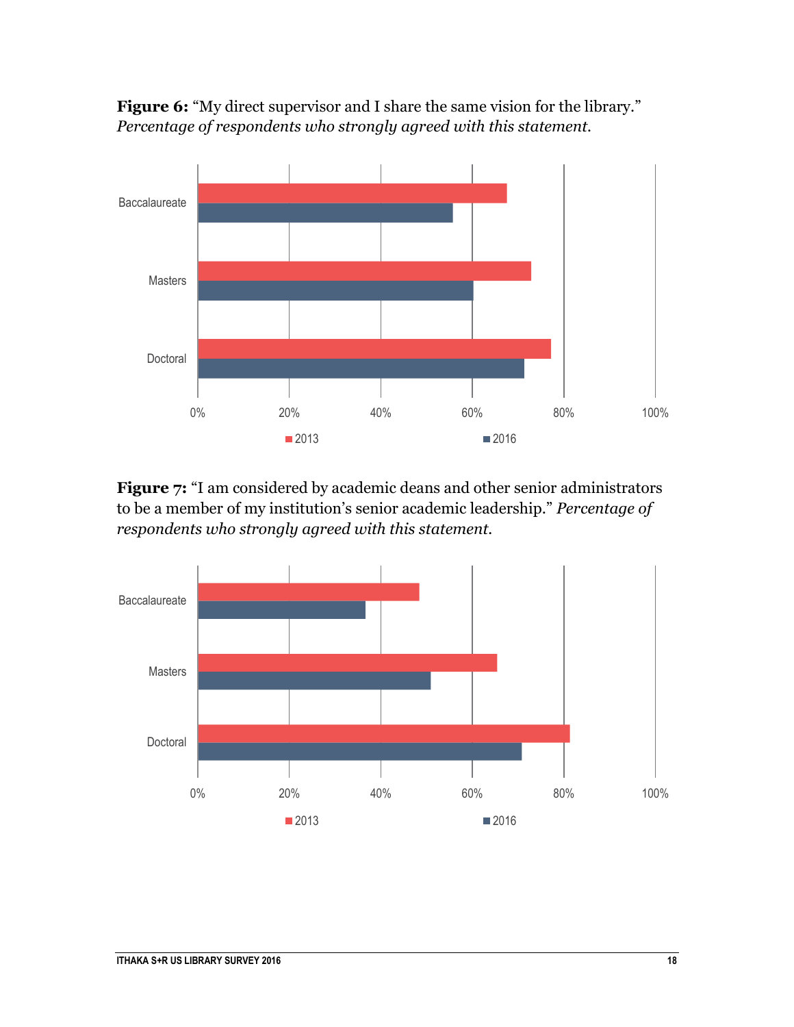**Figure 6:** "My direct supervisor and I share the same vision for the library." *Percentage of respondents who strongly agreed with this statement.*

**Figure 7:** "I am considered by academic deans and other senior administrators to be a member of my institution's senior academic leadership." *Percentage of respondents who strongly agreed with this statement.*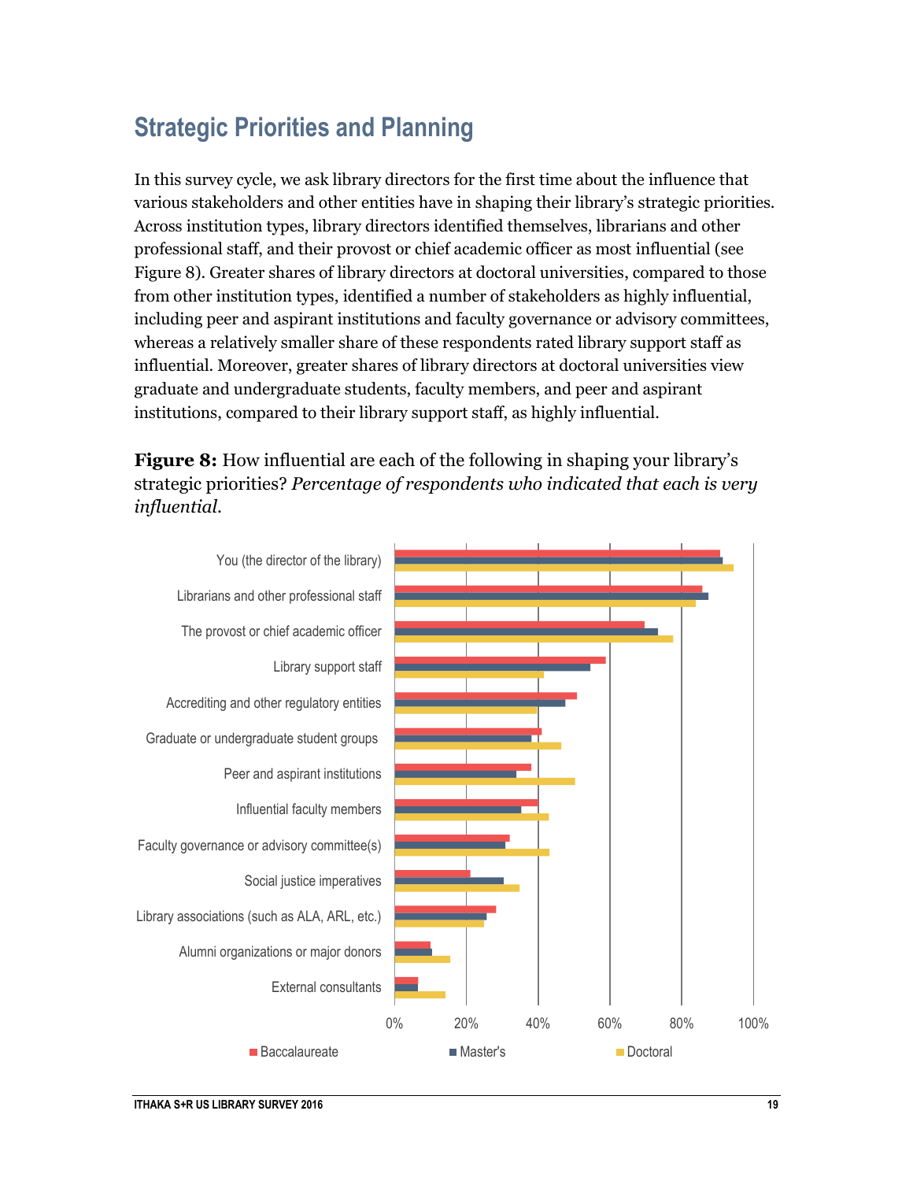## Strategic Priorities and Planning

In this survey cycle, we ask library directors for the first time about the influence that various stakeholders and other entities have in shaping their library's strategic priorities. Across institution types, library directors identified themselves, librarians and other professional staff, and their provost or chief academic officer as most influential (see Figure 8). Greater shares of library directors at doctoral universities, compared to those from other institution types, identified a number of stakeholders as highly influential, including peer and aspirant institutions and faculty governance or advisory committees, whereas a relatively smaller share of these respondents rated library support staff as influential. Moreover, greater shares of library directors at doctoral universities view graduate and undergraduate students, faculty members, and peer and aspirant institutions, compared to their library support staff, as highly influential.

**Figure 8:** How influential are each of the following in shaping your library's strategic priorities? *Percentage of respondents who indicated that each is very influential.*

| | Baccalaureate | Master's | Doctoral |
|---|---|---|---|
| You (the director of the library) | | | |
| Librarians and other professional staff | | | |
| The provost or chief academic officer | | | |
| Library support staff | | | |
| Accrediting and other regulatory entities | | | |
| Graduate or undergraduate student groups | | | |
| Peer and aspirant institutions | | | |
| Influential faculty members | | | |
| Faculty governance or advisory committee(s) | | | |
| Social justice imperatives | | | |
| Library associations (such as ALA, ARL, etc.) | | | |
| Alumni organizations or major donors | | | |
| External consultants | | | |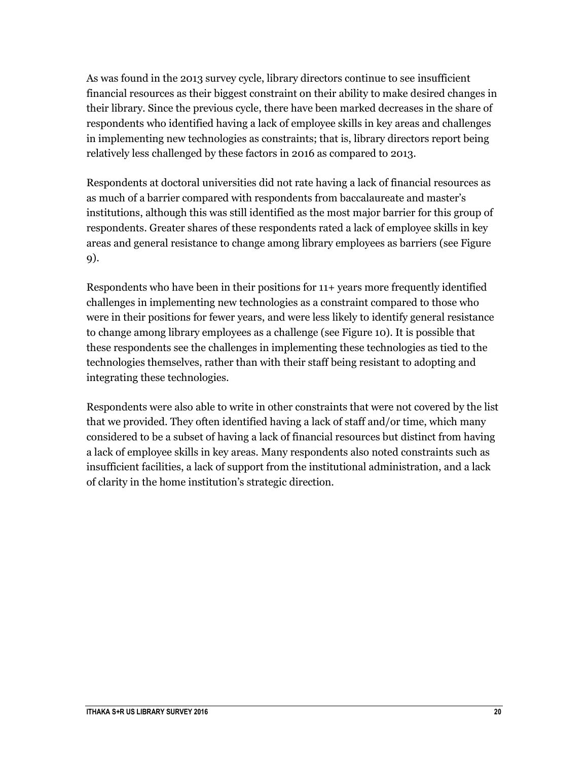As was found in the 2013 survey cycle, library directors continue to see insufficient financial resources as their biggest constraint on their ability to make desired changes in their library. Since the previous cycle, there have been marked decreases in the share of respondents who identified having a lack of employee skills in key areas and challenges in implementing new technologies as constraints; that is, library directors report being relatively less challenged by these factors in 2016 as compared to 2013.

Respondents at doctoral universities did not rate having a lack of financial resources as as much of a barrier compared with respondents from baccalaureate and master's institutions, although this was still identified as the most major barrier for this group of respondents. Greater shares of these respondents rated a lack of employee skills in key areas and general resistance to change among library employees as barriers (see Figure 9).

Respondents who have been in their positions for 11+ years more frequently identified challenges in implementing new technologies as a constraint compared to those who were in their positions for fewer years, and were less likely to identify general resistance to change among library employees as a challenge (see Figure 10). It is possible that these respondents see the challenges in implementing these technologies as tied to the technologies themselves, rather than with their staff being resistant to adopting and integrating these technologies.

Respondents were also able to write in other constraints that were not covered by the list that we provided. They often identified having a lack of staff and/or time, which many considered to be a subset of having a lack of financial resources but distinct from having a lack of employee skills in key areas. Many respondents also noted constraints such as insufficient facilities, a lack of support from the institutional administration, and a lack of clarity in the home institution's strategic direction.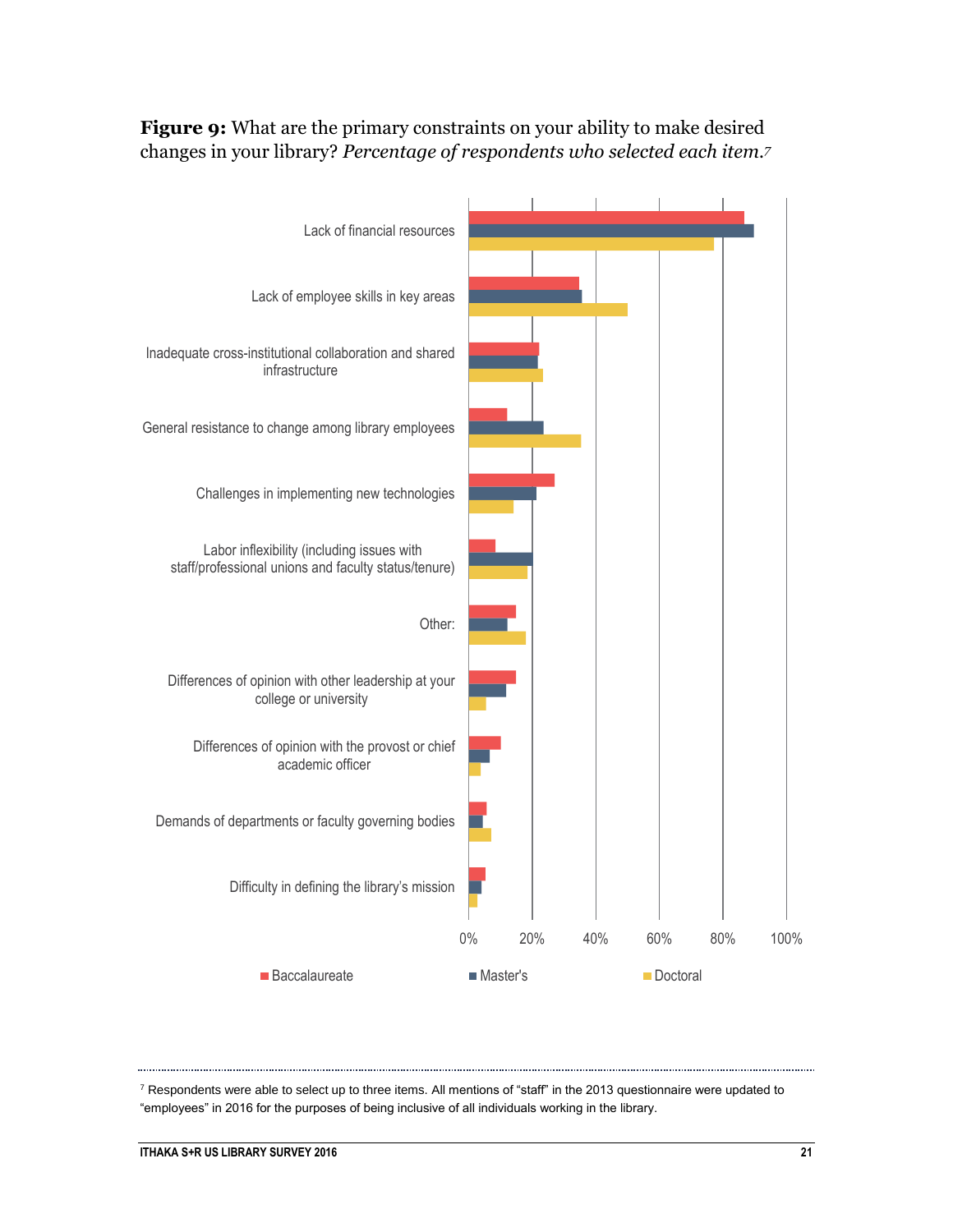**Figure 9:** What are the primary constraints on your ability to make desired changes in your library? *Percentage of respondents who selected each item.*[7]

Lack of financial resources

Lack of employee skills in key areas

Inadequate cross-institutional collaboration and shared infrastructure

General resistance to change among library employees

Challenges in implementing new technologies

Labor inflexibility (including issues with staff/professional unions and faculty status/tenure)

Other:

Differences of opinion with other leadership at your college or university

Differences of opinion with the provost or chief academic officer

Demands of departments or faculty governing bodies

Difficulty in defining the library's mission

0% 20% 40% 60% 80% 100%

■ Baccalaureate ■ Master's ■ Doctoral

---

[7] Respondents were able to select up to three items. All mentions of "staff" in the 2013 questionnaire were updated to "employees" in 2016 for the purposes of being inclusive of all individuals working in the library.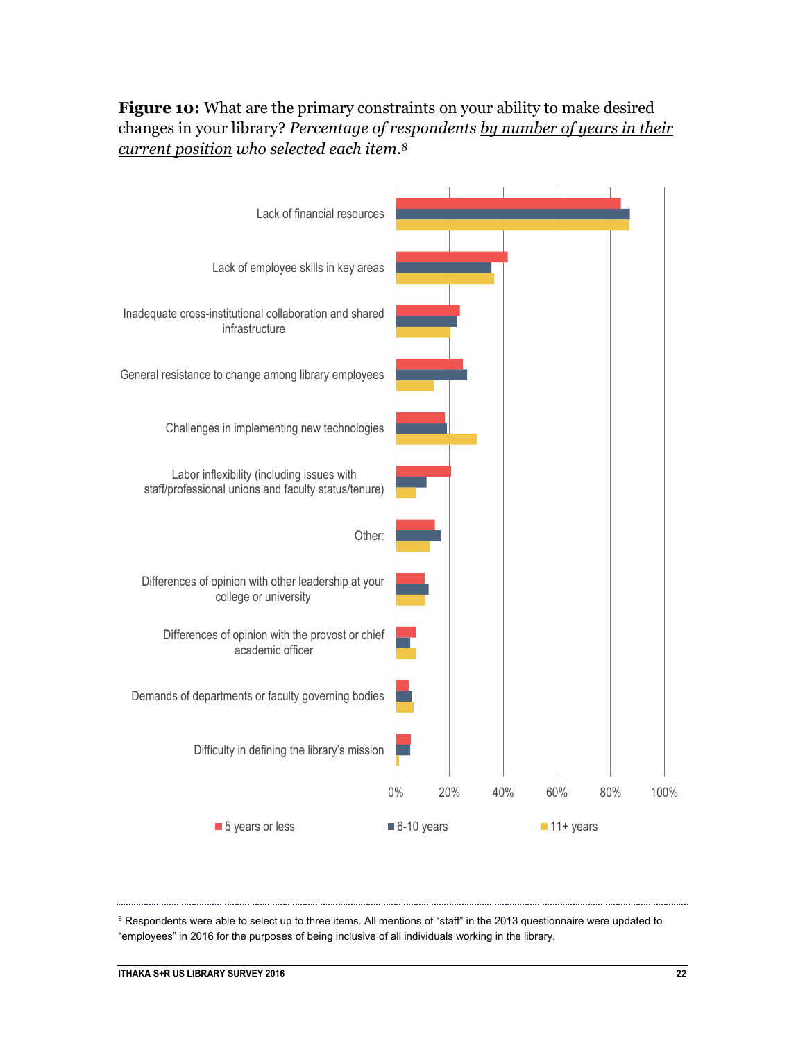**Figure 10:** What are the primary constraints on your ability to make desired changes in your library? *Percentage of respondents* *by number of years in their current position* *who selected each item.*[8]

Lack of financial resources

Lack of employee skills in key areas

Inadequate cross-institutional collaboration and shared infrastructure

General resistance to change among library employees

Challenges in implementing new technologies

Labor inflexibility (including issues with staff/professional unions and faculty status/tenure)

Other:

Differences of opinion with other leadership at your college or university

Differences of opinion with the provost or chief academic officer

Demands of departments or faculty governing bodies

Difficulty in defining the library's mission

0% 20% 40% 60% 80% 100%

5 years or less | 6-10 years | 11+ years

---

[8] Respondents were able to select up to three items. All mentions of "staff" in the 2013 questionnaire were updated to "employees" in 2016 for the purposes of being inclusive of all individuals working in the library.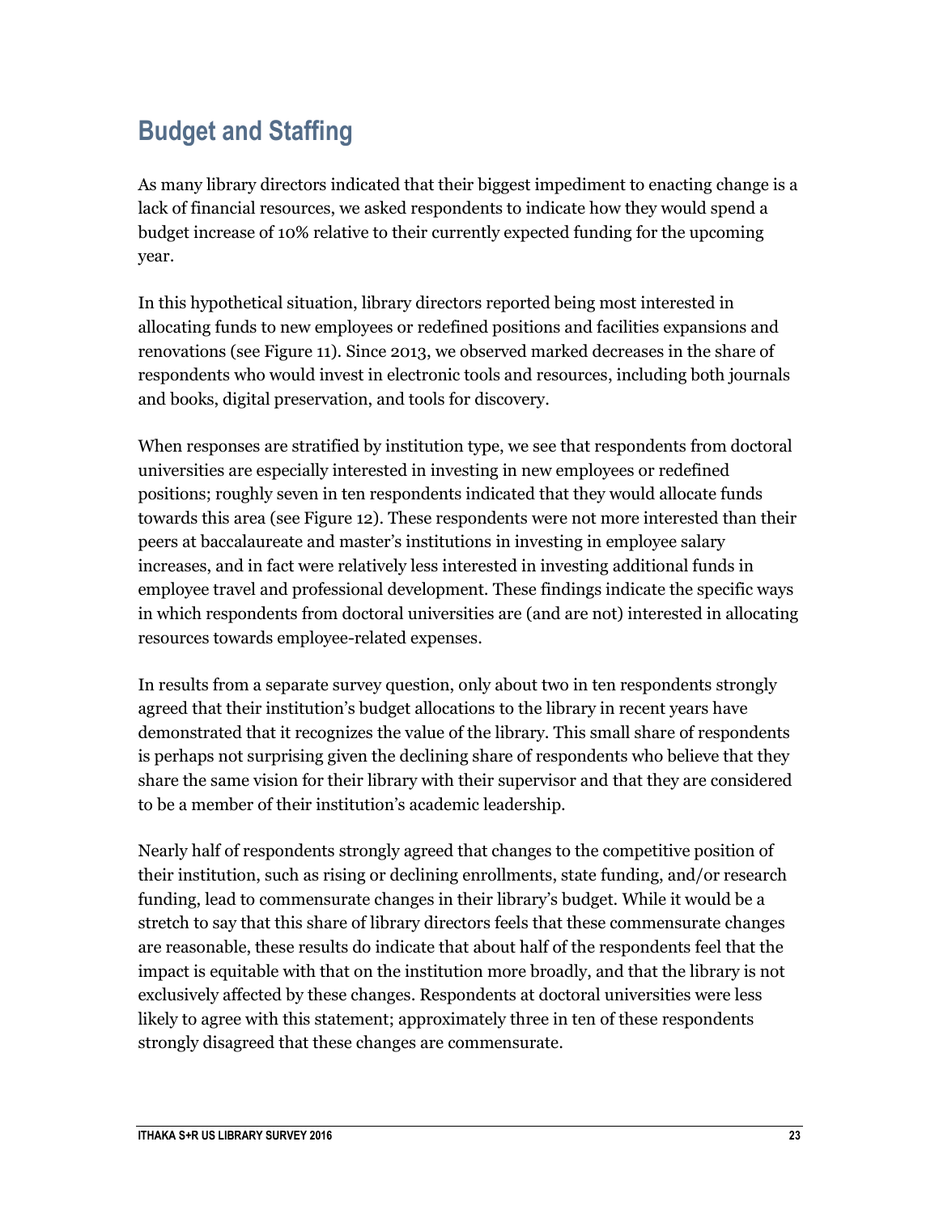## Budget and Staffing

As many library directors indicated that their biggest impediment to enacting change is a lack of financial resources, we asked respondents to indicate how they would spend a budget increase of 10% relative to their currently expected funding for the upcoming year.

In this hypothetical situation, library directors reported being most interested in allocating funds to new employees or redefined positions and facilities expansions and renovations (see Figure 11). Since 2013, we observed marked decreases in the share of respondents who would invest in electronic tools and resources, including both journals and books, digital preservation, and tools for discovery.

When responses are stratified by institution type, we see that respondents from doctoral universities are especially interested in investing in new employees or redefined positions; roughly seven in ten respondents indicated that they would allocate funds towards this area (see Figure 12). These respondents were not more interested than their peers at baccalaureate and master's institutions in investing in employee salary increases, and in fact were relatively less interested in investing additional funds in employee travel and professional development. These findings indicate the specific ways in which respondents from doctoral universities are (and are not) interested in allocating resources towards employee-related expenses.

In results from a separate survey question, only about two in ten respondents strongly agreed that their institution's budget allocations to the library in recent years have demonstrated that it recognizes the value of the library. This small share of respondents is perhaps not surprising given the declining share of respondents who believe that they share the same vision for their library with their supervisor and that they are considered to be a member of their institution's academic leadership.

Nearly half of respondents strongly agreed that changes to the competitive position of their institution, such as rising or declining enrollments, state funding, and/or research funding, lead to commensurate changes in their library's budget. While it would be a stretch to say that this share of library directors feels that these commensurate changes are reasonable, these results do indicate that about half of the respondents feel that the impact is equitable with that on the institution more broadly, and that the library is not exclusively affected by these changes. Respondents at doctoral universities were less likely to agree with this statement; approximately three in ten of these respondents strongly disagreed that these changes are commensurate.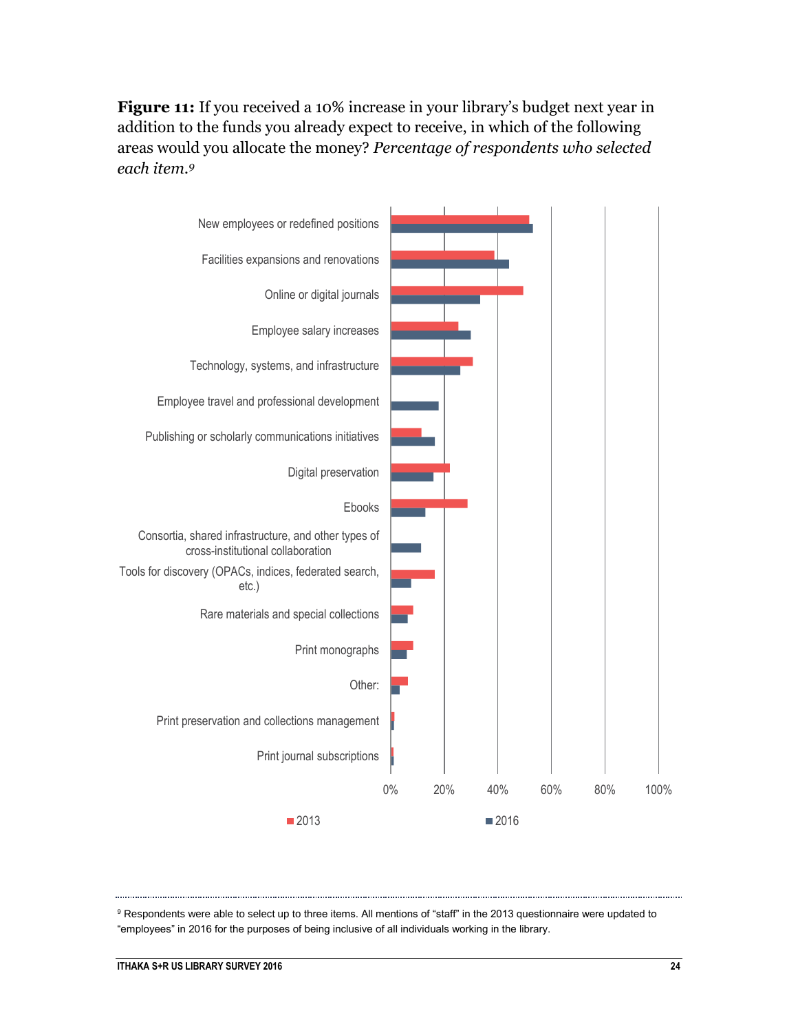**Figure 11:** If you received a 10% increase in your library's budget next year in addition to the funds you already expect to receive, in which of the following areas would you allocate the money? *Percentage of respondents who selected each item.*[9]

New employees or redefined positions

Facilities expansions and renovations

Online or digital journals

Employee salary increases

Technology, systems, and infrastructure

Employee travel and professional development

Publishing or scholarly communications initiatives

Digital preservation

Ebooks

Consortia, shared infrastructure, and other types of cross-institutional collaboration

Tools for discovery (OPACs, indices, federated search, etc.)

Rare materials and special collections

Print monographs

Other:

Print preservation and collections management

Print journal subscriptions

0% 20% 40% 60% 80% 100%

2013 2016

---

[9] Respondents were able to select up to three items. All mentions of "staff" in the 2013 questionnaire were updated to "employees" in 2016 for the purposes of being inclusive of all individuals working in the library.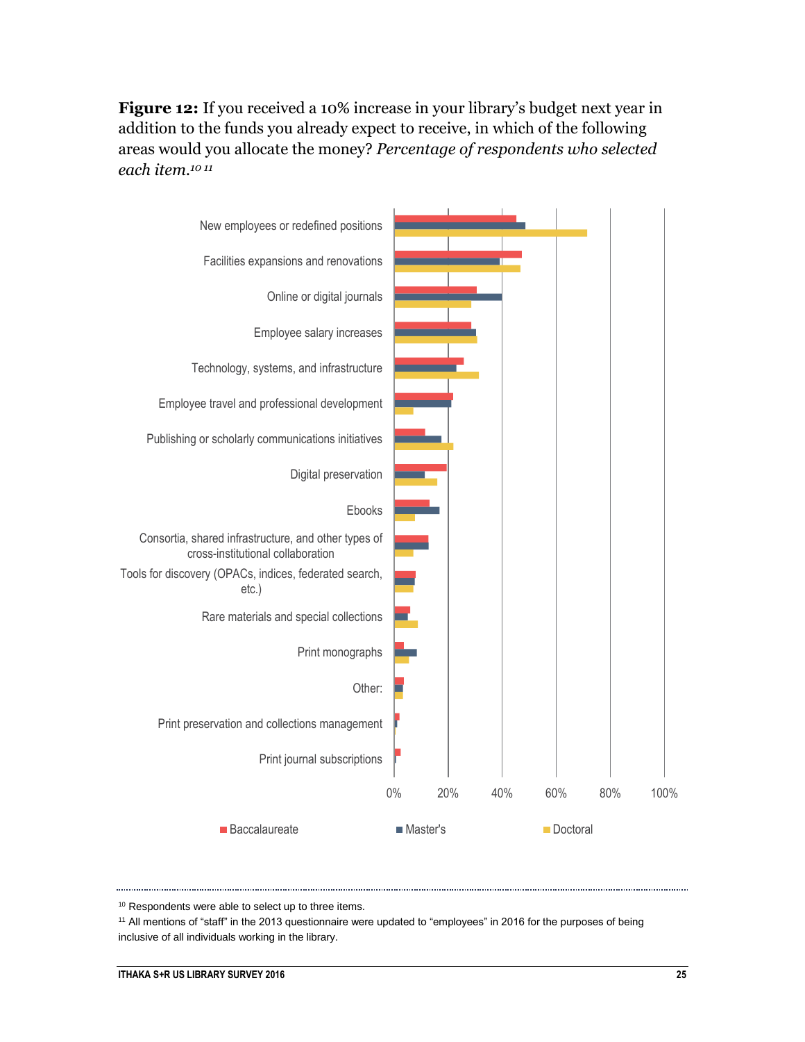**Figure 12:** If you received a 10% increase in your library's budget next year in addition to the funds you already expect to receive, in which of the following areas would you allocate the money? *Percentage of respondents who selected each item.*[10] [11]

New employees or redefined positions

Facilities expansions and renovations

Online or digital journals

Employee salary increases

Technology, systems, and infrastructure

Employee travel and professional development

Publishing or scholarly communications initiatives

Digital preservation

Ebooks

Consortia, shared infrastructure, and other types of cross-institutional collaboration

Tools for discovery (OPACs, indices, federated search, etc.)

Rare materials and special collections

Print monographs

Other:

Print preservation and collections management

Print journal subscriptions

0% 20% 40% 60% 80% 100%

Baccalaureate Master's Doctoral

---

[10] Respondents were able to select up to three items.

[11] All mentions of "staff" in the 2013 questionnaire were updated to "employees" in 2016 for the purposes of being inclusive of all individuals working in the library.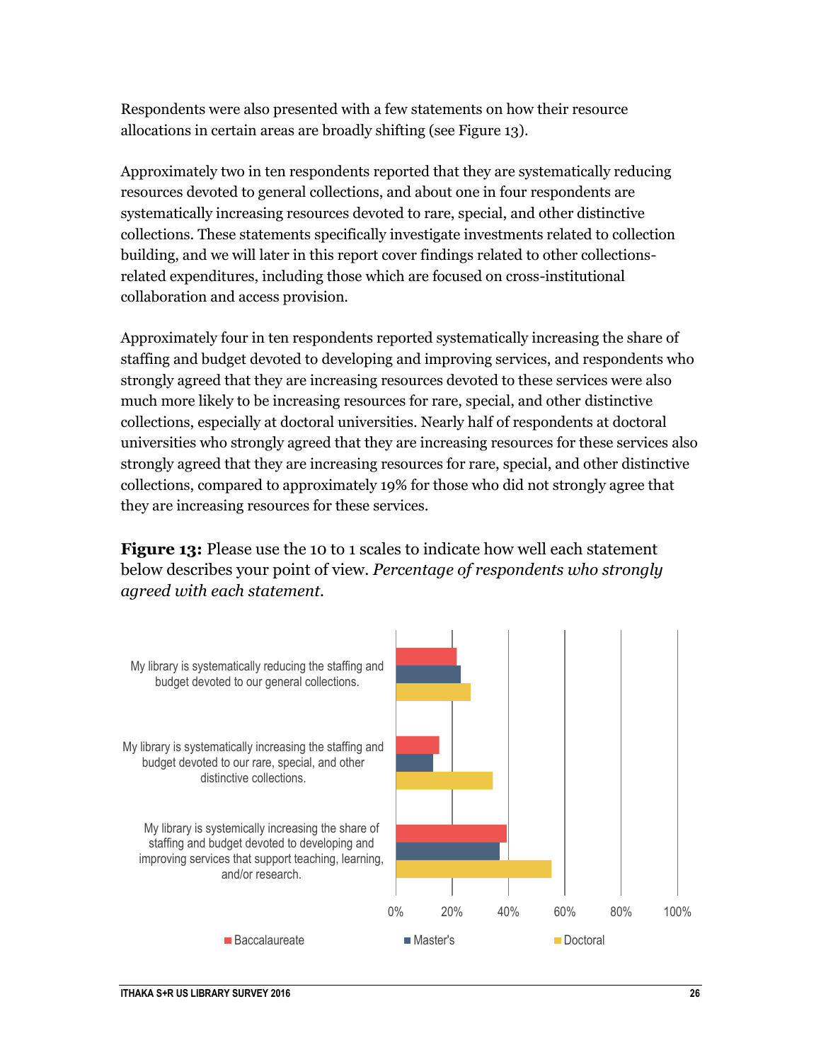Respondents were also presented with a few statements on how their resource allocations in certain areas are broadly shifting (see Figure 13).

Approximately two in ten respondents reported that they are systematically reducing resources devoted to general collections, and about one in four respondents are systematically increasing resources devoted to rare, special, and other distinctive collections. These statements specifically investigate investments related to collection building, and we will later in this report cover findings related to other collections-related expenditures, including those which are focused on cross-institutional collaboration and access provision.

Approximately four in ten respondents reported systematically increasing the share of staffing and budget devoted to developing and improving services, and respondents who strongly agreed that they are increasing resources devoted to these services were also much more likely to be increasing resources for rare, special, and other distinctive collections, especially at doctoral universities. Nearly half of respondents at doctoral universities who strongly agreed that they are increasing resources for these services also strongly agreed that they are increasing resources for rare, special, and other distinctive collections, compared to approximately 19% for those who did not strongly agree that they are increasing resources for these services.

**Figure 13:** Please use the 10 to 1 scales to indicate how well each statement below describes your point of view. *Percentage of respondents who strongly agreed with each statement.*

My library is systematically reducing the staffing and budget devoted to our general collections.

My library is systematically increasing the staffing and budget devoted to our rare, special, and other distinctive collections.

My library is systemically increasing the share of staffing and budget devoted to developing and improving services that support teaching, learning, and/or research.

0% 20% 40% 60% 80% 100%

Baccalaureate Master's Doctoral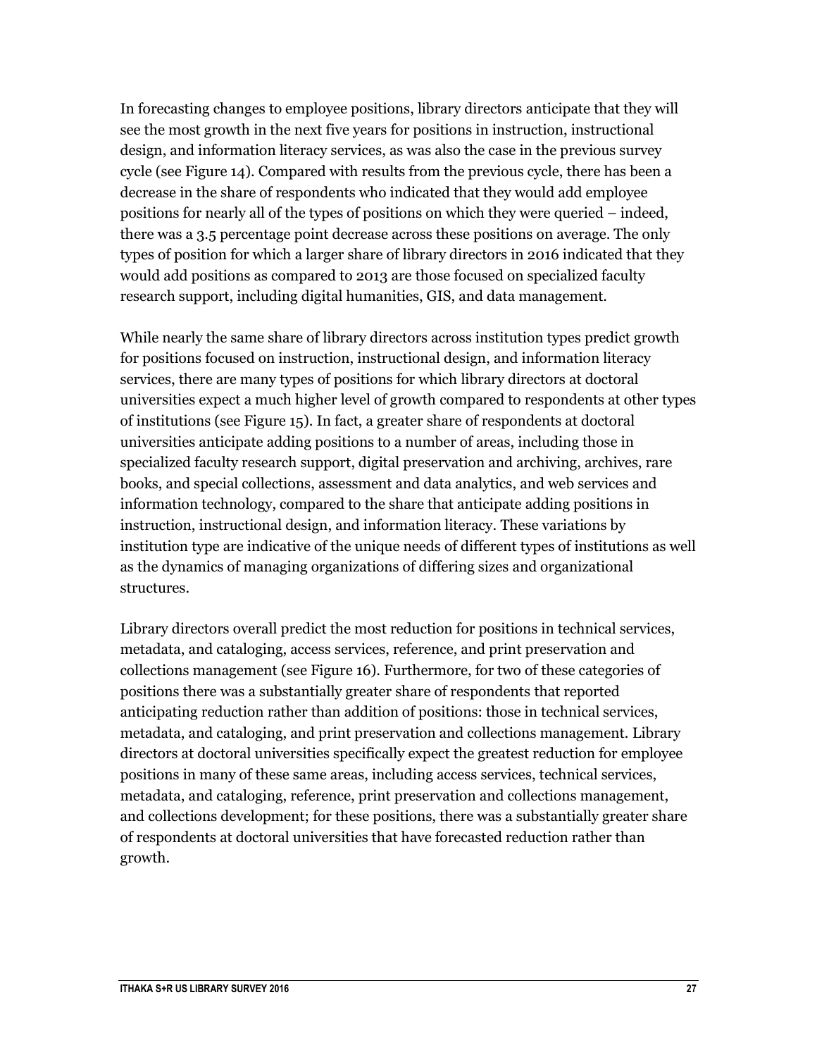In forecasting changes to employee positions, library directors anticipate that they will see the most growth in the next five years for positions in instruction, instructional design, and information literacy services, as was also the case in the previous survey cycle (see Figure 14). Compared with results from the previous cycle, there has been a decrease in the share of respondents who indicated that they would add employee positions for nearly all of the types of positions on which they were queried – indeed, there was a 3.5 percentage point decrease across these positions on average. The only types of position for which a larger share of library directors in 2016 indicated that they would add positions as compared to 2013 are those focused on specialized faculty research support, including digital humanities, GIS, and data management.

While nearly the same share of library directors across institution types predict growth for positions focused on instruction, instructional design, and information literacy services, there are many types of positions for which library directors at doctoral universities expect a much higher level of growth compared to respondents at other types of institutions (see Figure 15). In fact, a greater share of respondents at doctoral universities anticipate adding positions to a number of areas, including those in specialized faculty research support, digital preservation and archiving, archives, rare books, and special collections, assessment and data analytics, and web services and information technology, compared to the share that anticipate adding positions in instruction, instructional design, and information literacy. These variations by institution type are indicative of the unique needs of different types of institutions as well as the dynamics of managing organizations of differing sizes and organizational structures.

Library directors overall predict the most reduction for positions in technical services, metadata, and cataloging, access services, reference, and print preservation and collections management (see Figure 16). Furthermore, for two of these categories of positions there was a substantially greater share of respondents that reported anticipating reduction rather than addition of positions: those in technical services, metadata, and cataloging, and print preservation and collections management. Library directors at doctoral universities specifically expect the greatest reduction for employee positions in many of these same areas, including access services, technical services, metadata, and cataloging, reference, print preservation and collections management, and collections development; for these positions, there was a substantially greater share of respondents at doctoral universities that have forecasted reduction rather than growth.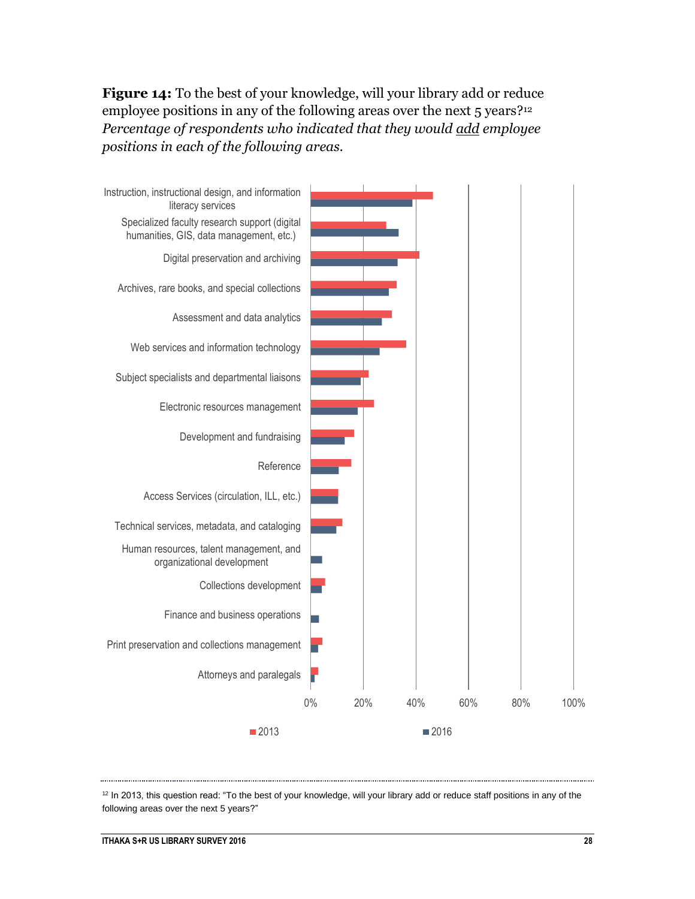**Figure 14:** To the best of your knowledge, will your library add or reduce employee positions in any of the following areas over the next 5 years?[12]
*Percentage of respondents who indicated that they would add employee positions in each of the following areas.*

| Area | 2013 | 2016 |
|---|---|---|
| Instruction, instructional design, and information literacy services | ~47% | ~39% |
| Specialized faculty research support (digital humanities, GIS, data management, etc.) | ~29% | ~34% |
| Digital preservation and archiving | ~41% | ~33% |
| Archives, rare books, and special collections | ~33% | ~30% |
| Assessment and data analytics | ~31% | ~27% |
| Web services and information technology | ~36% | ~26% |
| Subject specialists and departmental liaisons | ~22% | ~19% |
| Electronic resources management | ~24% | ~18% |
| Development and fundraising | ~17% | ~13% |
| Reference | ~16% | ~11% |
| Access Services (circulation, ILL, etc.) | ~11% | ~10% |
| Technical services, metadata, and cataloging | ~12% | ~10% |
| Human resources, talent management, and organizational development | | ~4% |
| Collections development | ~6% | ~4% |
| Finance and business operations | | ~3% |
| Print preservation and collections management | ~5% | ~3% |
| Attorneys and paralegals | ~3% | ~1% |

[12] In 2013, this question read: "To the best of your knowledge, will your library add or reduce staff positions in any of the following areas over the next 5 years?"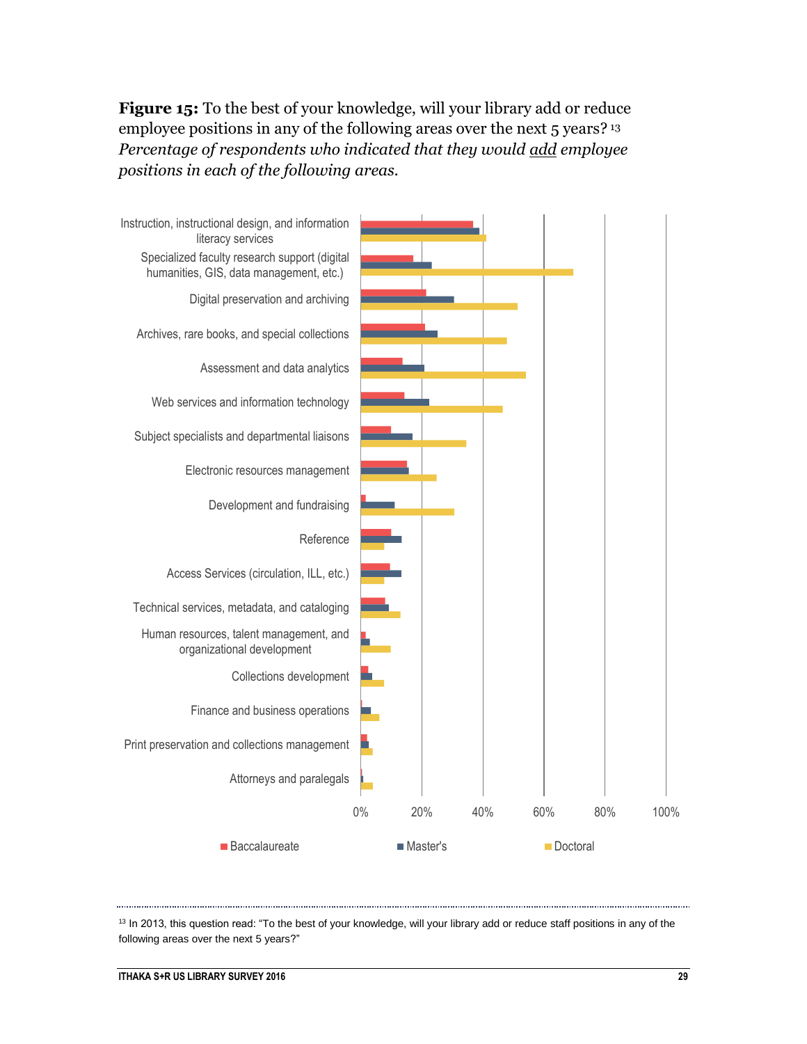**Figure 15:** To the best of your knowledge, will your library add or reduce employee positions in any of the following areas over the next 5 years?[13] *Percentage of respondents who indicated that they would add employee positions in each of the following areas.*

Instruction, instructional design, and information literacy services

Specialized faculty research support (digital humanities, GIS, data management, etc.)

Digital preservation and archiving

Archives, rare books, and special collections

Assessment and data analytics

Web services and information technology

Subject specialists and departmental liaisons

Electronic resources management

Development and fundraising

Reference

Access Services (circulation, ILL, etc.)

Technical services, metadata, and cataloging

Human resources, talent management, and organizational development

Collections development

Finance and business operations

Print preservation and collections management

Attorneys and paralegals

0% 20% 40% 60% 80% 100%

Baccalaureate Master's Doctoral

---

[13] In 2013, this question read: "To the best of your knowledge, will your library add or reduce staff positions in any of the following areas over the next 5 years?"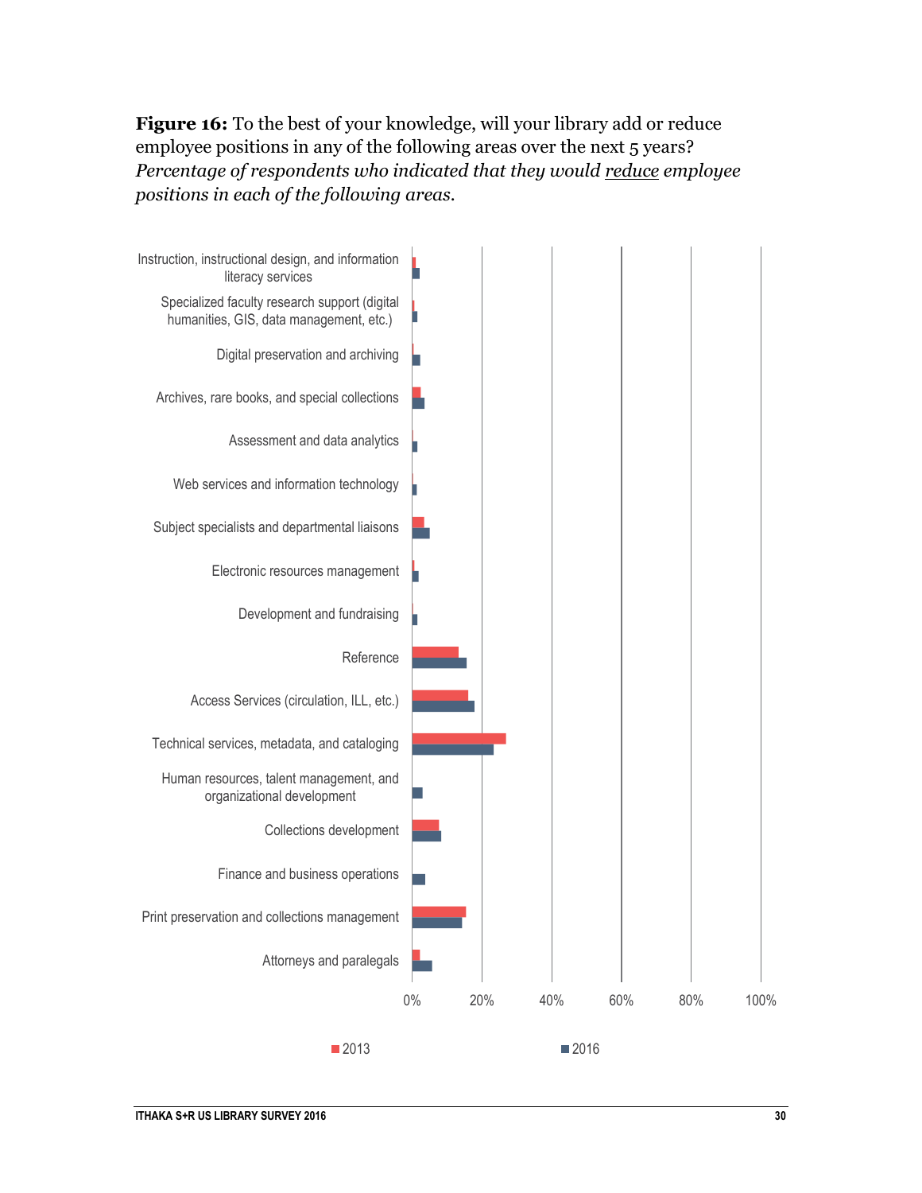**Figure 16:** To the best of your knowledge, will your library add or reduce employee positions in any of the following areas over the next 5 years? *Percentage of respondents who indicated that they would* reduce *employee positions in each of the following areas.*

Instruction, instructional design, and information literacy services

Specialized faculty research support (digital humanities, GIS, data management, etc.)

Digital preservation and archiving

Archives, rare books, and special collections

Assessment and data analytics

Web services and information technology

Subject specialists and departmental liaisons

Electronic resources management

Development and fundraising

Reference

Access Services (circulation, ILL, etc.)

Technical services, metadata, and cataloging

Human resources, talent management, and organizational development

Collections development

Finance and business operations

Print preservation and collections management

Attorneys and paralegals

0% 20% 40% 60% 80% 100%

2013 2016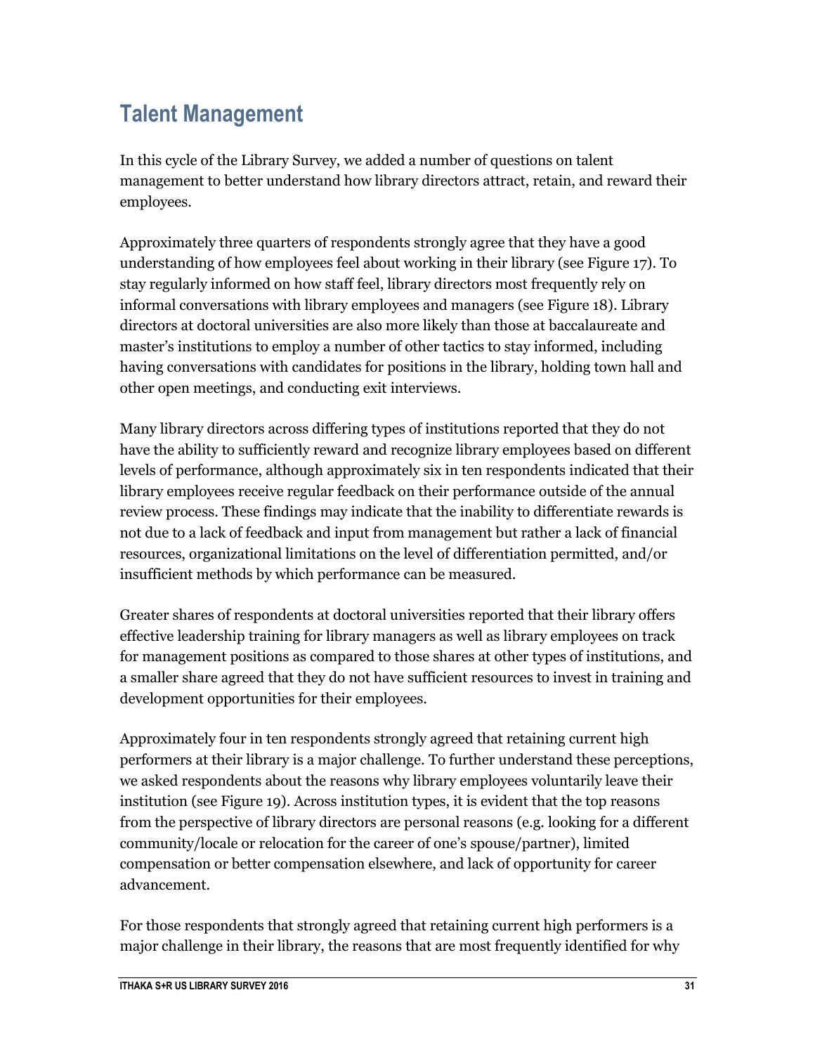## Talent Management

In this cycle of the Library Survey, we added a number of questions on talent management to better understand how library directors attract, retain, and reward their employees.

Approximately three quarters of respondents strongly agree that they have a good understanding of how employees feel about working in their library (see Figure 17). To stay regularly informed on how staff feel, library directors most frequently rely on informal conversations with library employees and managers (see Figure 18). Library directors at doctoral universities are also more likely than those at baccalaureate and master's institutions to employ a number of other tactics to stay informed, including having conversations with candidates for positions in the library, holding town hall and other open meetings, and conducting exit interviews.

Many library directors across differing types of institutions reported that they do not have the ability to sufficiently reward and recognize library employees based on different levels of performance, although approximately six in ten respondents indicated that their library employees receive regular feedback on their performance outside of the annual review process. These findings may indicate that the inability to differentiate rewards is not due to a lack of feedback and input from management but rather a lack of financial resources, organizational limitations on the level of differentiation permitted, and/or insufficient methods by which performance can be measured.

Greater shares of respondents at doctoral universities reported that their library offers effective leadership training for library managers as well as library employees on track for management positions as compared to those shares at other types of institutions, and a smaller share agreed that they do not have sufficient resources to invest in training and development opportunities for their employees.

Approximately four in ten respondents strongly agreed that retaining current high performers at their library is a major challenge. To further understand these perceptions, we asked respondents about the reasons why library employees voluntarily leave their institution (see Figure 19). Across institution types, it is evident that the top reasons from the perspective of library directors are personal reasons (e.g. looking for a different community/locale or relocation for the career of one's spouse/partner), limited compensation or better compensation elsewhere, and lack of opportunity for career advancement.

For those respondents that strongly agreed that retaining current high performers is a major challenge in their library, the reasons that are most frequently identified for why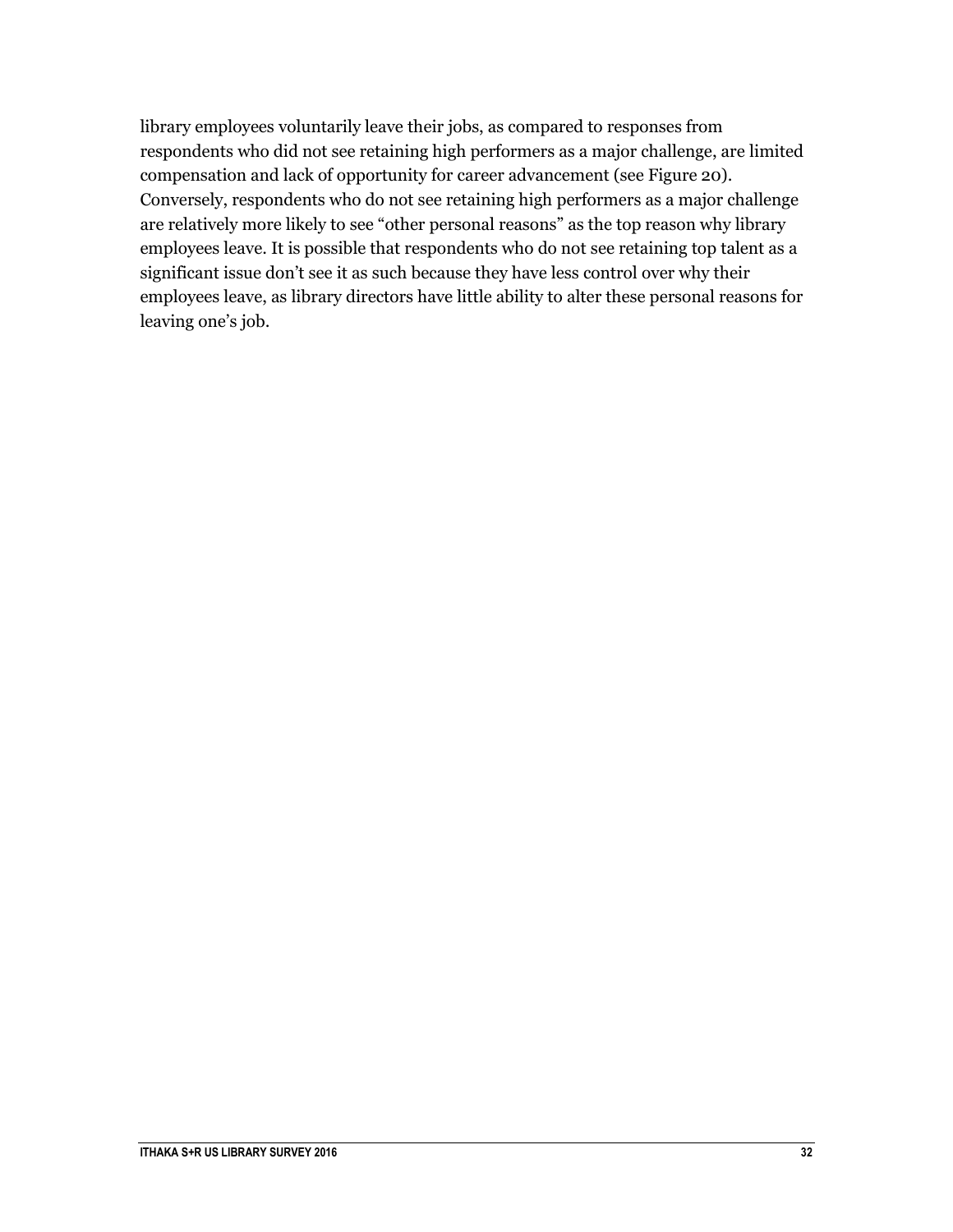library employees voluntarily leave their jobs, as compared to responses from respondents who did not see retaining high performers as a major challenge, are limited compensation and lack of opportunity for career advancement (see Figure 20). Conversely, respondents who do not see retaining high performers as a major challenge are relatively more likely to see “other personal reasons” as the top reason why library employees leave. It is possible that respondents who do not see retaining top talent as a significant issue don’t see it as such because they have less control over why their employees leave, as library directors have little ability to alter these personal reasons for leaving one’s job.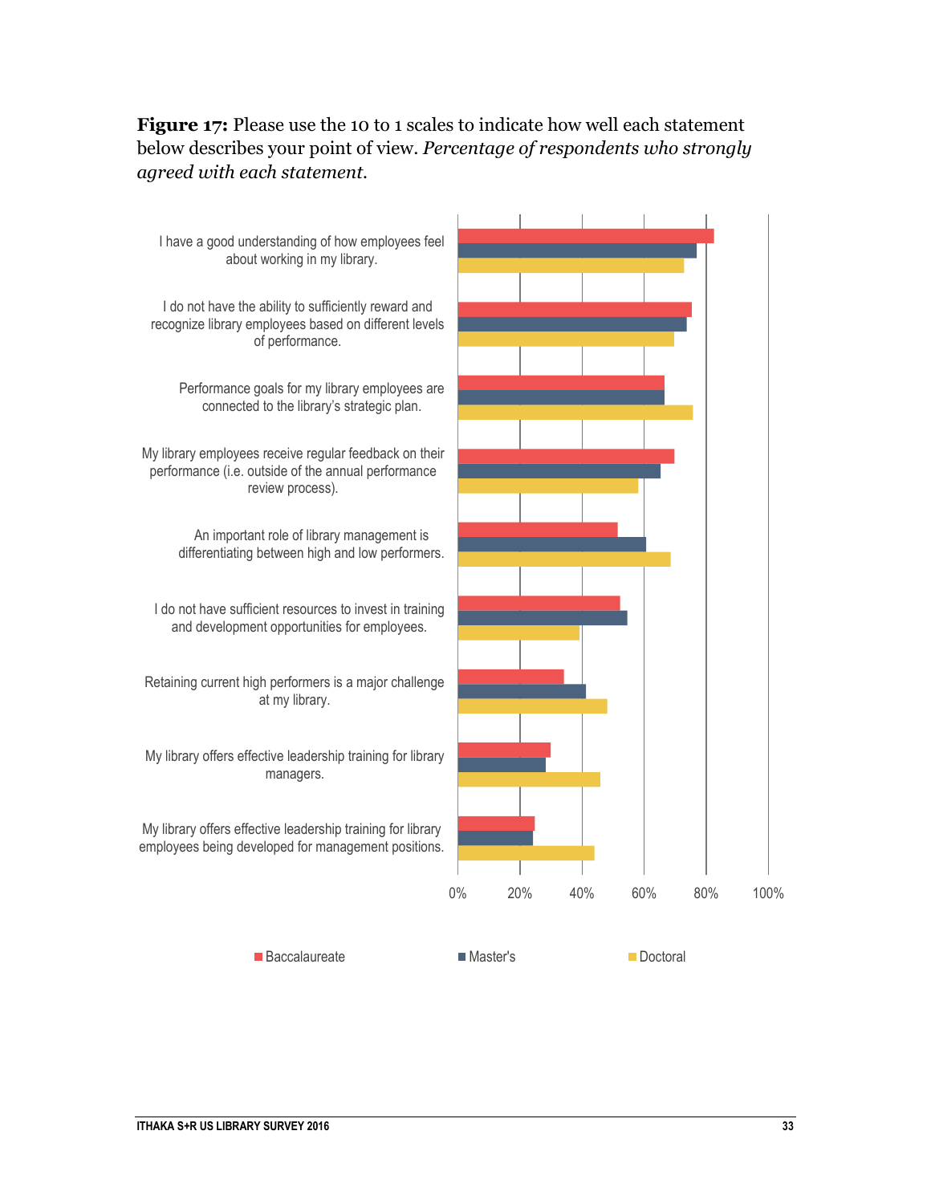**Figure 17:** Please use the 10 to 1 scales to indicate how well each statement below describes your point of view. *Percentage of respondents who strongly agreed with each statement.*

| Statement | Baccalaureate | Master's | Doctoral |
|---|---|---|---|
| I have a good understanding of how employees feel about working in my library. | | | |
| I do not have the ability to sufficiently reward and recognize library employees based on different levels of performance. | | | |
| Performance goals for my library employees are connected to the library's strategic plan. | | | |
| My library employees receive regular feedback on their performance (i.e. outside of the annual performance review process). | | | |
| An important role of library management is differentiating between high and low performers. | | | |
| I do not have sufficient resources to invest in training and development opportunities for employees. | | | |
| Retaining current high performers is a major challenge at my library. | | | |
| My library offers effective leadership training for library managers. | | | |
| My library offers effective leadership training for library employees being developed for management positions. | | | |

0% 20% 40% 60% 80% 100%

■ Baccalaureate ■ Master's ■ Doctoral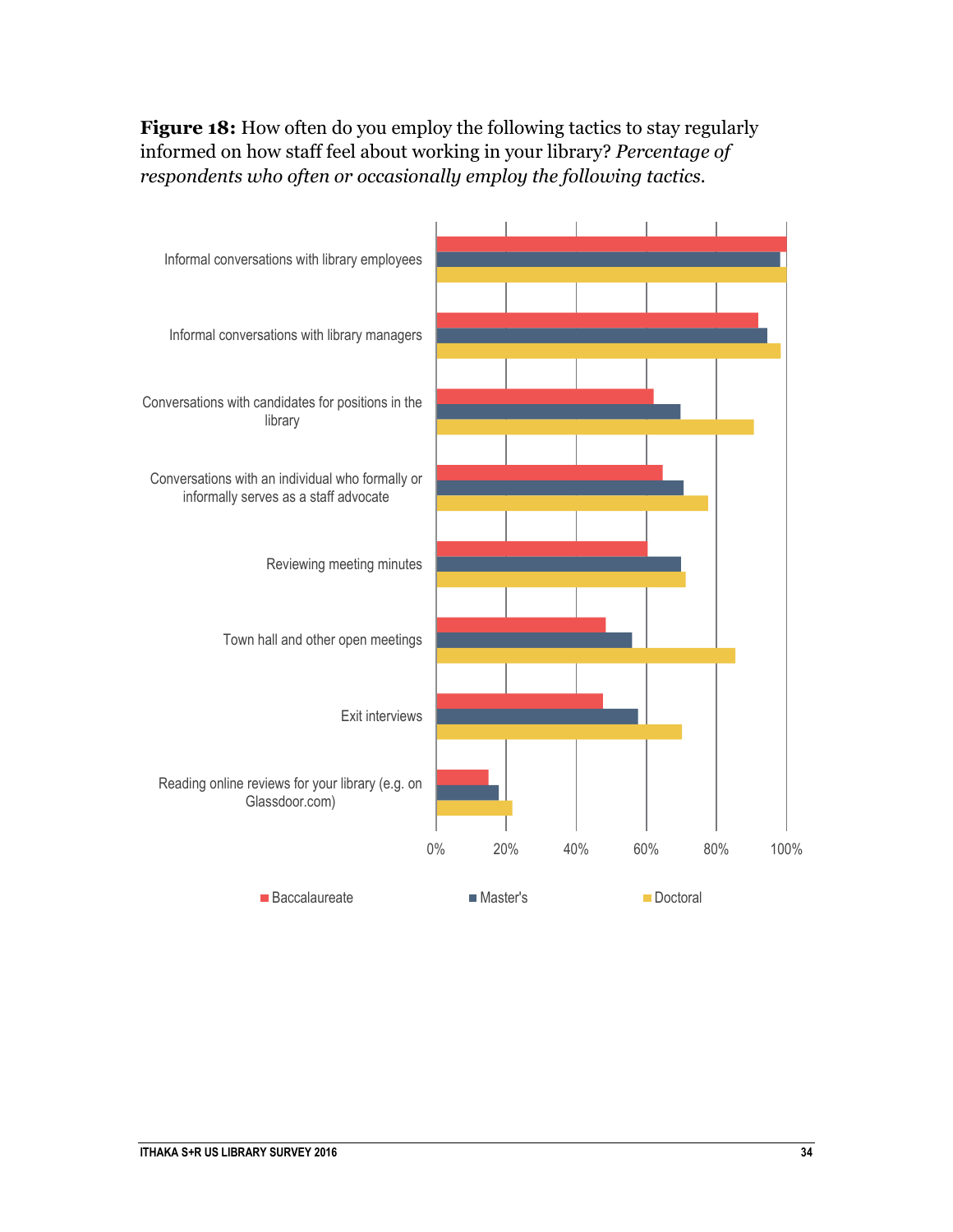**Figure 18:** How often do you employ the following tactics to stay regularly informed on how staff feel about working in your library? *Percentage of respondents who often or occasionally employ the following tactics.*

| Tactic | Baccalaureate | Master's | Doctoral |
|---|---|---|---|
| Informal conversations with library employees | 100% | 98% | 100% |
| Informal conversations with library managers | 92% | 95% | 98% |
| Conversations with candidates for positions in the library | 62% | 70% | 91% |
| Conversations with an individual who formally or informally serves as a staff advocate | 65% | 71% | 78% |
| Reviewing meeting minutes | 60% | 70% | 71% |
| Town hall and other open meetings | 48% | 56% | 85% |
| Exit interviews | 48% | 58% | 70% |
| Reading online reviews for your library (e.g. on Glassdoor.com) | 15% | 18% | 22% |

*Note: Values are approximate readings from a bar chart; the original figure does not label individual values.*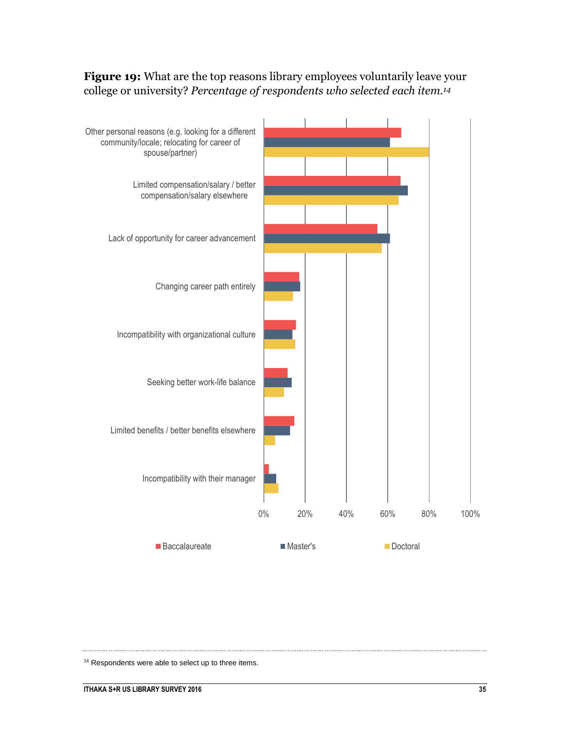**Figure 19:** What are the top reasons library employees voluntarily leave your college or university? *Percentage of respondents who selected each item.*[14]

| Reason | Baccalaureate | Master's | Doctoral |
|---|---|---|---|
| Other personal reasons (e.g. looking for a different community/locale; relocating for career of spouse/partner) | | | |
| Limited compensation/salary / better compensation/salary elsewhere | | | |
| Lack of opportunity for career advancement | | | |
| Changing career path entirely | | | |
| Incompatibility with organizational culture | | | |
| Seeking better work-life balance | | | |
| Limited benefits / better benefits elsewhere | | | |
| Incompatibility with their manager | | | |

0% 20% 40% 60% 80% 100%

■ Baccalaureate ■ Master's ■ Doctoral

[14] Respondents were able to select up to three items.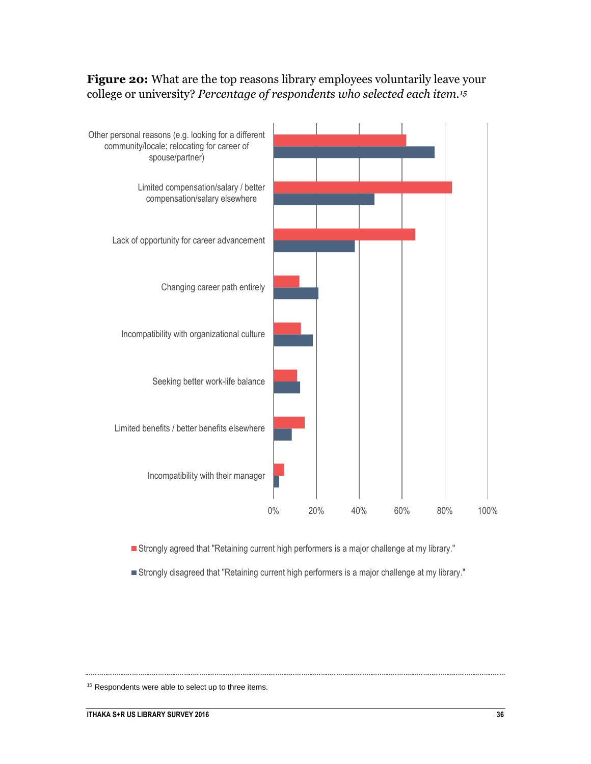**Figure 20:** What are the top reasons library employees voluntarily leave your college or university? *Percentage of respondents who selected each item.*[15]

| Reason | Strongly agreed that "Retaining current high performers is a major challenge at my library." | Strongly disagreed that "Retaining current high performers is a major challenge at my library." |
|---|---|---|
| Other personal reasons (e.g. looking for a different community/locale; relocating for career of spouse/partner) | | |
| Limited compensation/salary / better compensation/salary elsewhere | | |
| Lack of opportunity for career advancement | | |
| Changing career path entirely | | |
| Incompatibility with organizational culture | | |
| Seeking better work-life balance | | |
| Limited benefits / better benefits elsewhere | | |
| Incompatibility with their manager | | |

0% 20% 40% 60% 80% 100%

■ Strongly agreed that "Retaining current high performers is a major challenge at my library."

■ Strongly disagreed that "Retaining current high performers is a major challenge at my library."

[15] Respondents were able to select up to three items.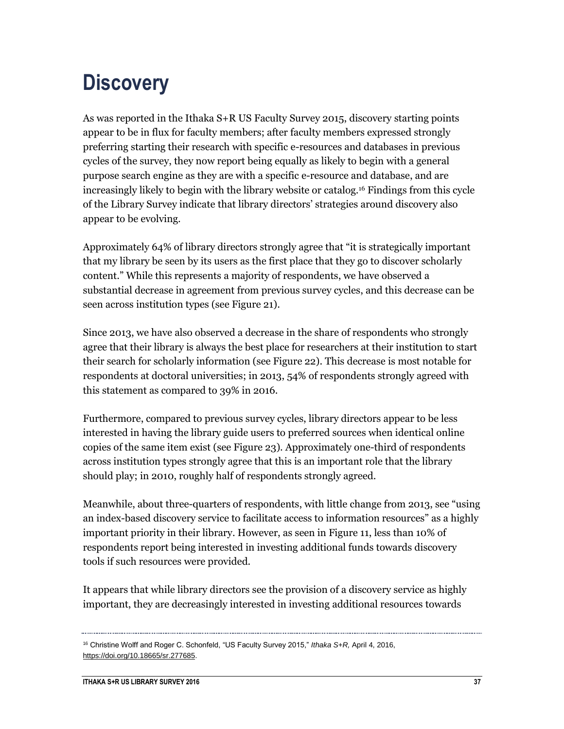# Discovery

As was reported in the Ithaka S+R US Faculty Survey 2015, discovery starting points appear to be in flux for faculty members; after faculty members expressed strongly preferring starting their research with specific e-resources and databases in previous cycles of the survey, they now report being equally as likely to begin with a general purpose search engine as they are with a specific e-resource and database, and are increasingly likely to begin with the library website or catalog.[16] Findings from this cycle of the Library Survey indicate that library directors' strategies around discovery also appear to be evolving.

Approximately 64% of library directors strongly agree that "it is strategically important that my library be seen by its users as the first place that they go to discover scholarly content." While this represents a majority of respondents, we have observed a substantial decrease in agreement from previous survey cycles, and this decrease can be seen across institution types (see Figure 21).

Since 2013, we have also observed a decrease in the share of respondents who strongly agree that their library is always the best place for researchers at their institution to start their search for scholarly information (see Figure 22). This decrease is most notable for respondents at doctoral universities; in 2013, 54% of respondents strongly agreed with this statement as compared to 39% in 2016.

Furthermore, compared to previous survey cycles, library directors appear to be less interested in having the library guide users to preferred sources when identical online copies of the same item exist (see Figure 23). Approximately one-third of respondents across institution types strongly agree that this is an important role that the library should play; in 2010, roughly half of respondents strongly agreed.

Meanwhile, about three-quarters of respondents, with little change from 2013, see "using an index-based discovery service to facilitate access to information resources" as a highly important priority in their library. However, as seen in Figure 11, less than 10% of respondents report being interested in investing additional funds towards discovery tools if such resources were provided.

It appears that while library directors see the provision of a discovery service as highly important, they are decreasingly interested in investing additional resources towards

[16] Christine Wolff and Roger C. Schonfeld, "US Faculty Survey 2015," *Ithaka S+R,* April 4, 2016, https://doi.org/10.18665/sr.277685.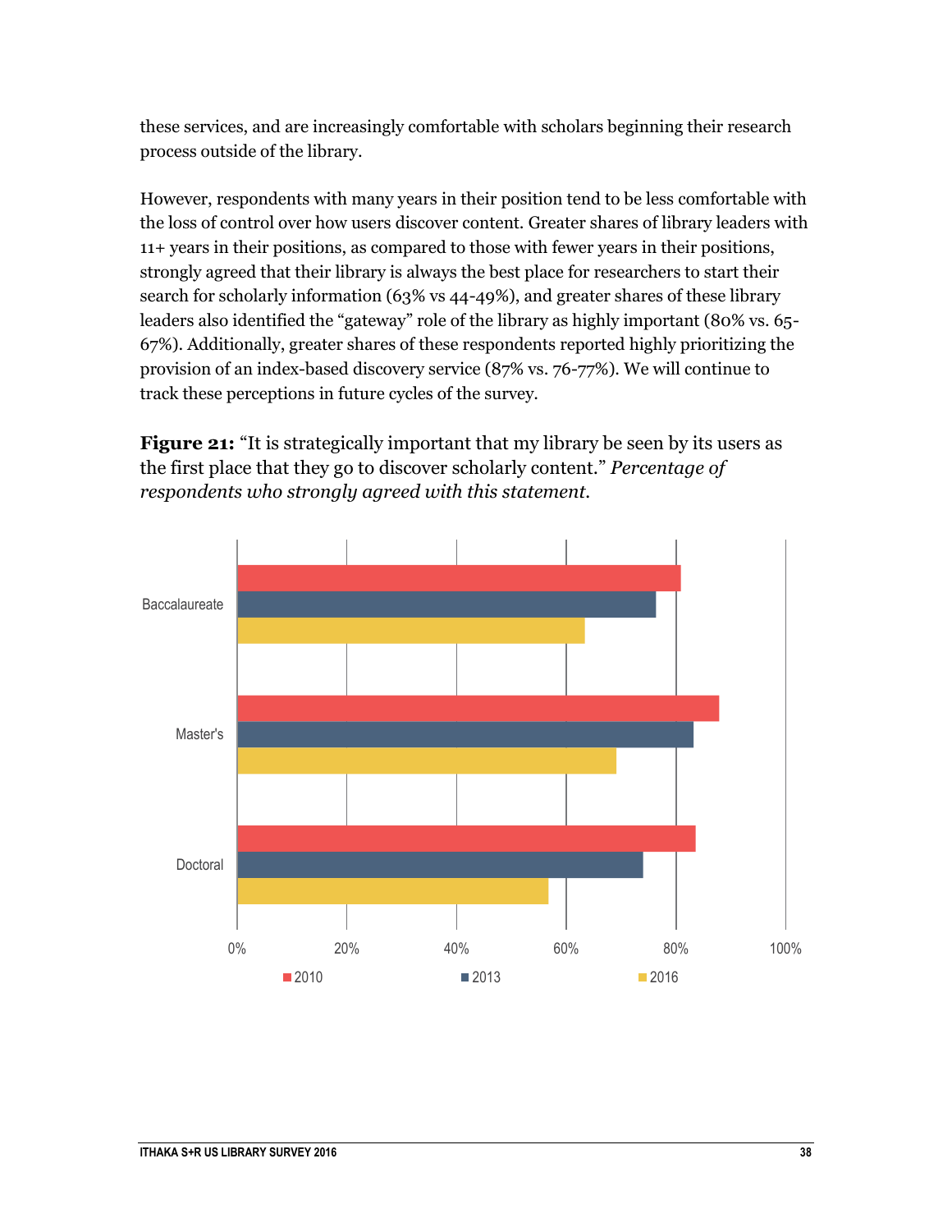these services, and are increasingly comfortable with scholars beginning their research process outside of the library.

However, respondents with many years in their position tend to be less comfortable with the loss of control over how users discover content. Greater shares of library leaders with 11+ years in their positions, as compared to those with fewer years in their positions, strongly agreed that their library is always the best place for researchers to start their search for scholarly information (63% vs 44-49%), and greater shares of these library leaders also identified the "gateway" role of the library as highly important (80% vs. 65-67%). Additionally, greater shares of these respondents reported highly prioritizing the provision of an index-based discovery service (87% vs. 76-77%). We will continue to track these perceptions in future cycles of the survey.

**Figure 21:** "It is strategically important that my library be seen by its users as the first place that they go to discover scholarly content." *Percentage of respondents who strongly agreed with this statement.*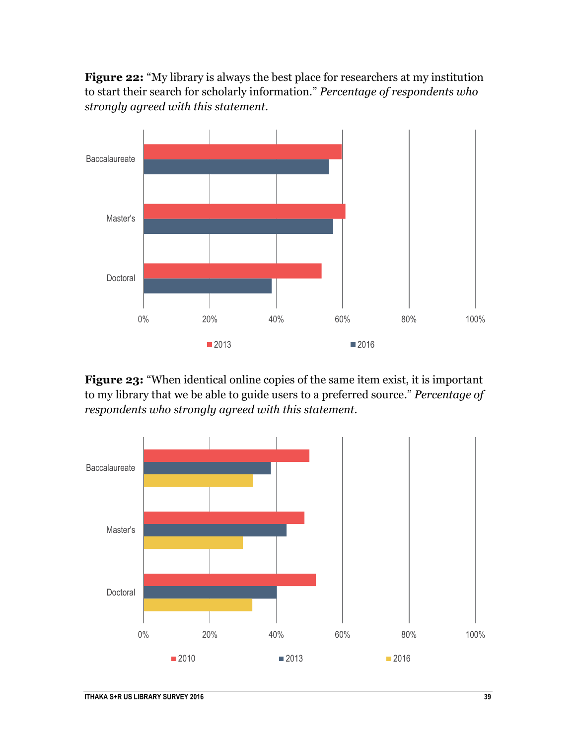**Figure 22:** "My library is always the best place for researchers at my institution to start their search for scholarly information." *Percentage of respondents who strongly agreed with this statement.*

**Figure 23:** "When identical online copies of the same item exist, it is important to my library that we be able to guide users to a preferred source." *Percentage of respondents who strongly agreed with this statement.*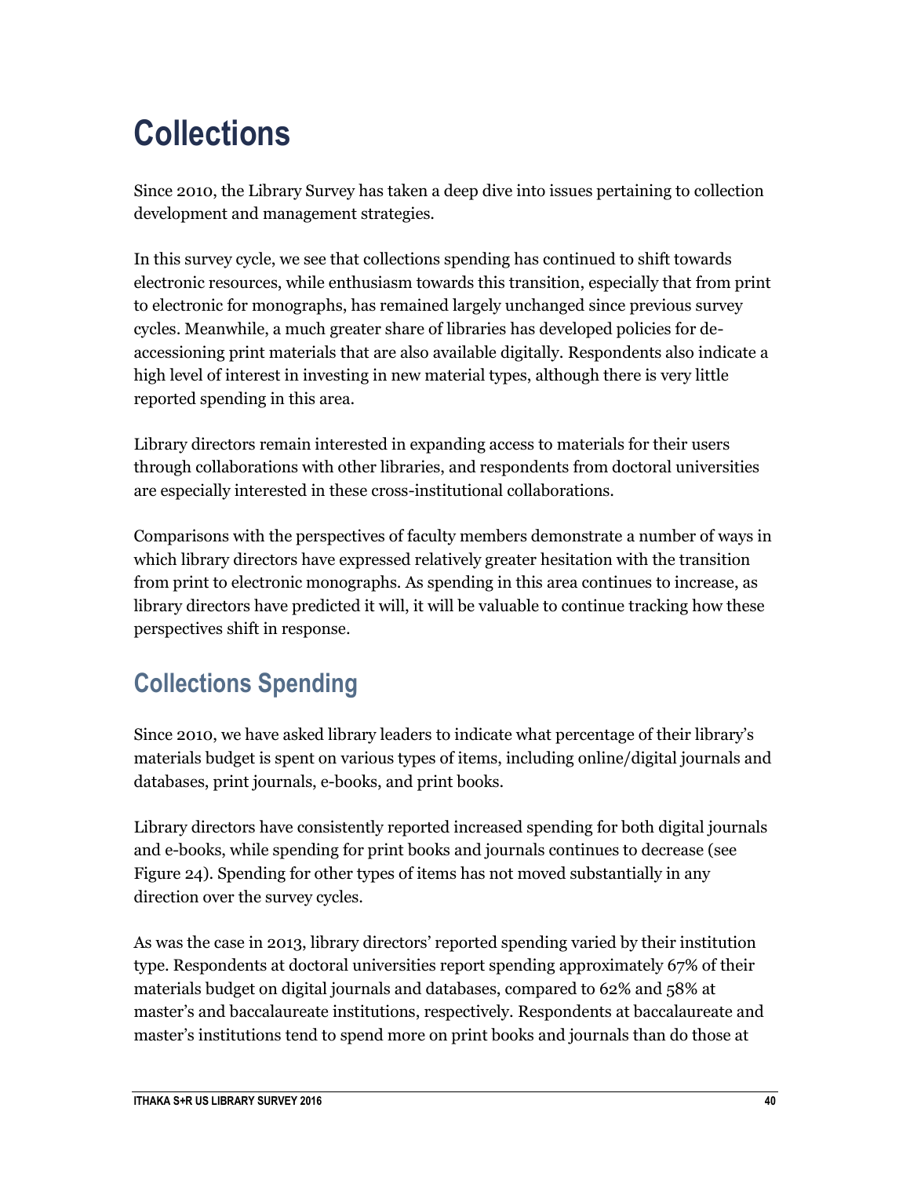# Collections

Since 2010, the Library Survey has taken a deep dive into issues pertaining to collection development and management strategies.

In this survey cycle, we see that collections spending has continued to shift towards electronic resources, while enthusiasm towards this transition, especially that from print to electronic for monographs, has remained largely unchanged since previous survey cycles. Meanwhile, a much greater share of libraries has developed policies for de-accessioning print materials that are also available digitally. Respondents also indicate a high level of interest in investing in new material types, although there is very little reported spending in this area.

Library directors remain interested in expanding access to materials for their users through collaborations with other libraries, and respondents from doctoral universities are especially interested in these cross-institutional collaborations.

Comparisons with the perspectives of faculty members demonstrate a number of ways in which library directors have expressed relatively greater hesitation with the transition from print to electronic monographs. As spending in this area continues to increase, as library directors have predicted it will, it will be valuable to continue tracking how these perspectives shift in response.

## Collections Spending

Since 2010, we have asked library leaders to indicate what percentage of their library's materials budget is spent on various types of items, including online/digital journals and databases, print journals, e-books, and print books.

Library directors have consistently reported increased spending for both digital journals and e-books, while spending for print books and journals continues to decrease (see Figure 24). Spending for other types of items has not moved substantially in any direction over the survey cycles.

As was the case in 2013, library directors' reported spending varied by their institution type. Respondents at doctoral universities report spending approximately 67% of their materials budget on digital journals and databases, compared to 62% and 58% at master's and baccalaureate institutions, respectively. Respondents at baccalaureate and master's institutions tend to spend more on print books and journals than do those at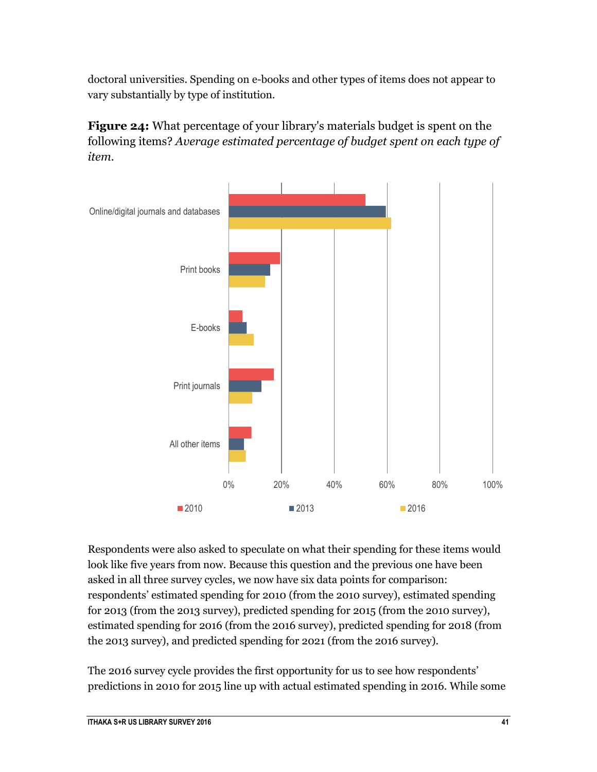doctoral universities. Spending on e-books and other types of items does not appear to vary substantially by type of institution.

**Figure 24:** What percentage of your library's materials budget is spent on the following items? *Average estimated percentage of budget spent on each type of item.*

Respondents were also asked to speculate on what their spending for these items would look like five years from now. Because this question and the previous one have been asked in all three survey cycles, we now have six data points for comparison: respondents' estimated spending for 2010 (from the 2010 survey), estimated spending for 2013 (from the 2013 survey), predicted spending for 2015 (from the 2010 survey), estimated spending for 2016 (from the 2016 survey), predicted spending for 2018 (from the 2013 survey), and predicted spending for 2021 (from the 2016 survey).

The 2016 survey cycle provides the first opportunity for us to see how respondents' predictions in 2010 for 2015 line up with actual estimated spending in 2016. While some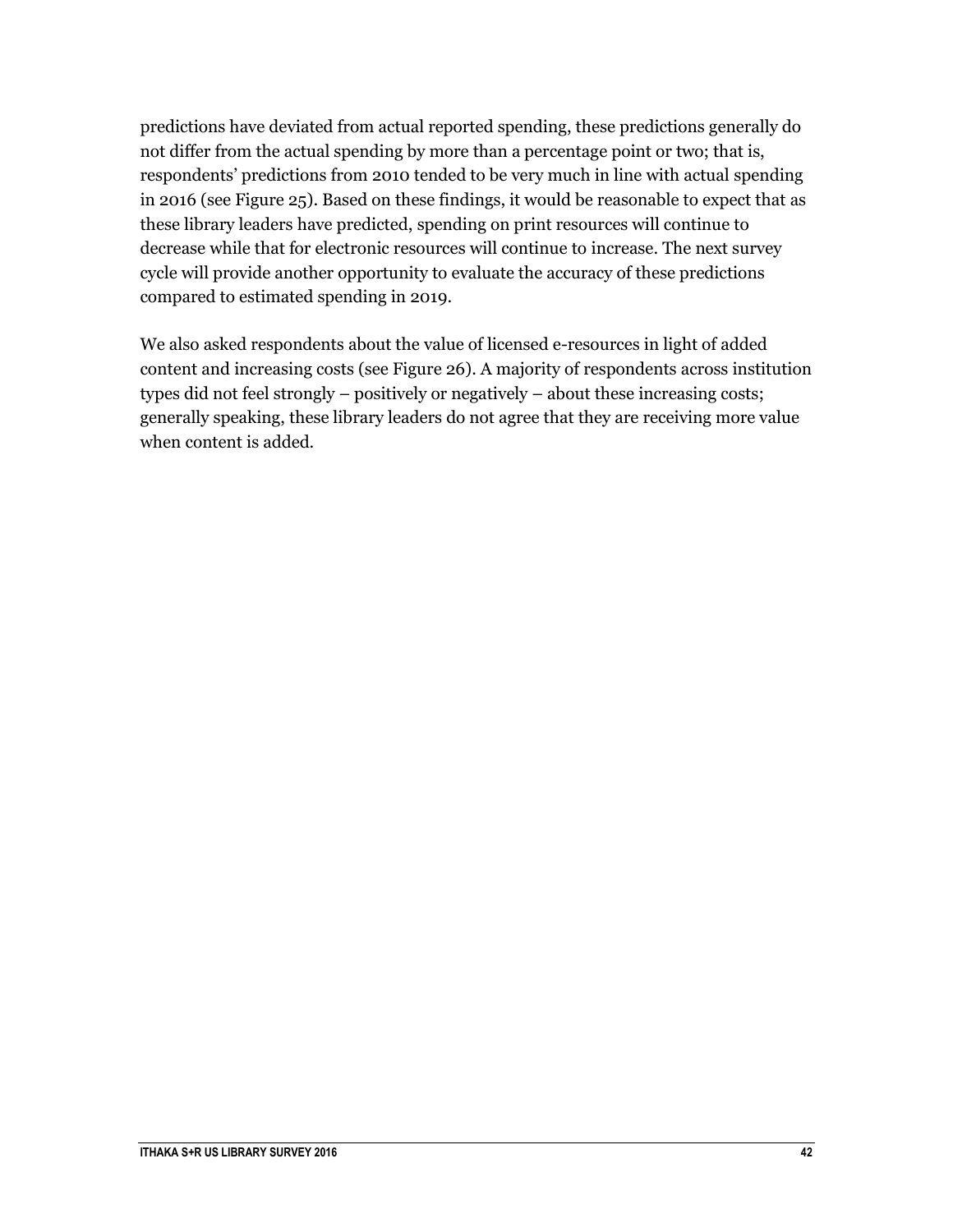predictions have deviated from actual reported spending, these predictions generally do not differ from the actual spending by more than a percentage point or two; that is, respondents' predictions from 2010 tended to be very much in line with actual spending in 2016 (see Figure 25). Based on these findings, it would be reasonable to expect that as these library leaders have predicted, spending on print resources will continue to decrease while that for electronic resources will continue to increase. The next survey cycle will provide another opportunity to evaluate the accuracy of these predictions compared to estimated spending in 2019.

We also asked respondents about the value of licensed e-resources in light of added content and increasing costs (see Figure 26). A majority of respondents across institution types did not feel strongly – positively or negatively – about these increasing costs; generally speaking, these library leaders do not agree that they are receiving more value when content is added.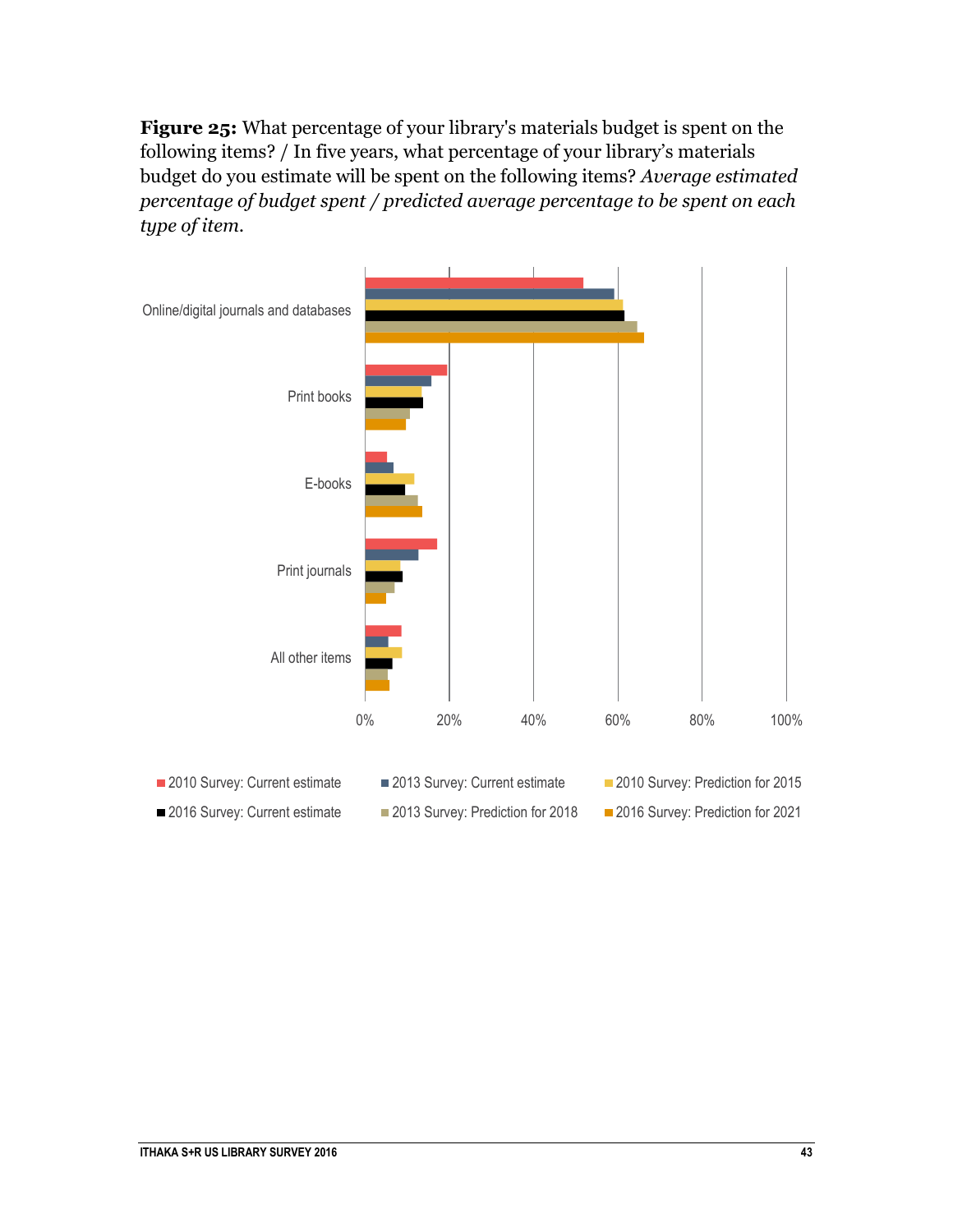**Figure 25:** What percentage of your library's materials budget is spent on the following items? / In five years, what percentage of your library's materials budget do you estimate will be spent on the following items? *Average estimated percentage of budget spent / predicted average percentage to be spent on each type of item.*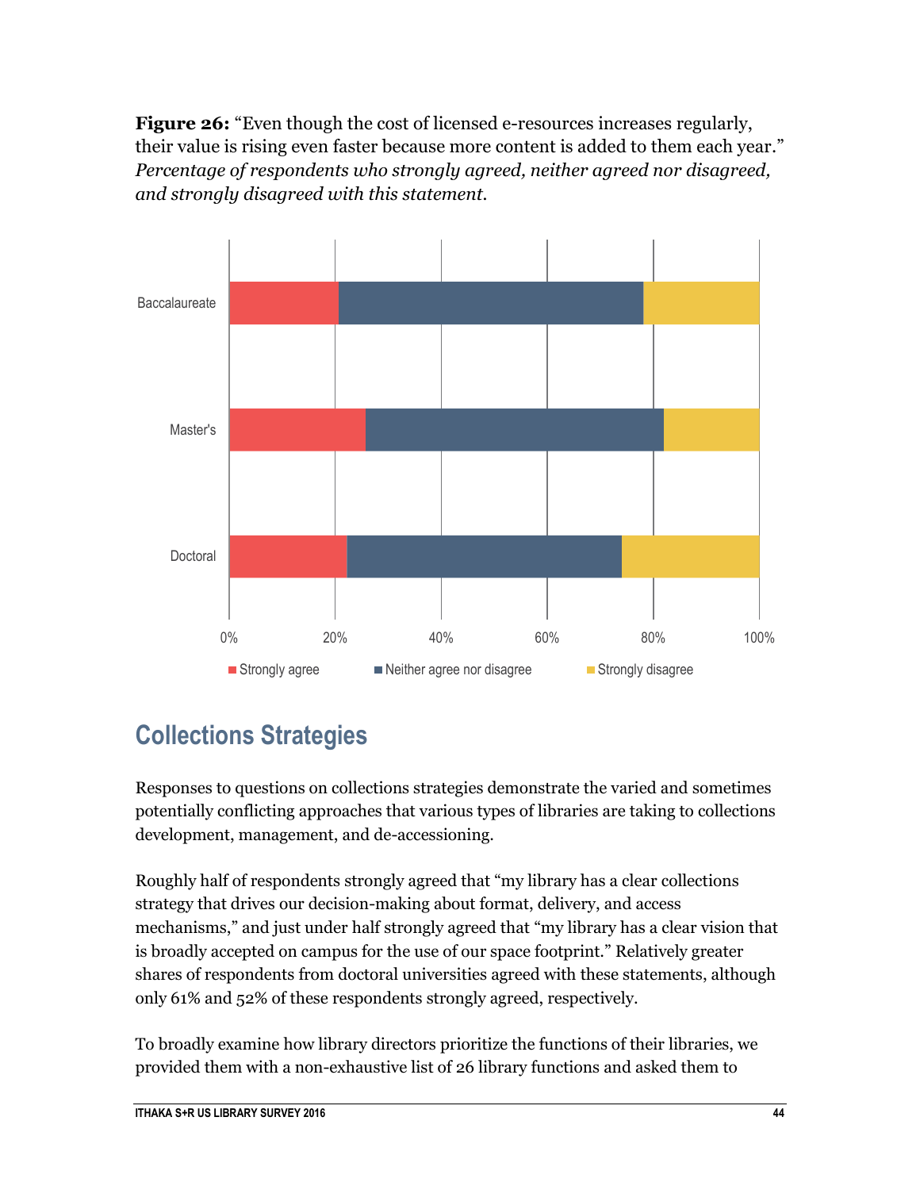**Figure 26:** "Even though the cost of licensed e-resources increases regularly, their value is rising even faster because more content is added to them each year." *Percentage of respondents who strongly agreed, neither agreed nor disagreed, and strongly disagreed with this statement.*

## Collections Strategies

Responses to questions on collections strategies demonstrate the varied and sometimes potentially conflicting approaches that various types of libraries are taking to collections development, management, and de-accessioning.

Roughly half of respondents strongly agreed that "my library has a clear collections strategy that drives our decision-making about format, delivery, and access mechanisms," and just under half strongly agreed that "my library has a clear vision that is broadly accepted on campus for the use of our space footprint." Relatively greater shares of respondents from doctoral universities agreed with these statements, although only 61% and 52% of these respondents strongly agreed, respectively.

To broadly examine how library directors prioritize the functions of their libraries, we provided them with a non-exhaustive list of 26 library functions and asked them to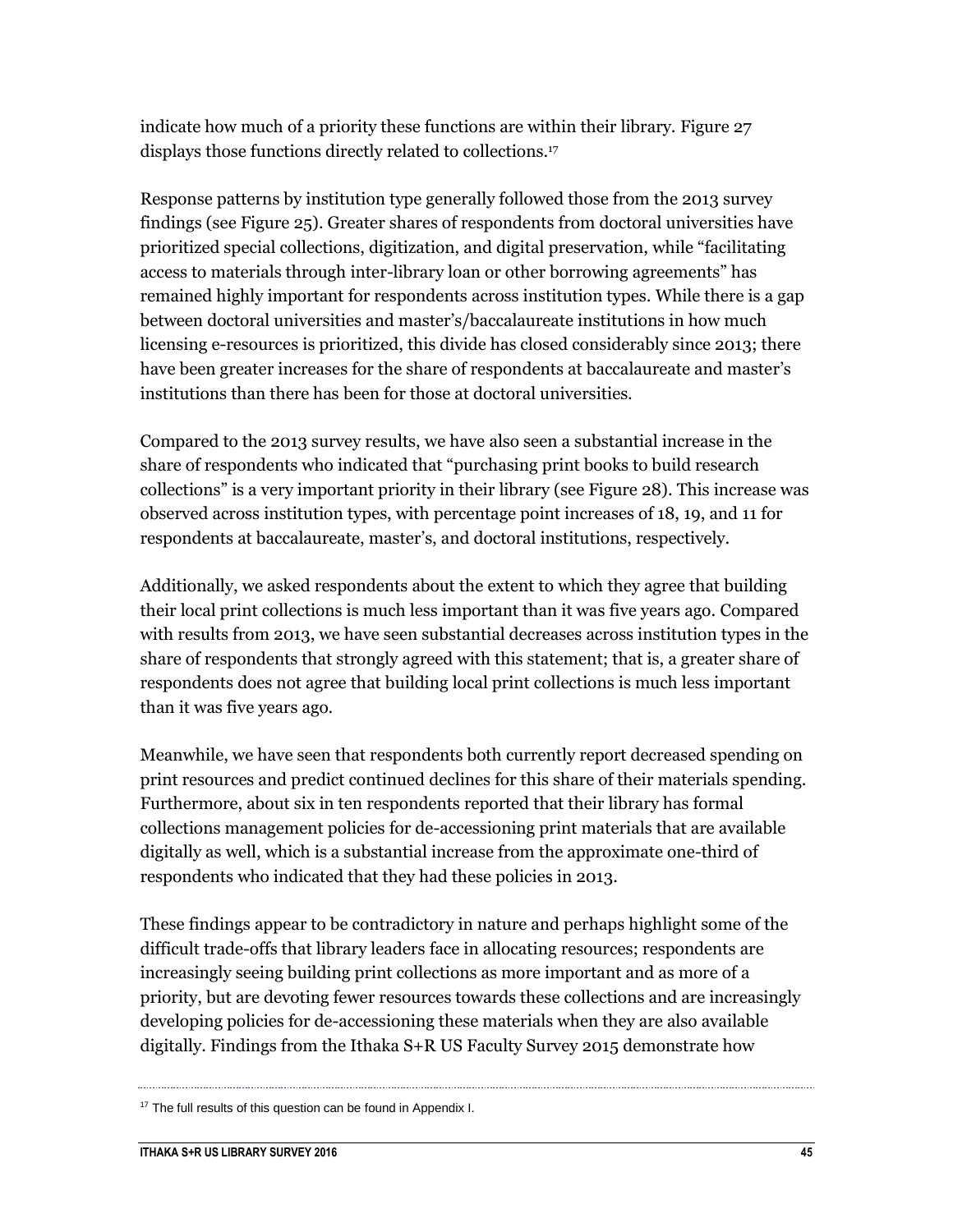indicate how much of a priority these functions are within their library. Figure 27 displays those functions directly related to collections.[17]

Response patterns by institution type generally followed those from the 2013 survey findings (see Figure 25). Greater shares of respondents from doctoral universities have prioritized special collections, digitization, and digital preservation, while "facilitating access to materials through inter-library loan or other borrowing agreements" has remained highly important for respondents across institution types. While there is a gap between doctoral universities and master's/baccalaureate institutions in how much licensing e-resources is prioritized, this divide has closed considerably since 2013; there have been greater increases for the share of respondents at baccalaureate and master's institutions than there has been for those at doctoral universities.

Compared to the 2013 survey results, we have also seen a substantial increase in the share of respondents who indicated that "purchasing print books to build research collections" is a very important priority in their library (see Figure 28). This increase was observed across institution types, with percentage point increases of 18, 19, and 11 for respondents at baccalaureate, master's, and doctoral institutions, respectively.

Additionally, we asked respondents about the extent to which they agree that building their local print collections is much less important than it was five years ago. Compared with results from 2013, we have seen substantial decreases across institution types in the share of respondents that strongly agreed with this statement; that is, a greater share of respondents does not agree that building local print collections is much less important than it was five years ago.

Meanwhile, we have seen that respondents both currently report decreased spending on print resources and predict continued declines for this share of their materials spending. Furthermore, about six in ten respondents reported that their library has formal collections management policies for de-accessioning print materials that are available digitally as well, which is a substantial increase from the approximate one-third of respondents who indicated that they had these policies in 2013.

These findings appear to be contradictory in nature and perhaps highlight some of the difficult trade-offs that library leaders face in allocating resources; respondents are increasingly seeing building print collections as more important and as more of a priority, but are devoting fewer resources towards these collections and are increasingly developing policies for de-accessioning these materials when they are also available digitally. Findings from the Ithaka S+R US Faculty Survey 2015 demonstrate how

[17] The full results of this question can be found in Appendix I.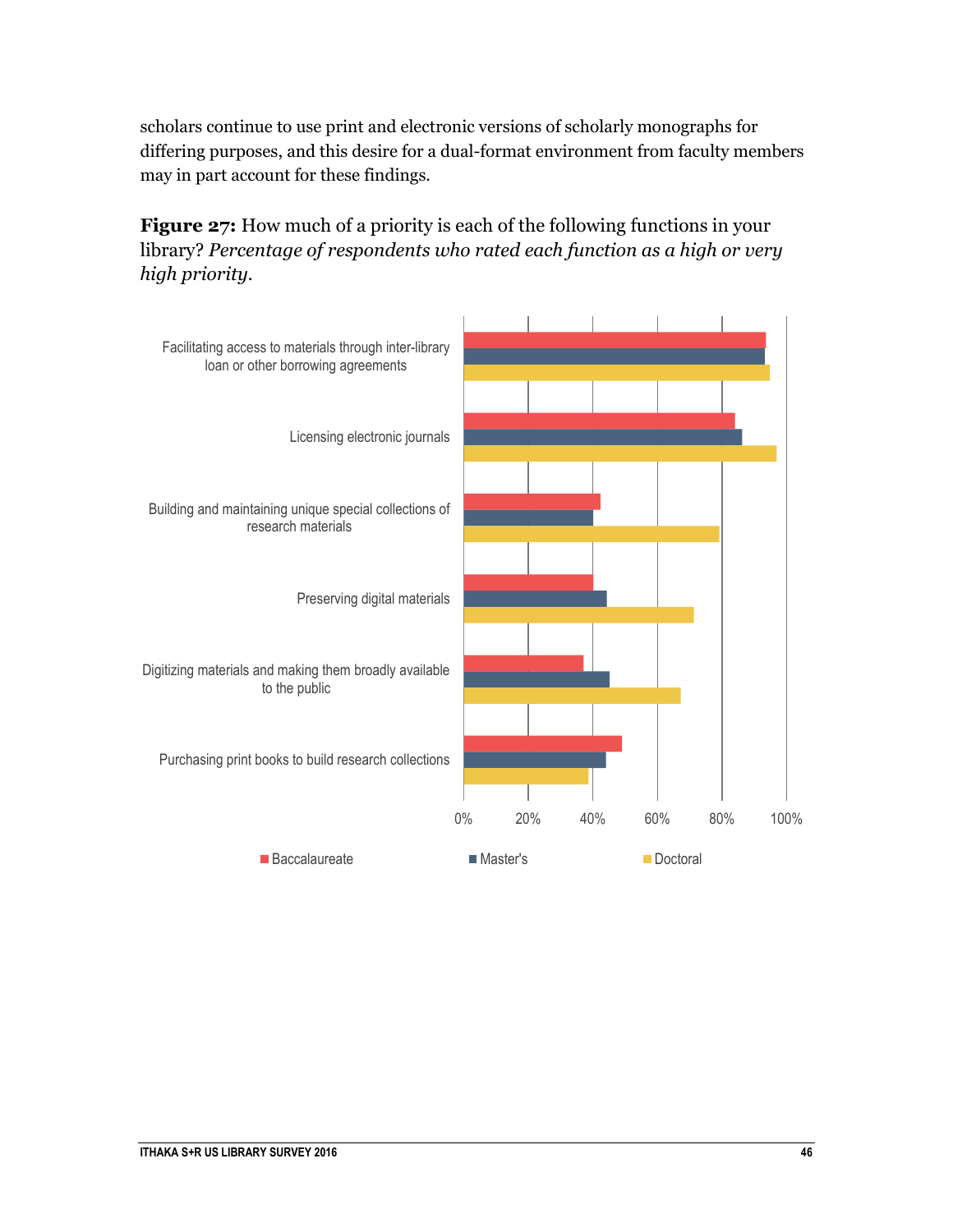scholars continue to use print and electronic versions of scholarly monographs for differing purposes, and this desire for a dual-format environment from faculty members may in part account for these findings.

**Figure 27:** How much of a priority is each of the following functions in your library? *Percentage of respondents who rated each function as a high or very high priority.*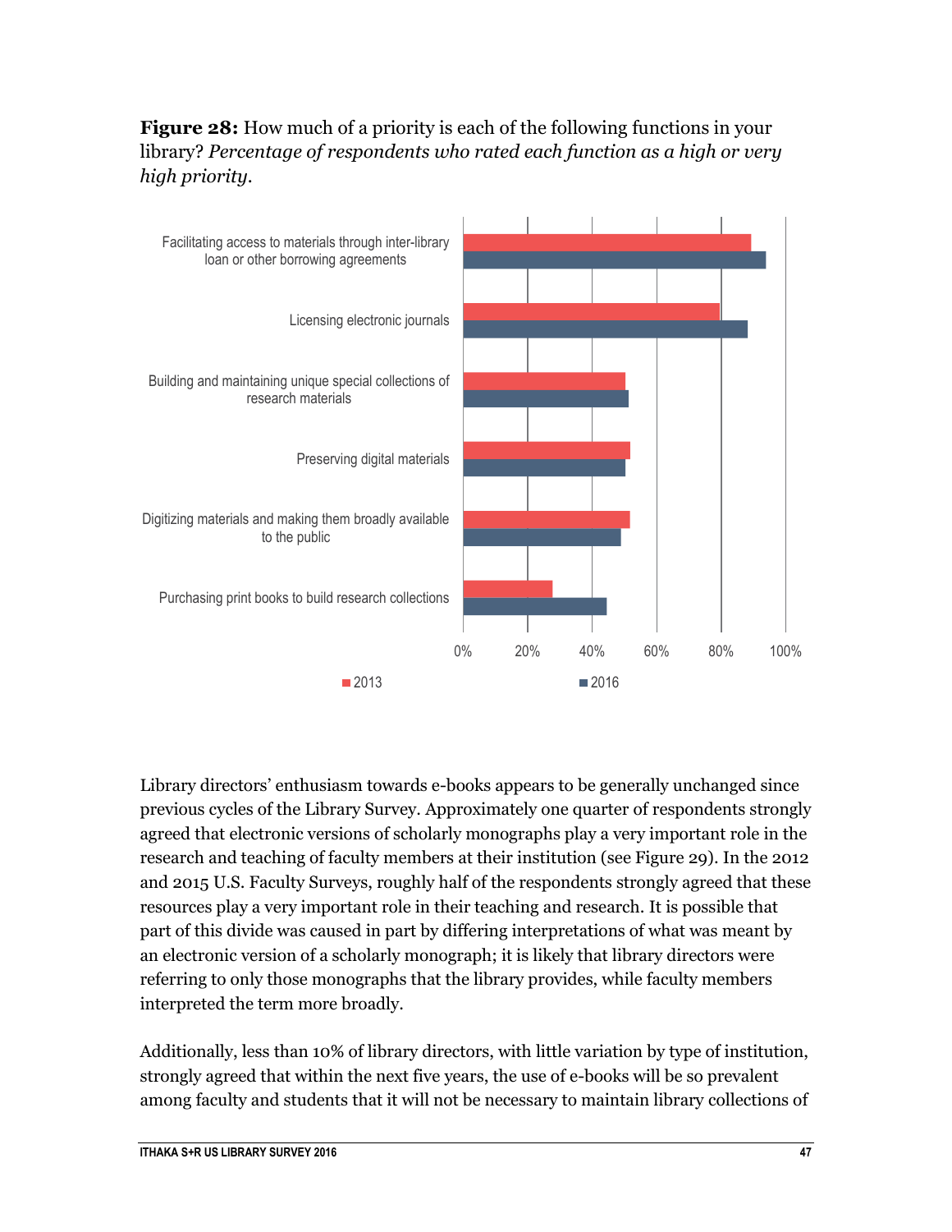**Figure 28:** How much of a priority is each of the following functions in your library? *Percentage of respondents who rated each function as a high or very high priority.*

Library directors' enthusiasm towards e-books appears to be generally unchanged since previous cycles of the Library Survey. Approximately one quarter of respondents strongly agreed that electronic versions of scholarly monographs play a very important role in the research and teaching of faculty members at their institution (see Figure 29). In the 2012 and 2015 U.S. Faculty Surveys, roughly half of the respondents strongly agreed that these resources play a very important role in their teaching and research. It is possible that part of this divide was caused in part by differing interpretations of what was meant by an electronic version of a scholarly monograph; it is likely that library directors were referring to only those monographs that the library provides, while faculty members interpreted the term more broadly.

Additionally, less than 10% of library directors, with little variation by type of institution, strongly agreed that within the next five years, the use of e-books will be so prevalent among faculty and students that it will not be necessary to maintain library collections of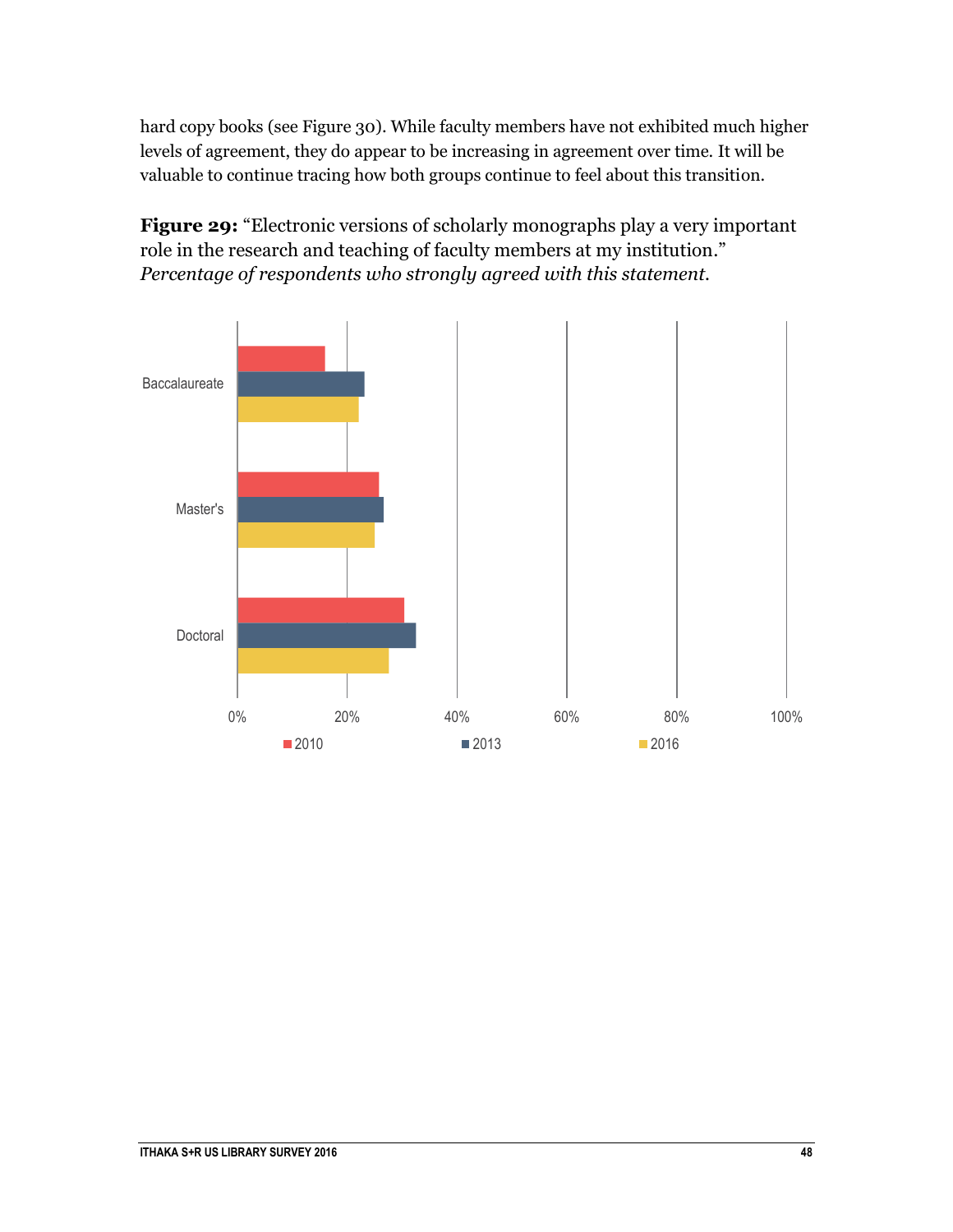hard copy books (see Figure 30). While faculty members have not exhibited much higher levels of agreement, they do appear to be increasing in agreement over time. It will be valuable to continue tracing how both groups continue to feel about this transition.

**Figure 29:** "Electronic versions of scholarly monographs play a very important role in the research and teaching of faculty members at my institution." *Percentage of respondents who strongly agreed with this statement.*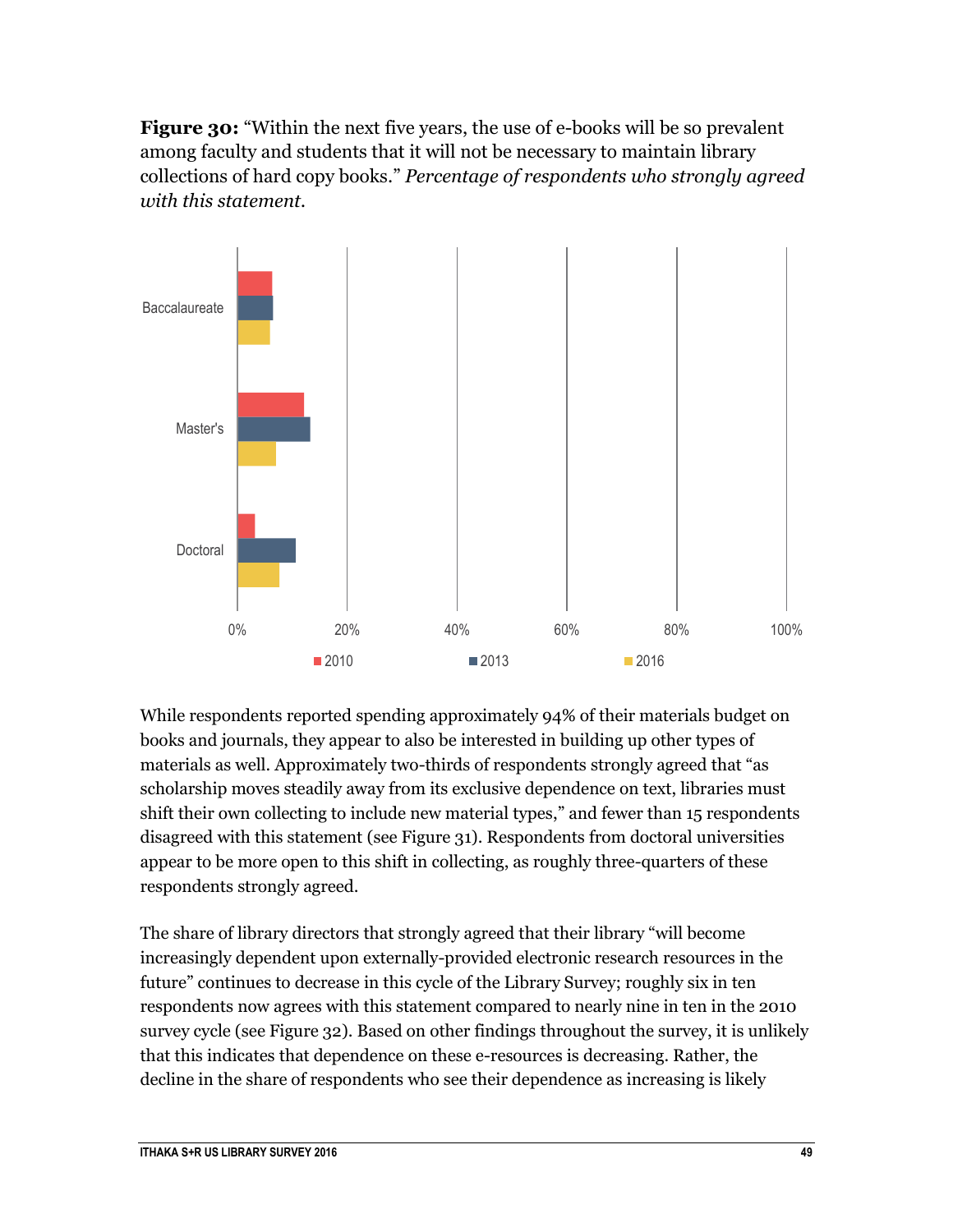**Figure 30:** "Within the next five years, the use of e-books will be so prevalent among faculty and students that it will not be necessary to maintain library collections of hard copy books." *Percentage of respondents who strongly agreed with this statement.*

While respondents reported spending approximately 94% of their materials budget on books and journals, they appear to also be interested in building up other types of materials as well. Approximately two-thirds of respondents strongly agreed that "as scholarship moves steadily away from its exclusive dependence on text, libraries must shift their own collecting to include new material types," and fewer than 15 respondents disagreed with this statement (see Figure 31). Respondents from doctoral universities appear to be more open to this shift in collecting, as roughly three-quarters of these respondents strongly agreed.

The share of library directors that strongly agreed that their library "will become increasingly dependent upon externally-provided electronic research resources in the future" continues to decrease in this cycle of the Library Survey; roughly six in ten respondents now agrees with this statement compared to nearly nine in ten in the 2010 survey cycle (see Figure 32). Based on other findings throughout the survey, it is unlikely that this indicates that dependence on these e-resources is decreasing. Rather, the decline in the share of respondents who see their dependence as increasing is likely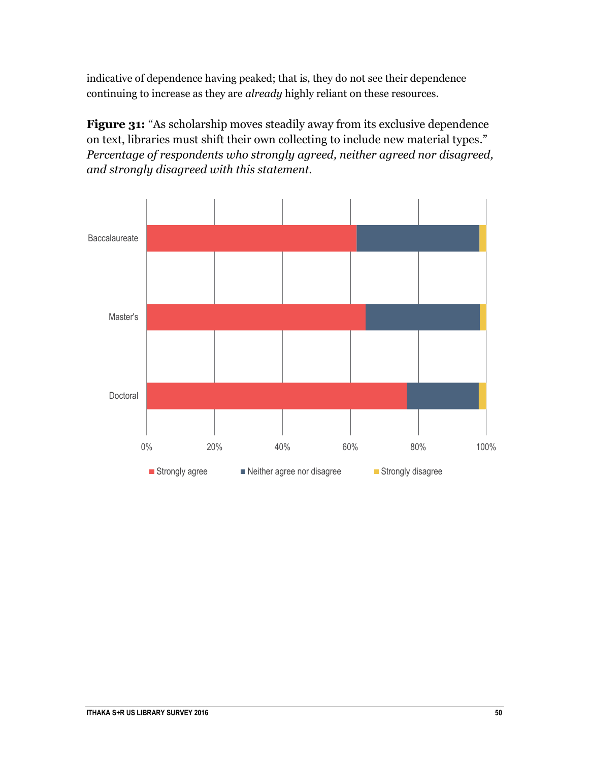indicative of dependence having peaked; that is, they do not see their dependence continuing to increase as they are *already* highly reliant on these resources.

**Figure 31:** “As scholarship moves steadily away from its exclusive dependence on text, libraries must shift their own collecting to include new material types.” *Percentage of respondents who strongly agreed, neither agreed nor disagreed, and strongly disagreed with this statement.*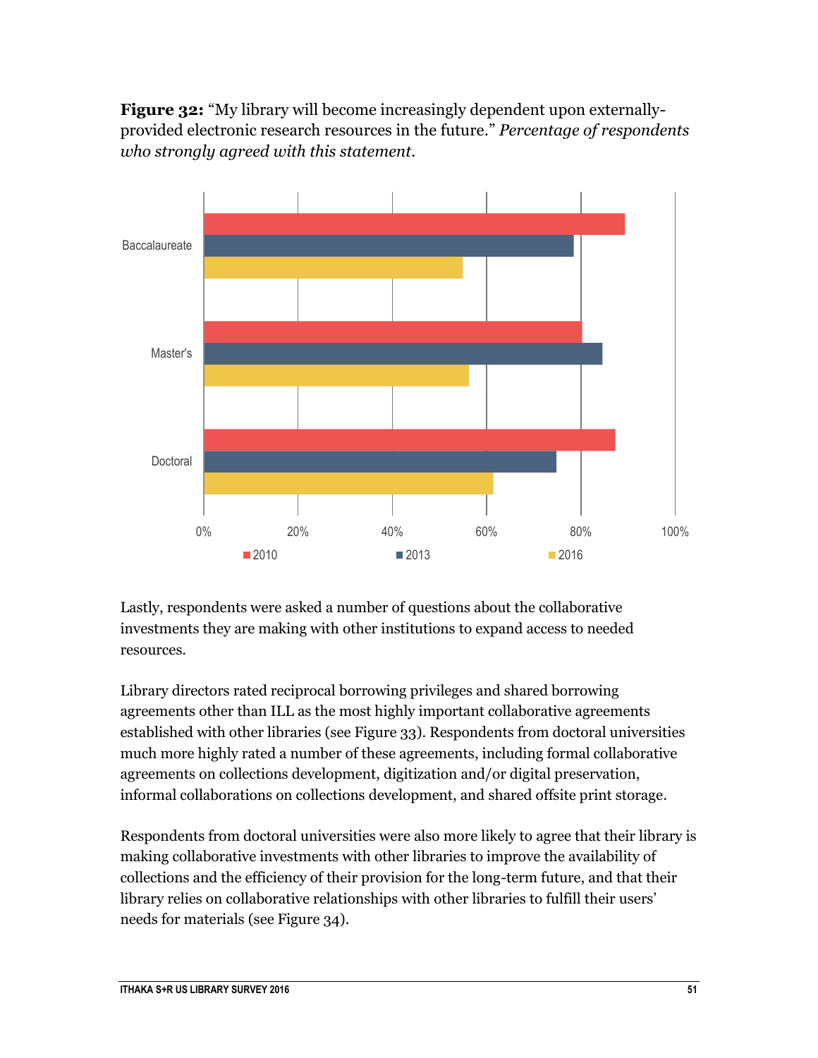**Figure 32:** "My library will become increasingly dependent upon externally-provided electronic research resources in the future." *Percentage of respondents who strongly agreed with this statement.*

Lastly, respondents were asked a number of questions about the collaborative investments they are making with other institutions to expand access to needed resources.

Library directors rated reciprocal borrowing privileges and shared borrowing agreements other than ILL as the most highly important collaborative agreements established with other libraries (see Figure 33). Respondents from doctoral universities much more highly rated a number of these agreements, including formal collaborative agreements on collections development, digitization and/or digital preservation, informal collaborations on collections development, and shared offsite print storage.

Respondents from doctoral universities were also more likely to agree that their library is making collaborative investments with other libraries to improve the availability of collections and the efficiency of their provision for the long-term future, and that their library relies on collaborative relationships with other libraries to fulfill their users' needs for materials (see Figure 34).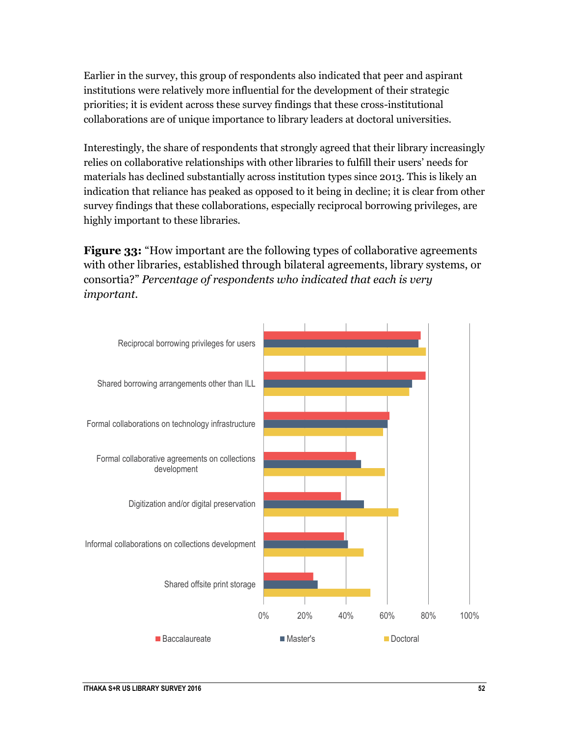Earlier in the survey, this group of respondents also indicated that peer and aspirant institutions were relatively more influential for the development of their strategic priorities; it is evident across these survey findings that these cross-institutional collaborations are of unique importance to library leaders at doctoral universities.

Interestingly, the share of respondents that strongly agreed that their library increasingly relies on collaborative relationships with other libraries to fulfill their users' needs for materials has declined substantially across institution types since 2013. This is likely an indication that reliance has peaked as opposed to it being in decline; it is clear from other survey findings that these collaborations, especially reciprocal borrowing privileges, are highly important to these libraries.

**Figure 33:** "How important are the following types of collaborative agreements with other libraries, established through bilateral agreements, library systems, or consortia?" *Percentage of respondents who indicated that each is very important.*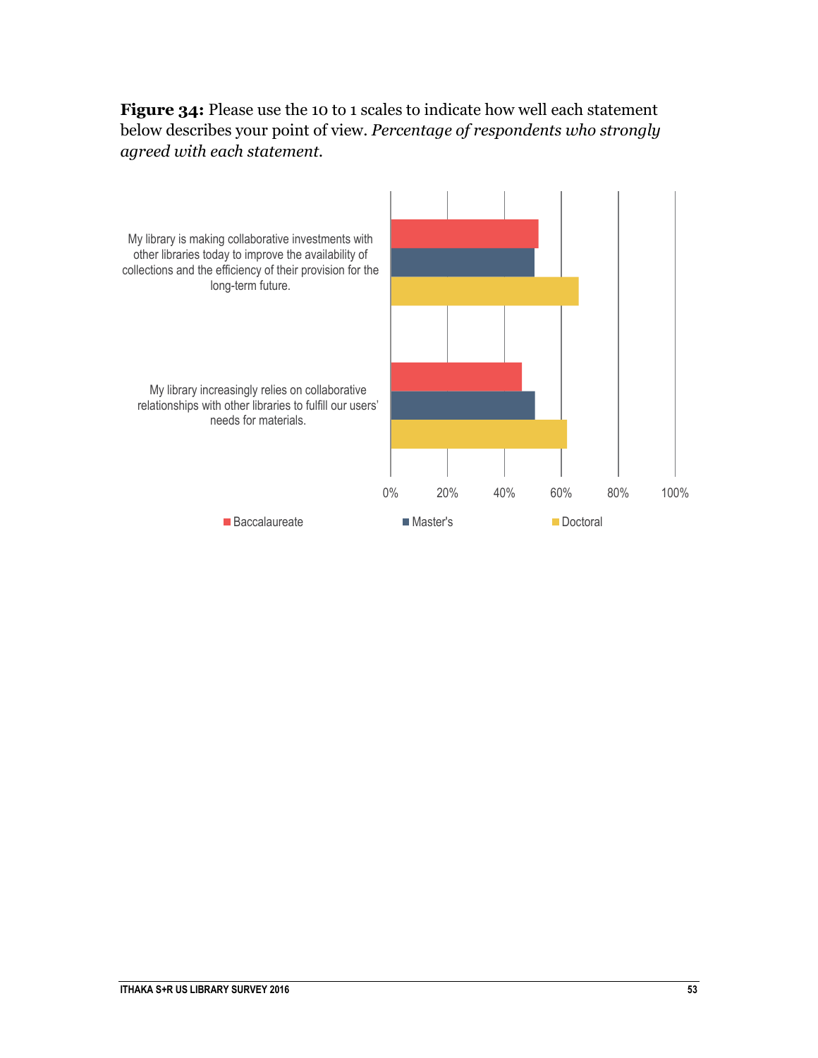**Figure 34:** Please use the 10 to 1 scales to indicate how well each statement below describes your point of view. *Percentage of respondents who strongly agreed with each statement.*

My library is making collaborative investments with other libraries today to improve the availability of collections and the efficiency of their provision for the long-term future.

My library increasingly relies on collaborative relationships with other libraries to fulfill our users' needs for materials.

0% 20% 40% 60% 80% 100%

Baccalaureate Master's Doctoral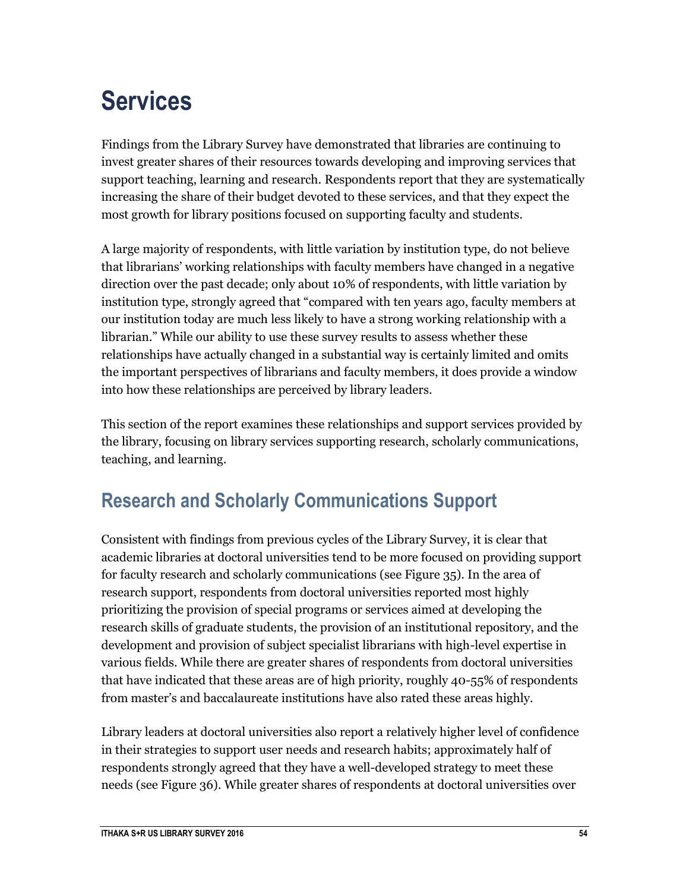# Services

Findings from the Library Survey have demonstrated that libraries are continuing to invest greater shares of their resources towards developing and improving services that support teaching, learning and research. Respondents report that they are systematically increasing the share of their budget devoted to these services, and that they expect the most growth for library positions focused on supporting faculty and students.

A large majority of respondents, with little variation by institution type, do not believe that librarians' working relationships with faculty members have changed in a negative direction over the past decade; only about 10% of respondents, with little variation by institution type, strongly agreed that "compared with ten years ago, faculty members at our institution today are much less likely to have a strong working relationship with a librarian." While our ability to use these survey results to assess whether these relationships have actually changed in a substantial way is certainly limited and omits the important perspectives of librarians and faculty members, it does provide a window into how these relationships are perceived by library leaders.

This section of the report examines these relationships and support services provided by the library, focusing on library services supporting research, scholarly communications, teaching, and learning.

## Research and Scholarly Communications Support

Consistent with findings from previous cycles of the Library Survey, it is clear that academic libraries at doctoral universities tend to be more focused on providing support for faculty research and scholarly communications (see Figure 35). In the area of research support, respondents from doctoral universities reported most highly prioritizing the provision of special programs or services aimed at developing the research skills of graduate students, the provision of an institutional repository, and the development and provision of subject specialist librarians with high-level expertise in various fields. While there are greater shares of respondents from doctoral universities that have indicated that these areas are of high priority, roughly 40-55% of respondents from master's and baccalaureate institutions have also rated these areas highly.

Library leaders at doctoral universities also report a relatively higher level of confidence in their strategies to support user needs and research habits; approximately half of respondents strongly agreed that they have a well-developed strategy to meet these needs (see Figure 36). While greater shares of respondents at doctoral universities over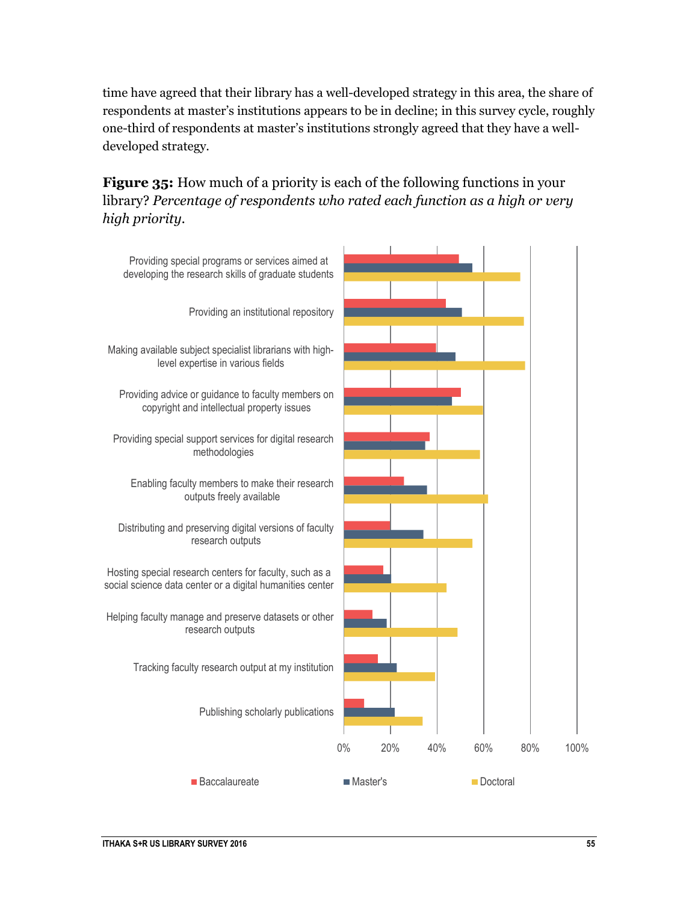time have agreed that their library has a well-developed strategy in this area, the share of respondents at master's institutions appears to be in decline; in this survey cycle, roughly one-third of respondents at master's institutions strongly agreed that they have a well-developed strategy.

**Figure 35:** How much of a priority is each of the following functions in your library? *Percentage of respondents who rated each function as a high or very high priority.*

Providing special programs or services aimed at developing the research skills of graduate students

Providing an institutional repository

Making available subject specialist librarians with high-level expertise in various fields

Providing advice or guidance to faculty members on copyright and intellectual property issues

Providing special support services for digital research methodologies

Enabling faculty members to make their research outputs freely available

Distributing and preserving digital versions of faculty research outputs

Hosting special research centers for faculty, such as a social science data center or a digital humanities center

Helping faculty manage and preserve datasets or other research outputs

Tracking faculty research output at my institution

Publishing scholarly publications

0% 20% 40% 60% 80% 100%

Baccalaureate Master's Doctoral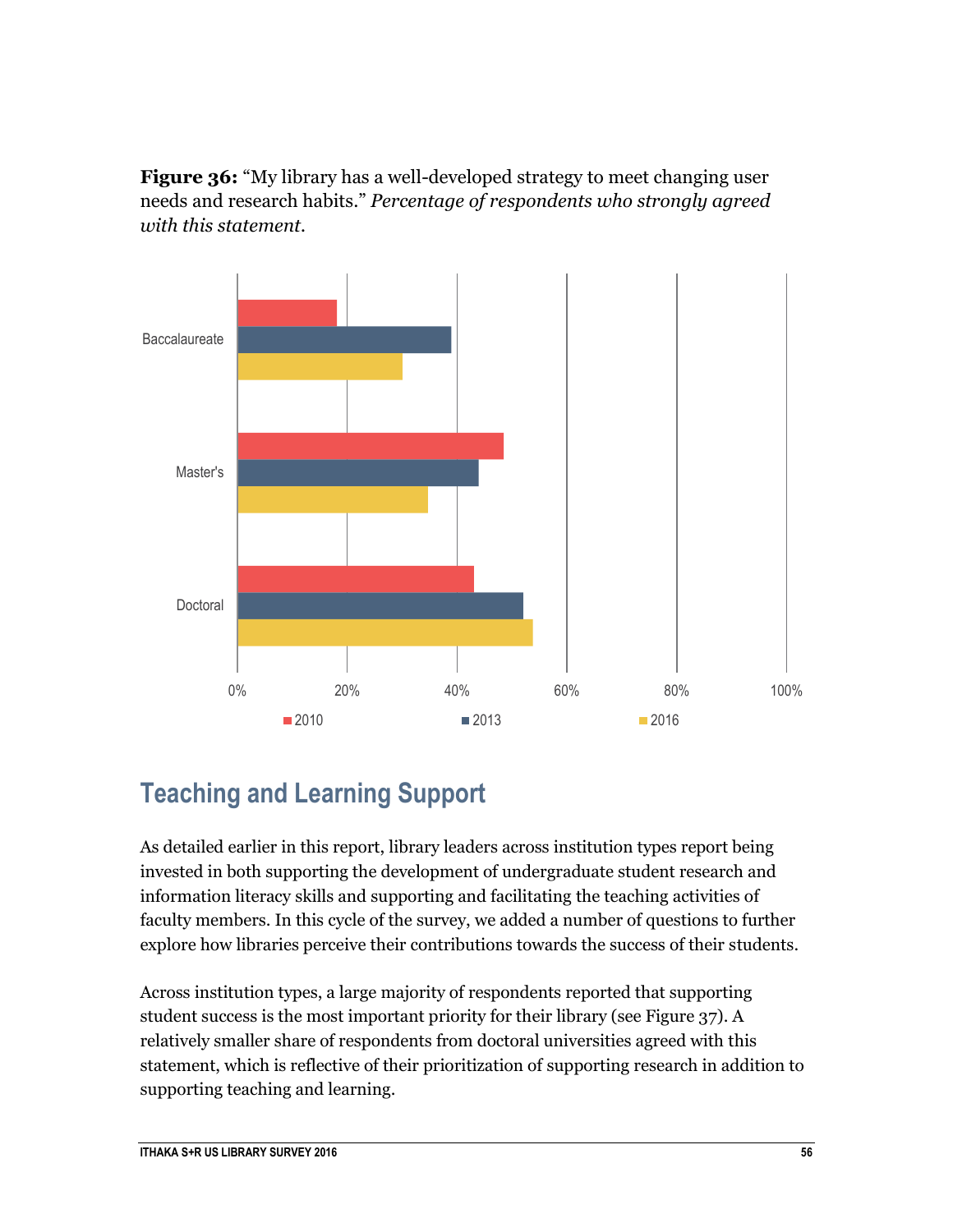**Figure 36:** "My library has a well-developed strategy to meet changing user needs and research habits." *Percentage of respondents who strongly agreed with this statement.*

## Teaching and Learning Support

As detailed earlier in this report, library leaders across institution types report being invested in both supporting the development of undergraduate student research and information literacy skills and supporting and facilitating the teaching activities of faculty members. In this cycle of the survey, we added a number of questions to further explore how libraries perceive their contributions towards the success of their students.

Across institution types, a large majority of respondents reported that supporting student success is the most important priority for their library (see Figure 37). A relatively smaller share of respondents from doctoral universities agreed with this statement, which is reflective of their prioritization of supporting research in addition to supporting teaching and learning.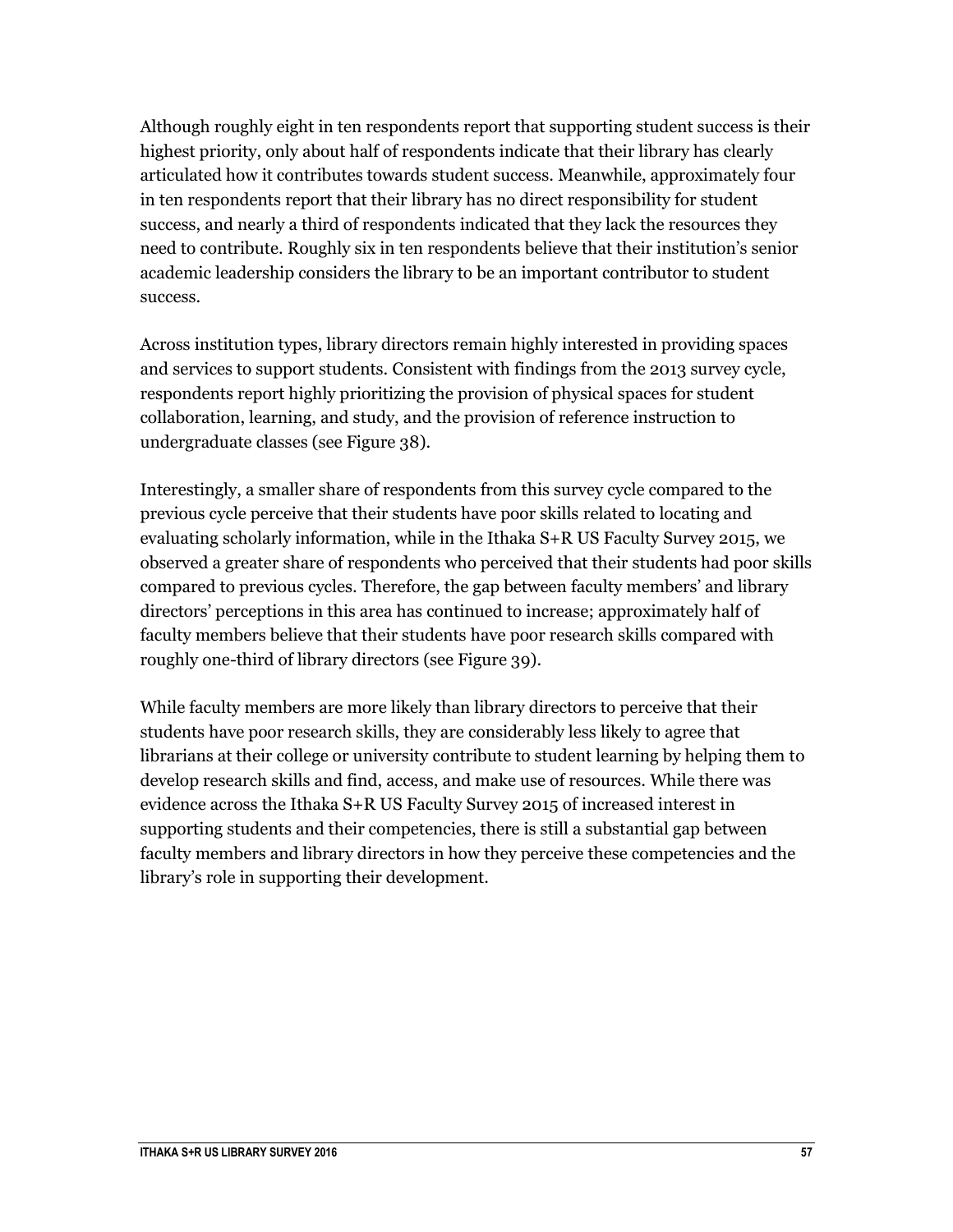Although roughly eight in ten respondents report that supporting student success is their highest priority, only about half of respondents indicate that their library has clearly articulated how it contributes towards student success. Meanwhile, approximately four in ten respondents report that their library has no direct responsibility for student success, and nearly a third of respondents indicated that they lack the resources they need to contribute. Roughly six in ten respondents believe that their institution's senior academic leadership considers the library to be an important contributor to student success.

Across institution types, library directors remain highly interested in providing spaces and services to support students. Consistent with findings from the 2013 survey cycle, respondents report highly prioritizing the provision of physical spaces for student collaboration, learning, and study, and the provision of reference instruction to undergraduate classes (see Figure 38).

Interestingly, a smaller share of respondents from this survey cycle compared to the previous cycle perceive that their students have poor skills related to locating and evaluating scholarly information, while in the Ithaka S+R US Faculty Survey 2015, we observed a greater share of respondents who perceived that their students had poor skills compared to previous cycles. Therefore, the gap between faculty members' and library directors' perceptions in this area has continued to increase; approximately half of faculty members believe that their students have poor research skills compared with roughly one-third of library directors (see Figure 39).

While faculty members are more likely than library directors to perceive that their students have poor research skills, they are considerably less likely to agree that librarians at their college or university contribute to student learning by helping them to develop research skills and find, access, and make use of resources. While there was evidence across the Ithaka S+R US Faculty Survey 2015 of increased interest in supporting students and their competencies, there is still a substantial gap between faculty members and library directors in how they perceive these competencies and the library's role in supporting their development.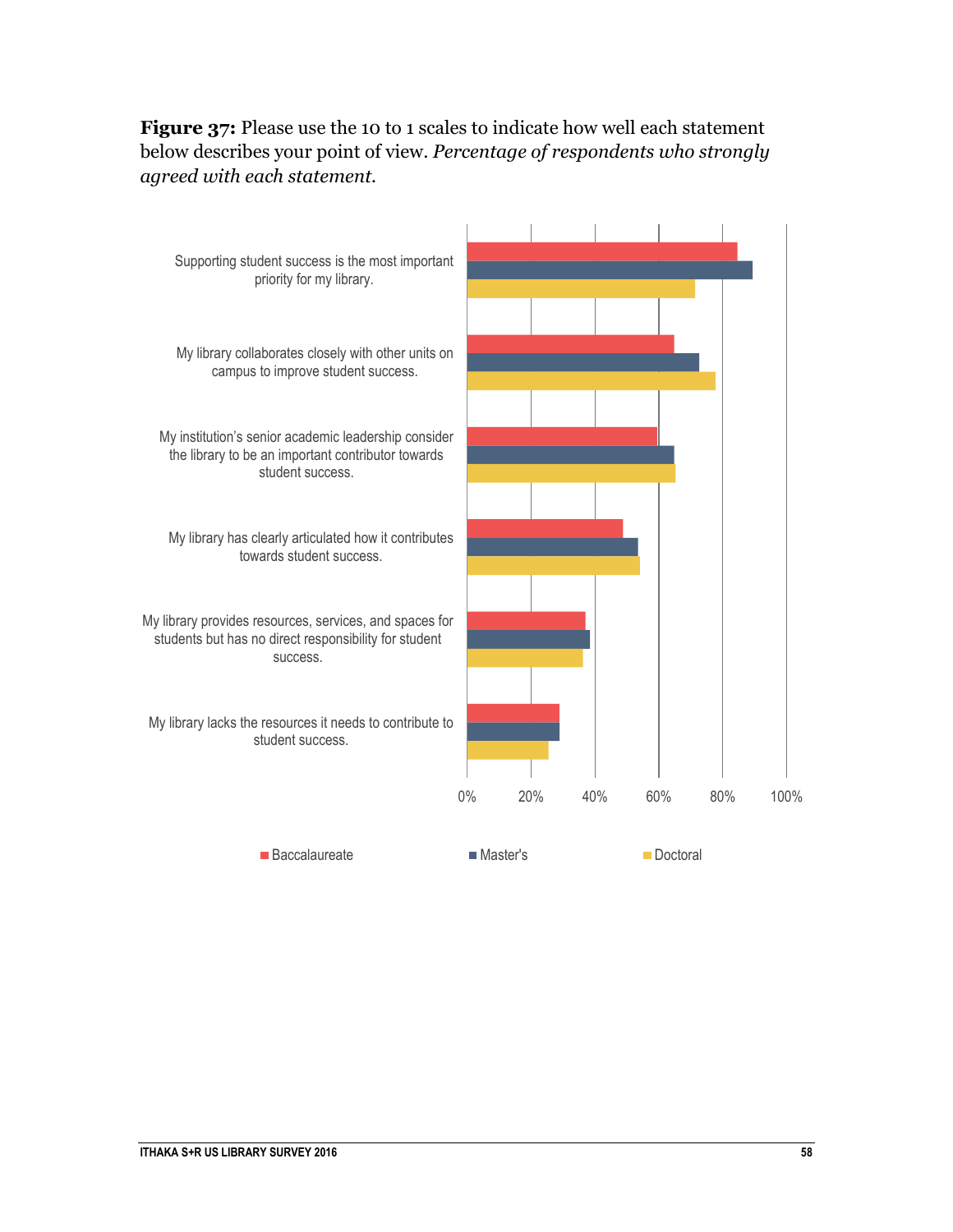**Figure 37:** Please use the 10 to 1 scales to indicate how well each statement below describes your point of view. *Percentage of respondents who strongly agreed with each statement.*

Supporting student success is the most important priority for my library.

My library collaborates closely with other units on campus to improve student success.

My institution's senior academic leadership consider the library to be an important contributor towards student success.

My library has clearly articulated how it contributes towards student success.

My library provides resources, services, and spaces for students but has no direct responsibility for student success.

My library lacks the resources it needs to contribute to student success.

0% 20% 40% 60% 80% 100%

Baccalaureate Master's Doctoral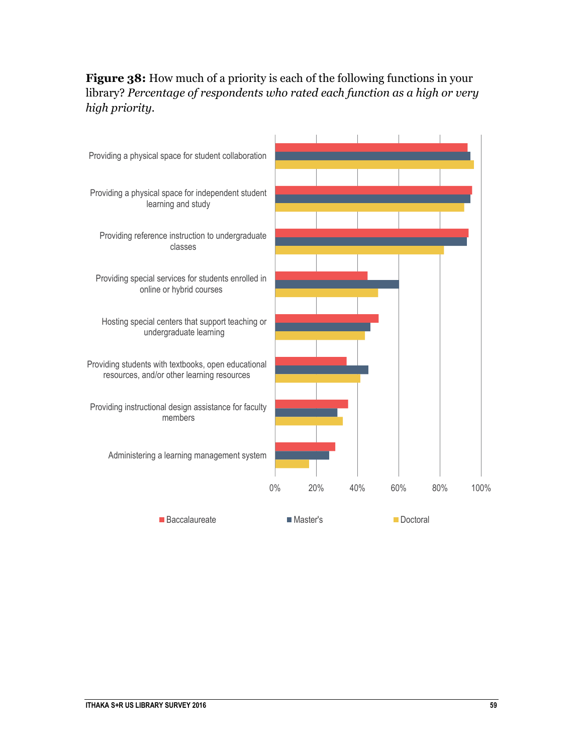**Figure 38:** How much of a priority is each of the following functions in your library? *Percentage of respondents who rated each function as a high or very high priority.*

Providing a physical space for student collaboration

Providing a physical space for independent student learning and study

Providing reference instruction to undergraduate classes

Providing special services for students enrolled in online or hybrid courses

Hosting special centers that support teaching or undergraduate learning

Providing students with textbooks, open educational resources, and/or other learning resources

Providing instructional design assistance for faculty members

Administering a learning management system

0% 20% 40% 60% 80% 100%

Baccalaureate Master's Doctoral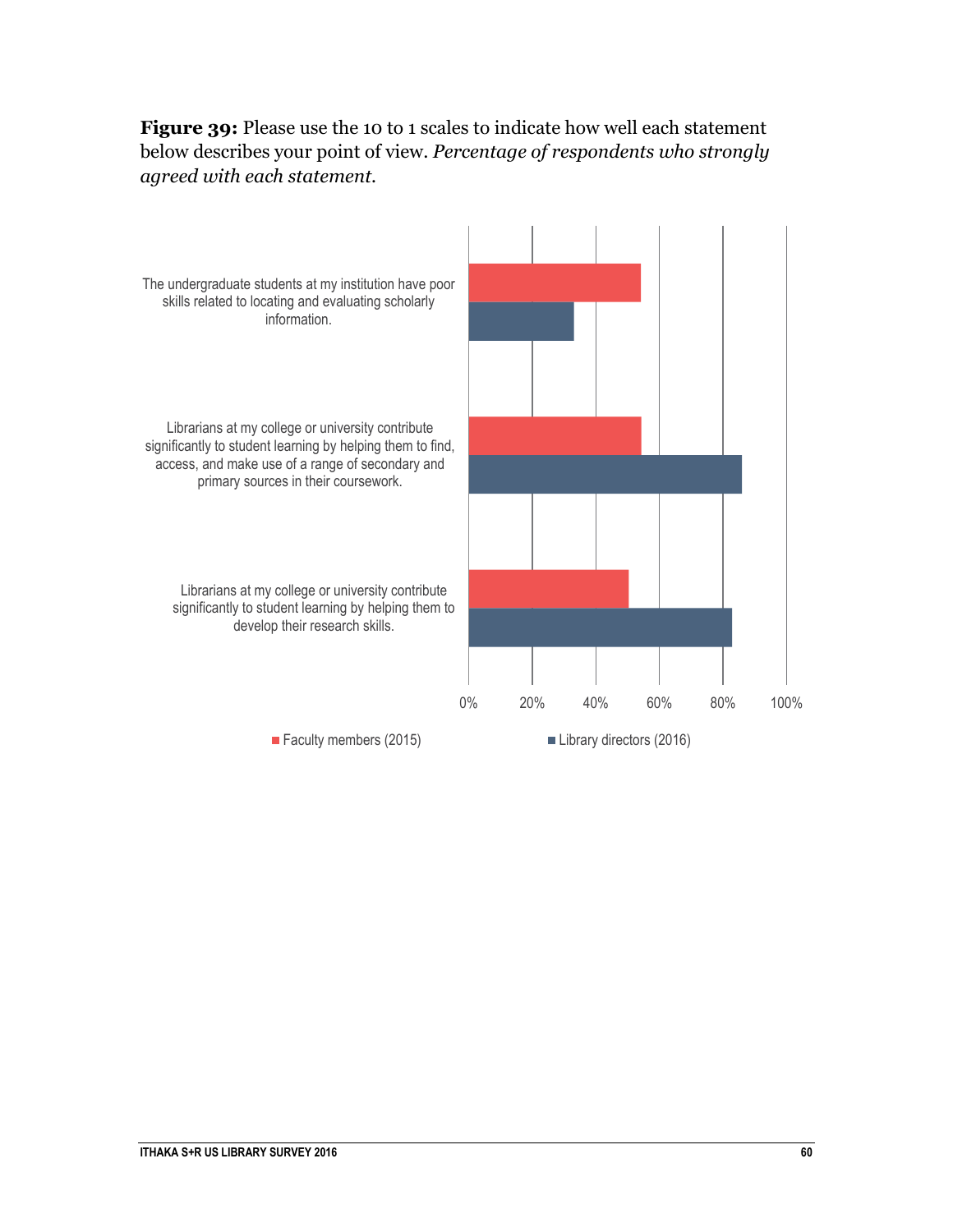**Figure 39:** Please use the 10 to 1 scales to indicate how well each statement below describes your point of view. *Percentage of respondents who strongly agreed with each statement.*

The undergraduate students at my institution have poor skills related to locating and evaluating scholarly information.

Librarians at my college or university contribute significantly to student learning by helping them to find, access, and make use of a range of secondary and primary sources in their coursework.

Librarians at my college or university contribute significantly to student learning by helping them to develop their research skills.

0% 20% 40% 60% 80% 100%

■ Faculty members (2015) ■ Library directors (2016)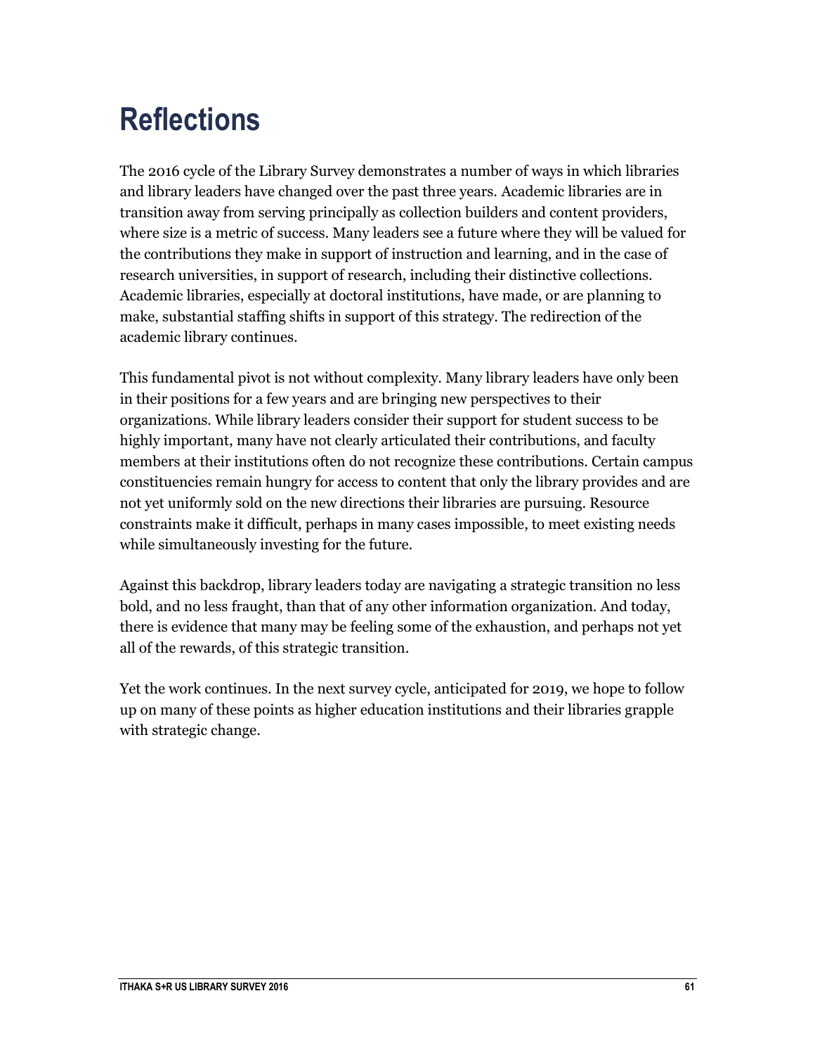# Reflections

The 2016 cycle of the Library Survey demonstrates a number of ways in which libraries and library leaders have changed over the past three years. Academic libraries are in transition away from serving principally as collection builders and content providers, where size is a metric of success. Many leaders see a future where they will be valued for the contributions they make in support of instruction and learning, and in the case of research universities, in support of research, including their distinctive collections. Academic libraries, especially at doctoral institutions, have made, or are planning to make, substantial staffing shifts in support of this strategy. The redirection of the academic library continues.

This fundamental pivot is not without complexity. Many library leaders have only been in their positions for a few years and are bringing new perspectives to their organizations. While library leaders consider their support for student success to be highly important, many have not clearly articulated their contributions, and faculty members at their institutions often do not recognize these contributions. Certain campus constituencies remain hungry for access to content that only the library provides and are not yet uniformly sold on the new directions their libraries are pursuing. Resource constraints make it difficult, perhaps in many cases impossible, to meet existing needs while simultaneously investing for the future.

Against this backdrop, library leaders today are navigating a strategic transition no less bold, and no less fraught, than that of any other information organization. And today, there is evidence that many may be feeling some of the exhaustion, and perhaps not yet all of the rewards, of this strategic transition.

Yet the work continues. In the next survey cycle, anticipated for 2019, we hope to follow up on many of these points as higher education institutions and their libraries grapple with strategic change.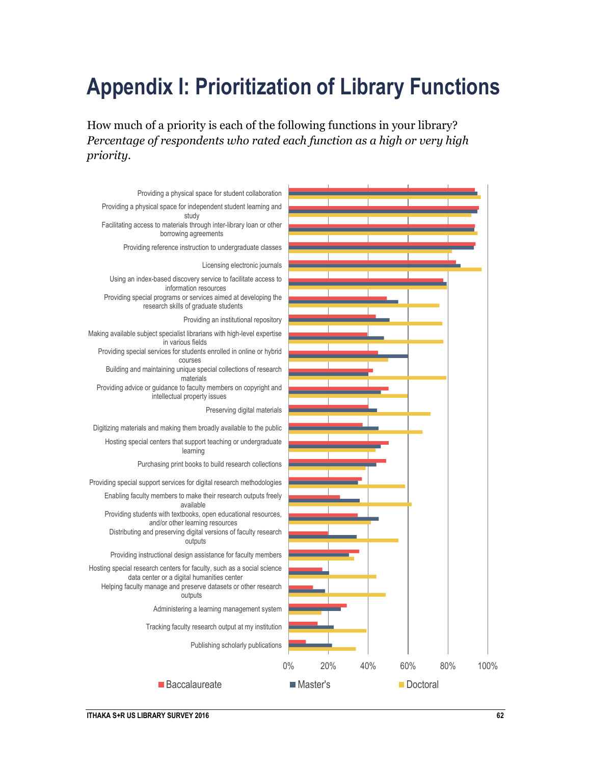# Appendix I: Prioritization of Library Functions

How much of a priority is each of the following functions in your library?
*Percentage of respondents who rated each function as a high or very high priority.*

Providing a physical space for student collaboration

Providing a physical space for independent student learning and study

Facilitating access to materials through inter-library loan or other borrowing agreements

Providing reference instruction to undergraduate classes

Licensing electronic journals

Using an index-based discovery service to facilitate access to information resources

Providing special programs or services aimed at developing the research skills of graduate students

Providing an institutional repository

Making available subject specialist librarians with high-level expertise in various fields

Providing special services for students enrolled in online or hybrid courses

Building and maintaining unique special collections of research materials

Providing advice or guidance to faculty members on copyright and intellectual property issues

Preserving digital materials

Digitizing materials and making them broadly available to the public

Hosting special centers that support teaching or undergraduate learning

Purchasing print books to build research collections

Providing special support services for digital research methodologies

Enabling faculty members to make their research outputs freely available

Providing students with textbooks, open educational resources, and/or other learning resources

Distributing and preserving digital versions of faculty research outputs

Providing instructional design assistance for faculty members

Hosting special research centers for faculty, such as a social science data center or a digital humanities center

Helping faculty manage and preserve datasets or other research outputs

Administering a learning management system

Tracking faculty research output at my institution

Publishing scholarly publications

0% 20% 40% 60% 80% 100%

Baccalaureate Master's Doctoral